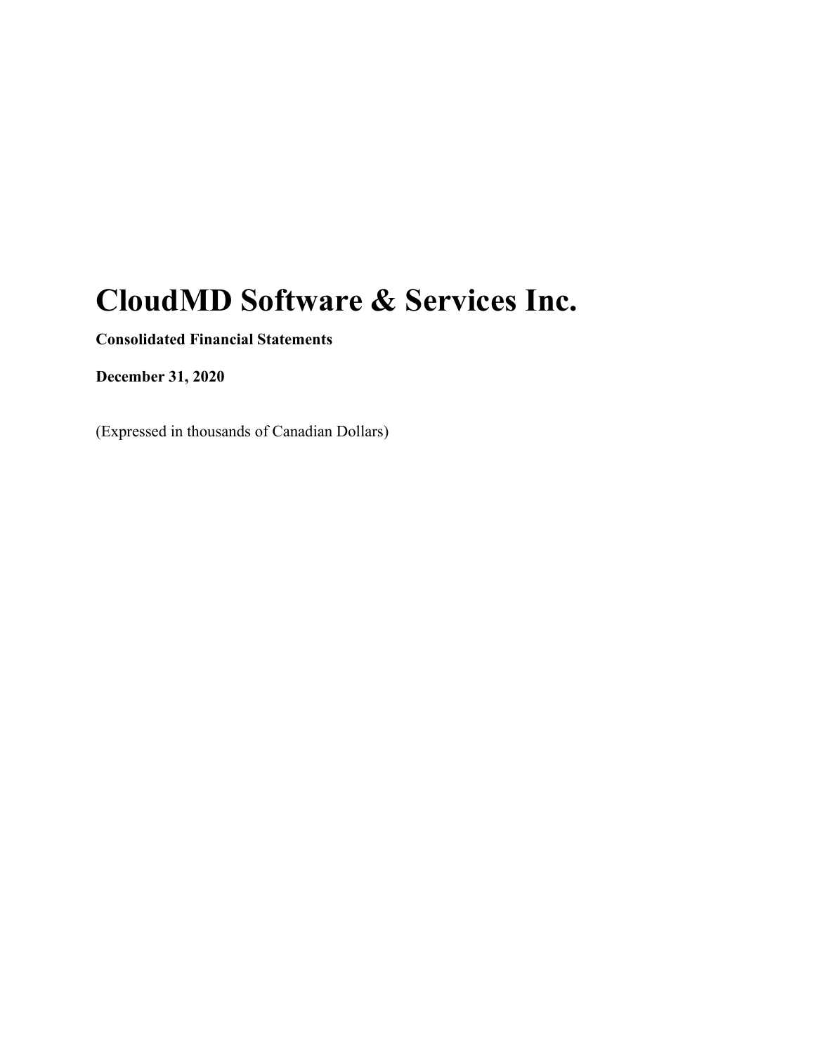# CloudMD Software & Services Inc.

**Consolidated Financial Statements**

**December 31, 2020**

(Expressed in thousands of Canadian Dollars)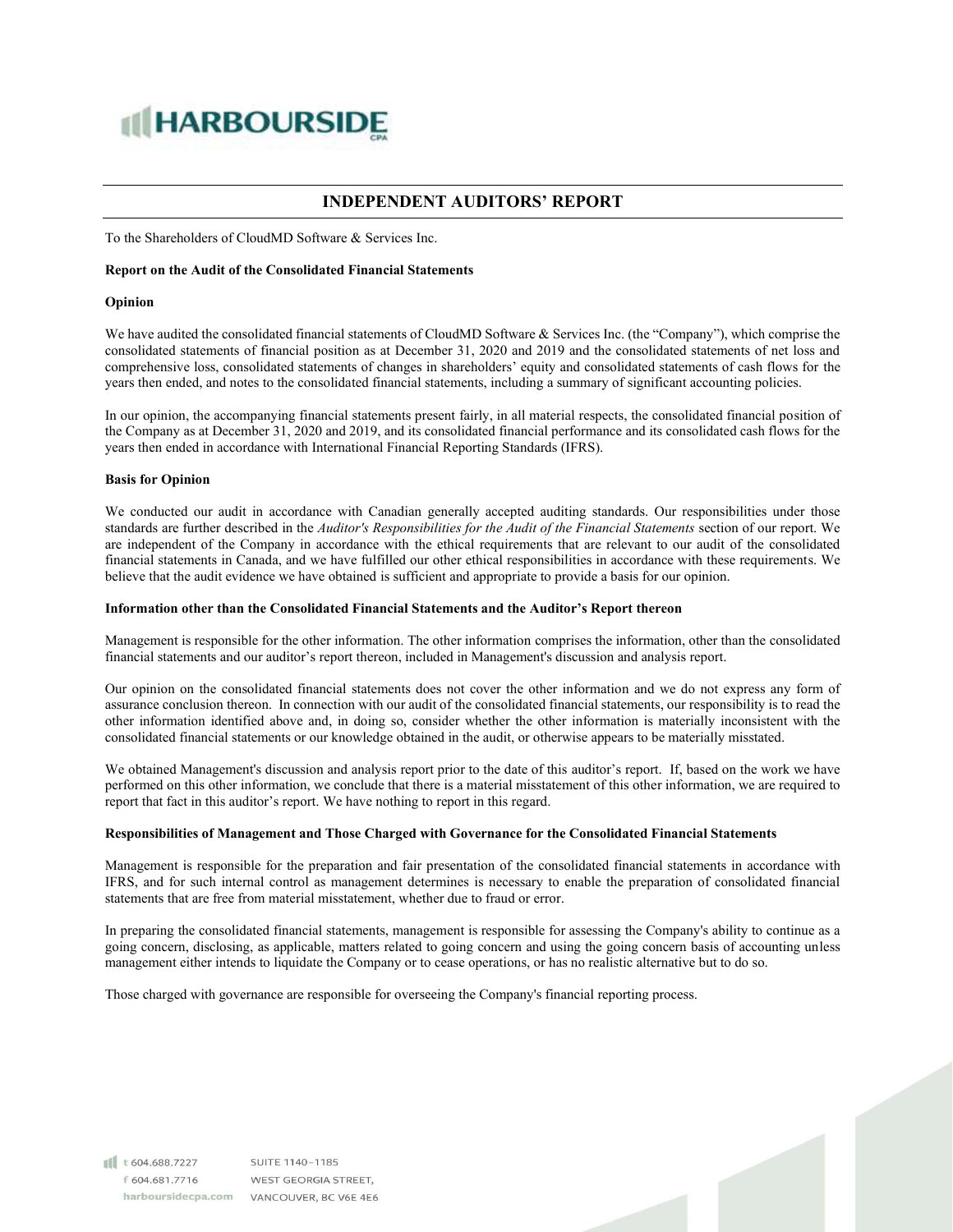# HARBOURSIDE

## INDEPENDENT AUDITORS' REPORT

To the Shareholders of CloudMD Software & Services Inc.

**Report on the Audit of the Consolidated Financial Statements**

**Opinion**

We have audited the consolidated financial statements of CloudMD Software & Services Inc. (the "Company"), which comprise the consolidated statements of financial position as at December 31, 2020 and 2019 and the consolidated statements of net loss and comprehensive loss, consolidated statements of changes in shareholders' equity and consolidated statements of cash flows for the years then ended, and notes to the consolidated financial statements, including a summary of significant accounting policies.

In our opinion, the accompanying financial statements present fairly, in all material respects, the consolidated financial position of the Company as at December 31, 2020 and 2019, and its consolidated financial performance and its consolidated cash flows for the years then ended in accordance with International Financial Reporting Standards (IFRS).

**Basis for Opinion**

We conducted our audit in accordance with Canadian generally accepted auditing standards. Our responsibilities under those standards are further described in the *Auditor's Responsibilities for the Audit of the Financial Statements* section of our report. We are independent of the Company in accordance with the ethical requirements that are relevant to our audit of the consolidated financial statements in Canada, and we have fulfilled our other ethical responsibilities in accordance with these requirements. We believe that the audit evidence we have obtained is sufficient and appropriate to provide a basis for our opinion.

**Information other than the Consolidated Financial Statements and the Auditor's Report thereon**

Management is responsible for the other information. The other information comprises the information, other than the consolidated financial statements and our auditor's report thereon, included in Management's discussion and analysis report.

Our opinion on the consolidated financial statements does not cover the other information and we do not express any form of assurance conclusion thereon. In connection with our audit of the consolidated financial statements, our responsibility is to read the other information identified above and, in doing so, consider whether the other information is materially inconsistent with the consolidated financial statements or our knowledge obtained in the audit, or otherwise appears to be materially misstated.

We obtained Management's discussion and analysis report prior to the date of this auditor's report. If, based on the work we have performed on this other information, we conclude that there is a material misstatement of this other information, we are required to report that fact in this auditor's report. We have nothing to report in this regard.

**Responsibilities of Management and Those Charged with Governance for the Consolidated Financial Statements**

Management is responsible for the preparation and fair presentation of the consolidated financial statements in accordance with IFRS, and for such internal control as management determines is necessary to enable the preparation of consolidated financial statements that are free from material misstatement, whether due to fraud or error.

In preparing the consolidated financial statements, management is responsible for assessing the Company's ability to continue as a going concern, disclosing, as applicable, matters related to going concern and using the going concern basis of accounting unless management either intends to liquidate the Company or to cease operations, or has no realistic alternative but to do so.

Those charged with governance are responsible for overseeing the Company's financial reporting process.

t 604.688.7227
f 604.681.7716
harboursidecpa.com

SUITE 1140–1185
WEST GEORGIA STREET,
VANCOUVER, BC V6E 4E6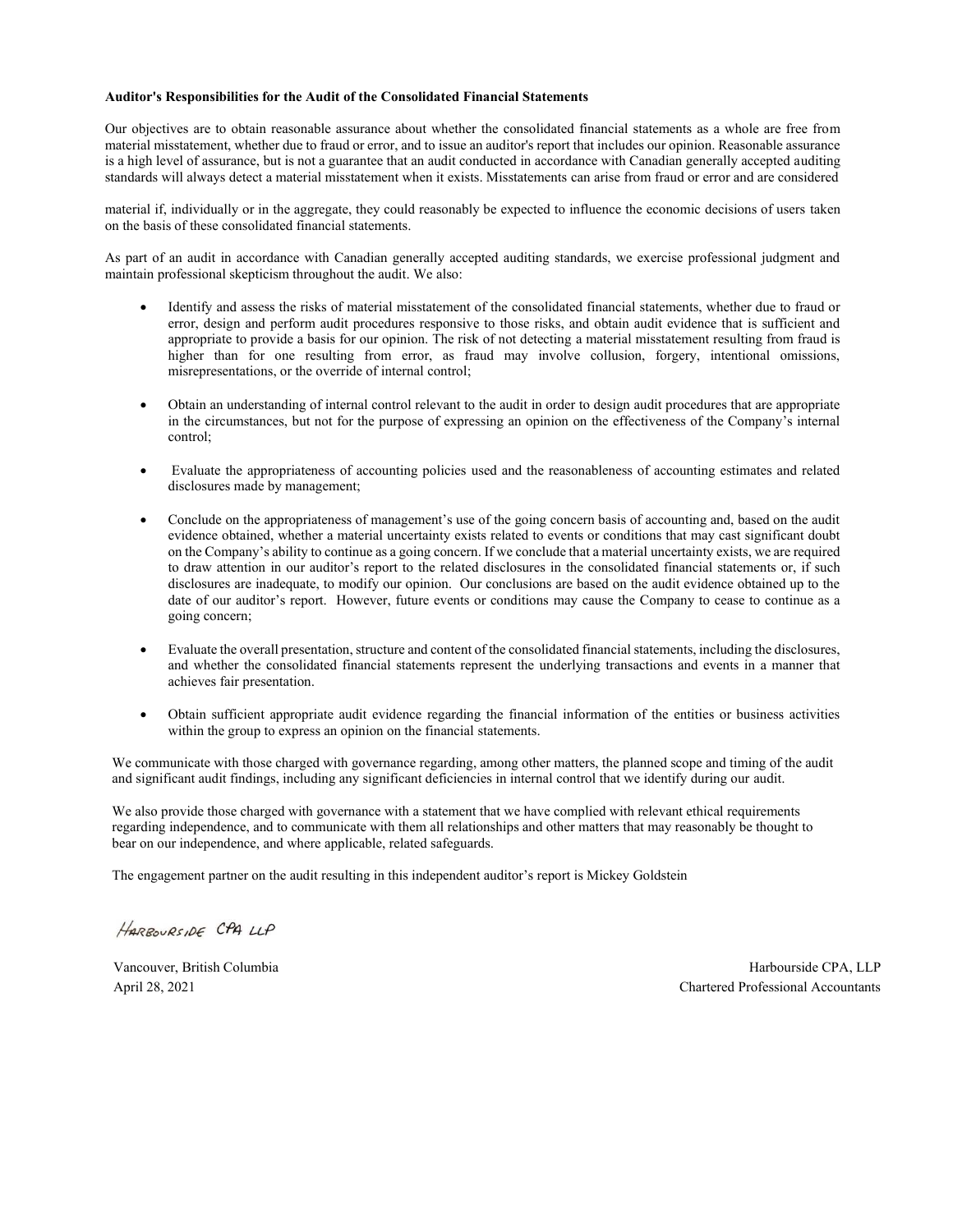**Auditor's Responsibilities for the Audit of the Consolidated Financial Statements**

Our objectives are to obtain reasonable assurance about whether the consolidated financial statements as a whole are free from material misstatement, whether due to fraud or error, and to issue an auditor's report that includes our opinion. Reasonable assurance is a high level of assurance, but is not a guarantee that an audit conducted in accordance with Canadian generally accepted auditing standards will always detect a material misstatement when it exists. Misstatements can arise from fraud or error and are considered material if, individually or in the aggregate, they could reasonably be expected to influence the economic decisions of users taken on the basis of these consolidated financial statements.

As part of an audit in accordance with Canadian generally accepted auditing standards, we exercise professional judgment and maintain professional skepticism throughout the audit. We also:

- Identify and assess the risks of material misstatement of the consolidated financial statements, whether due to fraud or error, design and perform audit procedures responsive to those risks, and obtain audit evidence that is sufficient and appropriate to provide a basis for our opinion. The risk of not detecting a material misstatement resulting from fraud is higher than for one resulting from error, as fraud may involve collusion, forgery, intentional omissions, misrepresentations, or the override of internal control;

- Obtain an understanding of internal control relevant to the audit in order to design audit procedures that are appropriate in the circumstances, but not for the purpose of expressing an opinion on the effectiveness of the Company's internal control;

- Evaluate the appropriateness of accounting policies used and the reasonableness of accounting estimates and related disclosures made by management;

- Conclude on the appropriateness of management's use of the going concern basis of accounting and, based on the audit evidence obtained, whether a material uncertainty exists related to events or conditions that may cast significant doubt on the Company's ability to continue as a going concern. If we conclude that a material uncertainty exists, we are required to draw attention in our auditor's report to the related disclosures in the consolidated financial statements or, if such disclosures are inadequate, to modify our opinion. Our conclusions are based on the audit evidence obtained up to the date of our auditor's report. However, future events or conditions may cause the Company to cease to continue as a going concern;

- Evaluate the overall presentation, structure and content of the consolidated financial statements, including the disclosures, and whether the consolidated financial statements represent the underlying transactions and events in a manner that achieves fair presentation.

- Obtain sufficient appropriate audit evidence regarding the financial information of the entities or business activities within the group to express an opinion on the financial statements.

We communicate with those charged with governance regarding, among other matters, the planned scope and timing of the audit and significant audit findings, including any significant deficiencies in internal control that we identify during our audit.

We also provide those charged with governance with a statement that we have complied with relevant ethical requirements regarding independence, and to communicate with them all relationships and other matters that may reasonably be thought to bear on our independence, and where applicable, related safeguards.

The engagement partner on the audit resulting in this independent auditor's report is Mickey Goldstein

HARBOURSIDE CPA LLP

Vancouver, British Columbia
April 28, 2021

Harbourside CPA, LLP
Chartered Professional Accountants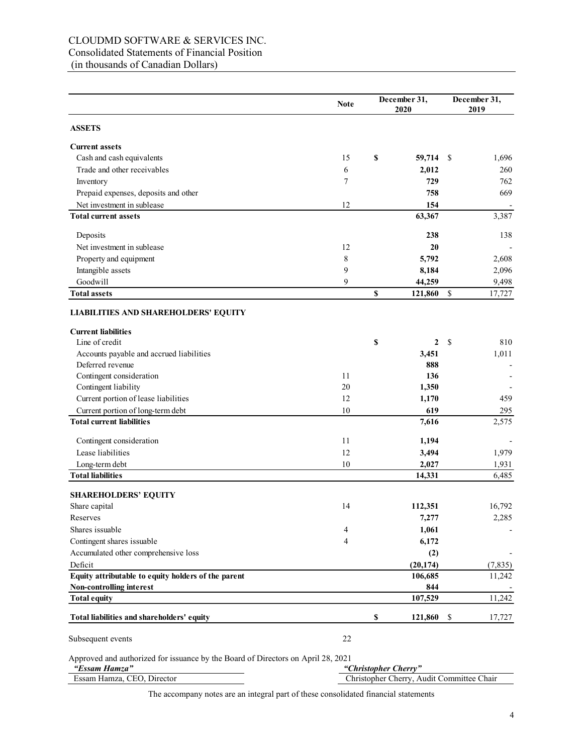# CLOUDMD SOFTWARE & SERVICES INC.

Consolidated Statements of Financial Position
(in thousands of Canadian Dollars)

| | Note | December 31, 2020 | December 31, 2019 |
|---|---|---|---|
| **ASSETS** | | | |
| **Current assets** | | | |
| Cash and cash equivalents | 15 | **$ 59,714** | $ 1,696 |
| Trade and other receivables | 6 | **2,012** | 260 |
| Inventory | 7 | **729** | 762 |
| Prepaid expenses, deposits and other | | **758** | 669 |
| Net investment in sublease | 12 | **154** | - |
| **Total current assets** | | **63,367** | 3,387 |
| Deposits | | **238** | 138 |
| Net investment in sublease | 12 | **20** | - |
| Property and equipment | 8 | **5,792** | 2,608 |
| Intangible assets | 9 | **8,184** | 2,096 |
| Goodwill | 9 | **44,259** | 9,498 |
| **Total assets** | | **$ 121,860** | $ 17,727 |
| **LIABILITIES AND SHAREHOLDERS' EQUITY** | | | |
| **Current liabilities** | | | |
| Line of credit | | **$ 2** | $ 810 |
| Accounts payable and accrued liabilities | | **3,451** | 1,011 |
| Deferred revenue | | **888** | - |
| Contingent consideration | 11 | **136** | - |
| Contingent liability | 20 | **1,350** | - |
| Current portion of lease liabilities | 12 | **1,170** | 459 |
| Current portion of long-term debt | 10 | **619** | 295 |
| **Total current liabilities** | | **7,616** | 2,575 |
| Contingent consideration | 11 | **1,194** | - |
| Lease liabilities | 12 | **3,494** | 1,979 |
| Long-term debt | 10 | **2,027** | 1,931 |
| **Total liabilities** | | **14,331** | 6,485 |
| **SHAREHOLDERS' EQUITY** | | | |
| Share capital | 14 | **112,351** | 16,792 |
| Reserves | | **7,277** | 2,285 |
| Shares issuable | 4 | **1,061** | - |
| Contingent shares issuable | 4 | **6,172** | |
| Accumulated other comprehensive loss | | **(2)** | - |
| Deficit | | **(20,174)** | (7,835) |
| **Equity attributable to equity holders of the parent** | | **106,685** | 11,242 |
| **Non-controlling interest** | | **844** | - |
| **Total equity** | | **107,529** | 11,242 |
| **Total liabilities and shareholders' equity** | | **$ 121,860** | $ 17,727 |

Subsequent events 22

Approved and authorized for issuance by the Board of Directors on April 28, 2021

| *"Essam Hamza"* | *"Christopher Cherry"* |
|---|---|
| Essam Hamza, CEO, Director | Christopher Cherry, Audit Committee Chair |

The accompany notes are an integral part of these consolidated financial statements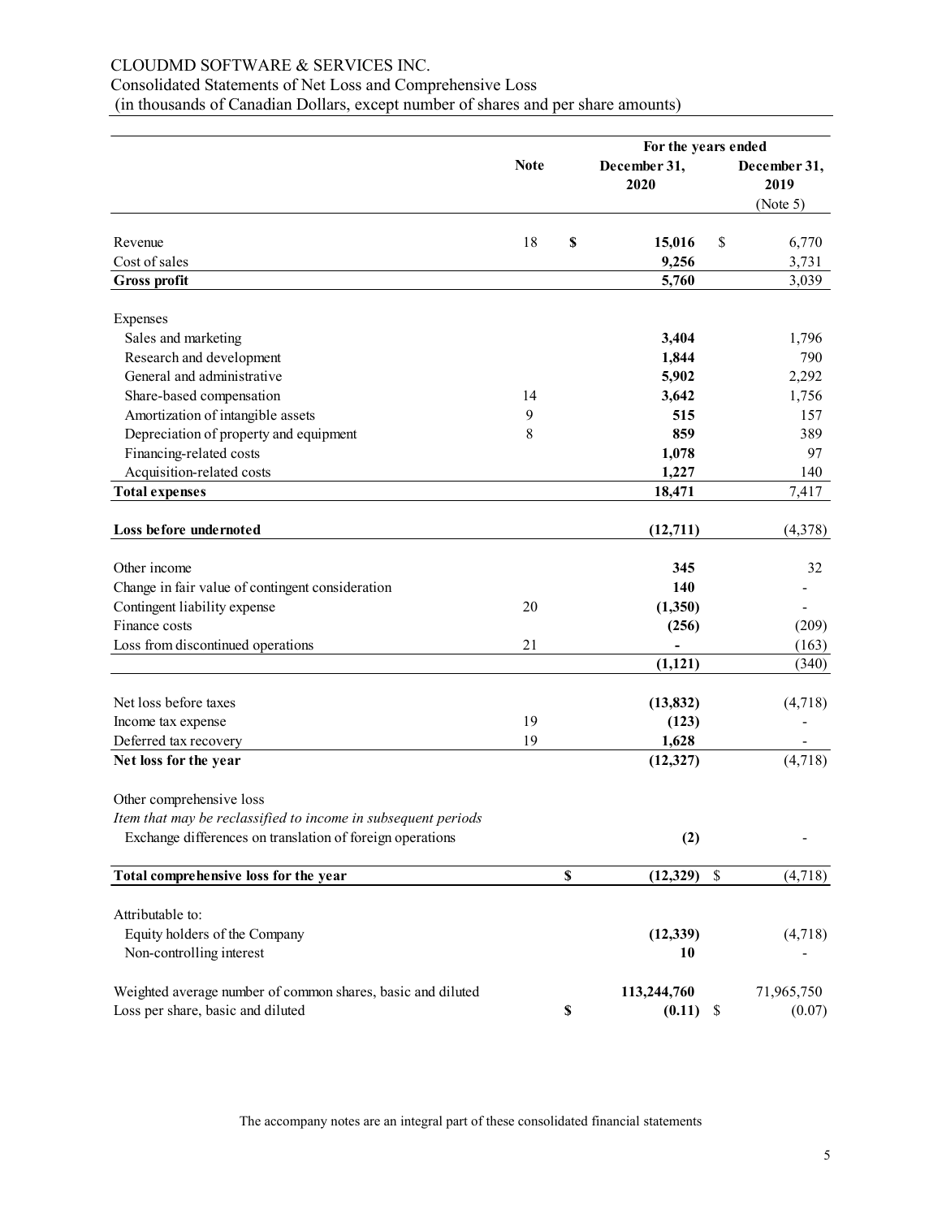CLOUDMD SOFTWARE & SERVICES INC.
Consolidated Statements of Net Loss and Comprehensive Loss
(in thousands of Canadian Dollars, except number of shares and per share amounts)

| | Note | For the years ended December 31, 2020 | December 31, 2019 (Note 5) |
|---|---|---|---|
| Revenue | 18 | **$ 15,016** | $ 6,770 |
| Cost of sales | | **9,256** | 3,731 |
| **Gross profit** | | **5,760** | 3,039 |
| | | | |
| Expenses | | | |
| Sales and marketing | | **3,404** | 1,796 |
| Research and development | | **1,844** | 790 |
| General and administrative | | **5,902** | 2,292 |
| Share-based compensation | 14 | **3,642** | 1,756 |
| Amortization of intangible assets | 9 | **515** | 157 |
| Depreciation of property and equipment | 8 | **859** | 389 |
| Financing-related costs | | **1,078** | 97 |
| Acquisition-related costs | | **1,227** | 140 |
| **Total expenses** | | **18,471** | 7,417 |
| | | | |
| **Loss before undernoted** | | **(12,711)** | (4,378) |
| | | | |
| Other income | | **345** | 32 |
| Change in fair value of contingent consideration | | **140** | - |
| Contingent liability expense | 20 | **(1,350)** | - |
| Finance costs | | **(256)** | (209) |
| Loss from discontinued operations | 21 | **-** | (163) |
| | | **(1,121)** | (340) |
| | | | |
| Net loss before taxes | | **(13,832)** | (4,718) |
| Income tax expense | 19 | **(123)** | - |
| Deferred tax recovery | 19 | **1,628** | - |
| **Net loss for the year** | | **(12,327)** | (4,718) |
| | | | |
| Other comprehensive loss | | | |
| *Item that may be reclassified to income in subsequent periods* | | | |
| Exchange differences on translation of foreign operations | | **(2)** | - |
| | | | |
| **Total comprehensive loss for the year** | | **$ (12,329)** | $ (4,718) |
| | | | |
| Attributable to: | | | |
| Equity holders of the Company | | **(12,339)** | (4,718) |
| Non-controlling interest | | **10** | - |
| | | | |
| Weighted average number of common shares, basic and diluted | | **113,244,760** | 71,965,750 |
| Loss per share, basic and diluted | | **$ (0.11)** | $ (0.07) |

The accompany notes are an integral part of these consolidated financial statements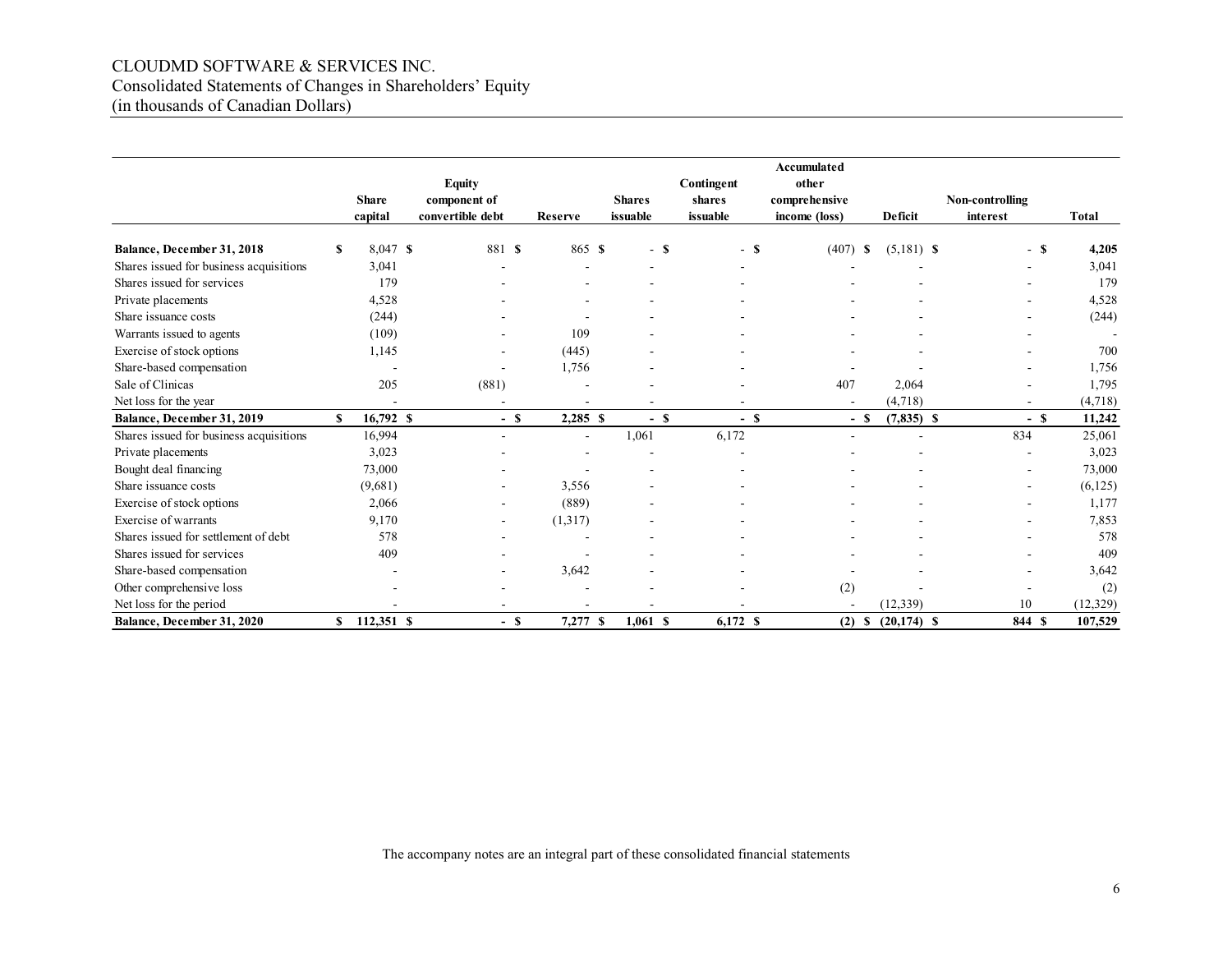CLOUDMD SOFTWARE & SERVICES INC.
Consolidated Statements of Changes in Shareholders' Equity
(in thousands of Canadian Dollars)

| | Share capital | Equity component of convertible debt | Reserve | Shares issuable | Contingent shares issuable | Accumulated other comprehensive income (loss) | Deficit | Non-controlling interest | Total |
|---|---|---|---|---|---|---|---|---|---|
| **Balance, December 31, 2018** | $ 8,047 | $ 881 | $ 865 | $ - | $ - | $ (407) | $ (5,181) | $ - | $ **4,205** |
| Shares issued for business acquisitions | 3,041 | - | - | - | - | - | - | - | 3,041 |
| Shares issued for services | 179 | - | - | - | - | - | - | - | 179 |
| Private placements | 4,528 | - | - | - | - | - | - | - | 4,528 |
| Share issuance costs | (244) | - | - | - | - | - | - | - | (244) |
| Warrants issued to agents | (109) | - | 109 | - | - | - | - | - | - |
| Exercise of stock options | 1,145 | - | (445) | - | - | - | - | - | 700 |
| Share-based compensation | - | - | 1,756 | - | - | - | - | - | 1,756 |
| Sale of Clinicas | 205 | (881) | - | - | - | 407 | 2,064 | - | 1,795 |
| Net loss for the year | - | - | - | - | - | - | (4,718) | - | (4,718) |
| **Balance, December 31, 2019** | **$ 16,792** | **$ -** | **$ 2,285** | **$ -** | **$ -** | **$ -** | **$ (7,835)** | **$ -** | **$ 11,242** |
| Shares issued for business acquisitions | 16,994 | - | - | 1,061 | 6,172 | - | - | 834 | 25,061 |
| Private placements | 3,023 | - | - | - | - | - | - | - | 3,023 |
| Bought deal financing | 73,000 | - | - | - | - | - | - | - | 73,000 |
| Share issuance costs | (9,681) | - | 3,556 | - | - | - | - | - | (6,125) |
| Exercise of stock options | 2,066 | - | (889) | - | - | - | - | - | 1,177 |
| Exercise of warrants | 9,170 | - | (1,317) | - | - | - | - | - | 7,853 |
| Shares issued for settlement of debt | 578 | - | - | - | - | - | - | - | 578 |
| Shares issued for services | 409 | - | - | - | - | - | - | - | 409 |
| Share-based compensation | - | - | 3,642 | - | - | - | - | - | 3,642 |
| Other comprehensive loss | - | - | - | - | - | (2) | - | - | (2) |
| Net loss for the period | - | - | - | - | - | - | (12,339) | 10 | (12,329) |
| **Balance, December 31, 2020** | **$ 112,351** | **$ -** | **$ 7,277** | **$ 1,061** | **$ 6,172** | **$ (2)** | **$ (20,174)** | **$ 844** | **$ 107,529** |

The accompany notes are an integral part of these consolidated financial statements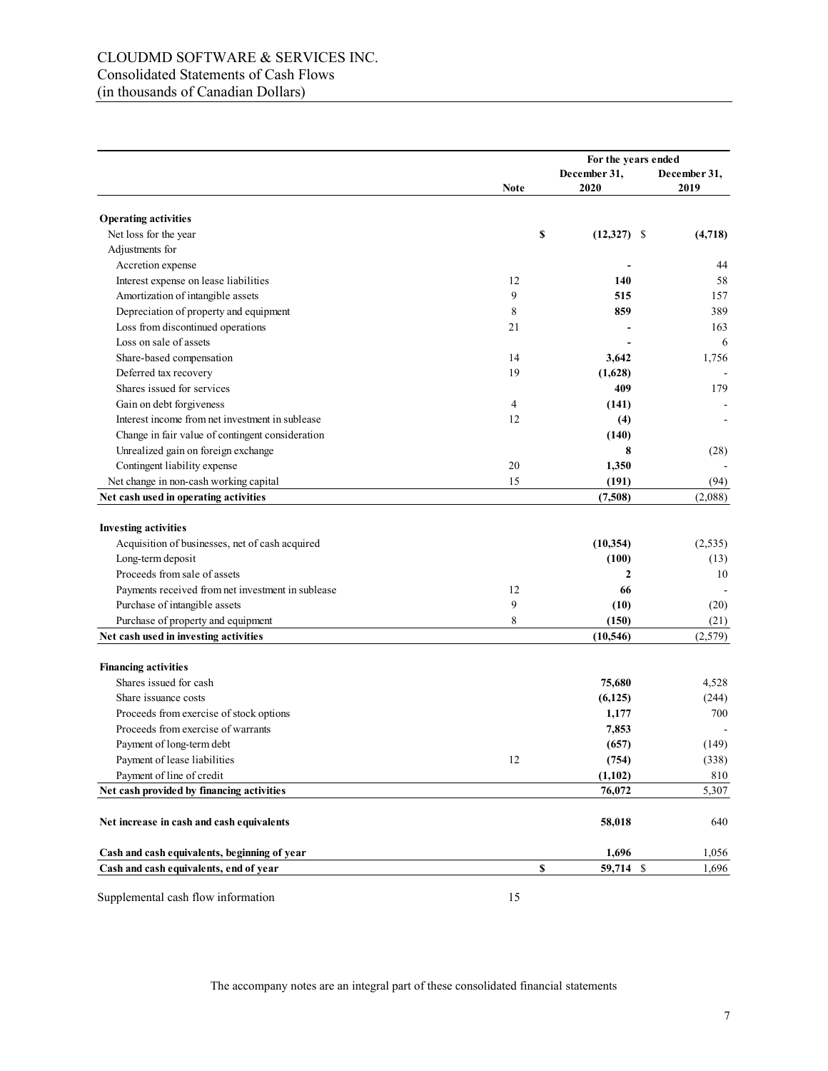# CLOUDMD SOFTWARE & SERVICES INC.

Consolidated Statements of Cash Flows

(in thousands of Canadian Dollars)

| | Note | For the years ended December 31, 2020 | December 31, 2019 |
|---|---|---|---|
| **Operating activities** | | | |
| Net loss for the year | | **$ (12,327)** | $ **(4,718)** |
| Adjustments for | | | |
| Accretion expense | | **-** | 44 |
| Interest expense on lease liabilities | 12 | **140** | 58 |
| Amortization of intangible assets | 9 | **515** | 157 |
| Depreciation of property and equipment | 8 | **859** | 389 |
| Loss from discontinued operations | 21 | **-** | 163 |
| Loss on sale of assets | | **-** | 6 |
| Share-based compensation | 14 | **3,642** | 1,756 |
| Deferred tax recovery | 19 | **(1,628)** | - |
| Shares issued for services | | **409** | 179 |
| Gain on debt forgiveness | 4 | **(141)** | - |
| Interest income from net investment in sublease | 12 | **(4)** | - |
| Change in fair value of contingent consideration | | **(140)** | |
| Unrealized gain on foreign exchange | | **8** | (28) |
| Contingent liability expense | 20 | **1,350** | - |
| Net change in non-cash working capital | 15 | **(191)** | (94) |
| **Net cash used in operating activities** | | **(7,508)** | (2,088) |
| | | | |
| **Investing activities** | | | |
| Acquisition of businesses, net of cash acquired | | **(10,354)** | (2,535) |
| Long-term deposit | | **(100)** | (13) |
| Proceeds from sale of assets | | **2** | 10 |
| Payments received from net investment in sublease | 12 | **66** | - |
| Purchase of intangible assets | 9 | **(10)** | (20) |
| Purchase of property and equipment | 8 | **(150)** | (21) |
| **Net cash used in investing activities** | | **(10,546)** | (2,579) |
| | | | |
| **Financing activities** | | | |
| Shares issued for cash | | **75,680** | 4,528 |
| Share issuance costs | | **(6,125)** | (244) |
| Proceeds from exercise of stock options | | **1,177** | 700 |
| Proceeds from exercise of warrants | | **7,853** | - |
| Payment of long-term debt | | **(657)** | (149) |
| Payment of lease liabilities | 12 | **(754)** | (338) |
| Payment of line of credit | | **(1,102)** | 810 |
| **Net cash provided by financing activities** | | **76,072** | 5,307 |
| | | | |
| **Net increase in cash and cash equivalents** | | **58,018** | 640 |
| | | | |
| **Cash and cash equivalents, beginning of year** | | **1,696** | 1,056 |
| **Cash and cash equivalents, end of year** | | **$ 59,714** | $ 1,696 |

Supplemental cash flow information — Note 15

The accompany notes are an integral part of these consolidated financial statements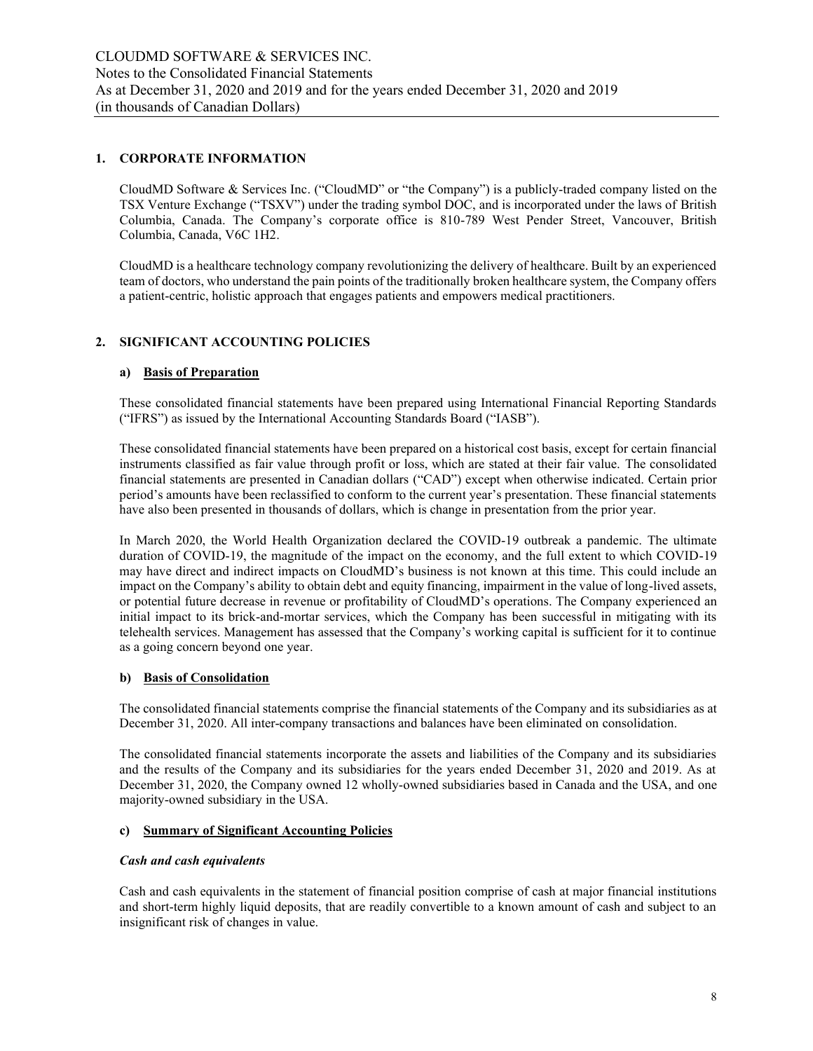## 1. CORPORATE INFORMATION

CloudMD Software & Services Inc. ("CloudMD" or "the Company") is a publicly-traded company listed on the TSX Venture Exchange ("TSXV") under the trading symbol DOC, and is incorporated under the laws of British Columbia, Canada. The Company's corporate office is 810-789 West Pender Street, Vancouver, British Columbia, Canada, V6C 1H2.

CloudMD is a healthcare technology company revolutionizing the delivery of healthcare. Built by an experienced team of doctors, who understand the pain points of the traditionally broken healthcare system, the Company offers a patient-centric, holistic approach that engages patients and empowers medical practitioners.

## 2. SIGNIFICANT ACCOUNTING POLICIES

### a) Basis of Preparation

These consolidated financial statements have been prepared using International Financial Reporting Standards ("IFRS") as issued by the International Accounting Standards Board ("IASB").

These consolidated financial statements have been prepared on a historical cost basis, except for certain financial instruments classified as fair value through profit or loss, which are stated at their fair value. The consolidated financial statements are presented in Canadian dollars ("CAD") except when otherwise indicated. Certain prior period's amounts have been reclassified to conform to the current year's presentation. These financial statements have also been presented in thousands of dollars, which is change in presentation from the prior year.

In March 2020, the World Health Organization declared the COVID-19 outbreak a pandemic. The ultimate duration of COVID-19, the magnitude of the impact on the economy, and the full extent to which COVID-19 may have direct and indirect impacts on CloudMD's business is not known at this time. This could include an impact on the Company's ability to obtain debt and equity financing, impairment in the value of long-lived assets, or potential future decrease in revenue or profitability of CloudMD's operations. The Company experienced an initial impact to its brick-and-mortar services, which the Company has been successful in mitigating with its telehealth services. Management has assessed that the Company's working capital is sufficient for it to continue as a going concern beyond one year.

### b) Basis of Consolidation

The consolidated financial statements comprise the financial statements of the Company and its subsidiaries as at December 31, 2020. All inter-company transactions and balances have been eliminated on consolidation.

The consolidated financial statements incorporate the assets and liabilities of the Company and its subsidiaries and the results of the Company and its subsidiaries for the years ended December 31, 2020 and 2019. As at December 31, 2020, the Company owned 12 wholly-owned subsidiaries based in Canada and the USA, and one majority-owned subsidiary in the USA.

### c) Summary of Significant Accounting Policies

***Cash and cash equivalents***

Cash and cash equivalents in the statement of financial position comprise of cash at major financial institutions and short-term highly liquid deposits, that are readily convertible to a known amount of cash and subject to an insignificant risk of changes in value.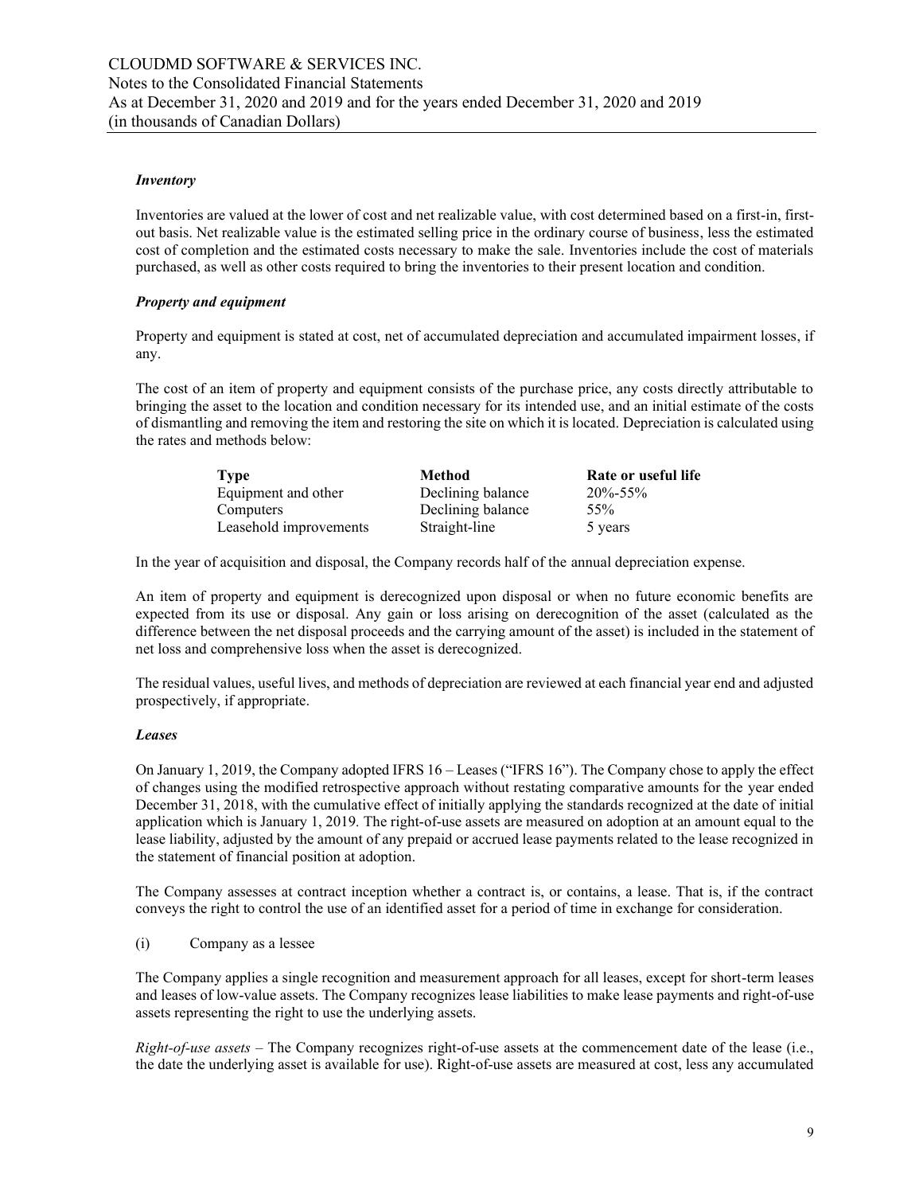### *Inventory*

Inventories are valued at the lower of cost and net realizable value, with cost determined based on a first-in, first-out basis. Net realizable value is the estimated selling price in the ordinary course of business, less the estimated cost of completion and the estimated costs necessary to make the sale. Inventories include the cost of materials purchased, as well as other costs required to bring the inventories to their present location and condition.

### *Property and equipment*

Property and equipment is stated at cost, net of accumulated depreciation and accumulated impairment losses, if any.

The cost of an item of property and equipment consists of the purchase price, any costs directly attributable to bringing the asset to the location and condition necessary for its intended use, and an initial estimate of the costs of dismantling and removing the item and restoring the site on which it is located. Depreciation is calculated using the rates and methods below:

| Type | Method | Rate or useful life |
|---|---|---|
| Equipment and other | Declining balance | 20%-55% |
| Computers | Declining balance | 55% |
| Leasehold improvements | Straight-line | 5 years |

In the year of acquisition and disposal, the Company records half of the annual depreciation expense.

An item of property and equipment is derecognized upon disposal or when no future economic benefits are expected from its use or disposal. Any gain or loss arising on derecognition of the asset (calculated as the difference between the net disposal proceeds and the carrying amount of the asset) is included in the statement of net loss and comprehensive loss when the asset is derecognized.

The residual values, useful lives, and methods of depreciation are reviewed at each financial year end and adjusted prospectively, if appropriate.

### *Leases*

On January 1, 2019, the Company adopted IFRS 16 – Leases ("IFRS 16"). The Company chose to apply the effect of changes using the modified retrospective approach without restating comparative amounts for the year ended December 31, 2018, with the cumulative effect of initially applying the standards recognized at the date of initial application which is January 1, 2019. The right-of-use assets are measured on adoption at an amount equal to the lease liability, adjusted by the amount of any prepaid or accrued lease payments related to the lease recognized in the statement of financial position at adoption.

The Company assesses at contract inception whether a contract is, or contains, a lease. That is, if the contract conveys the right to control the use of an identified asset for a period of time in exchange for consideration.

(i) Company as a lessee

The Company applies a single recognition and measurement approach for all leases, except for short-term leases and leases of low-value assets. The Company recognizes lease liabilities to make lease payments and right-of-use assets representing the right to use the underlying assets.

*Right-of-use assets* – The Company recognizes right-of-use assets at the commencement date of the lease (i.e., the date the underlying asset is available for use). Right-of-use assets are measured at cost, less any accumulated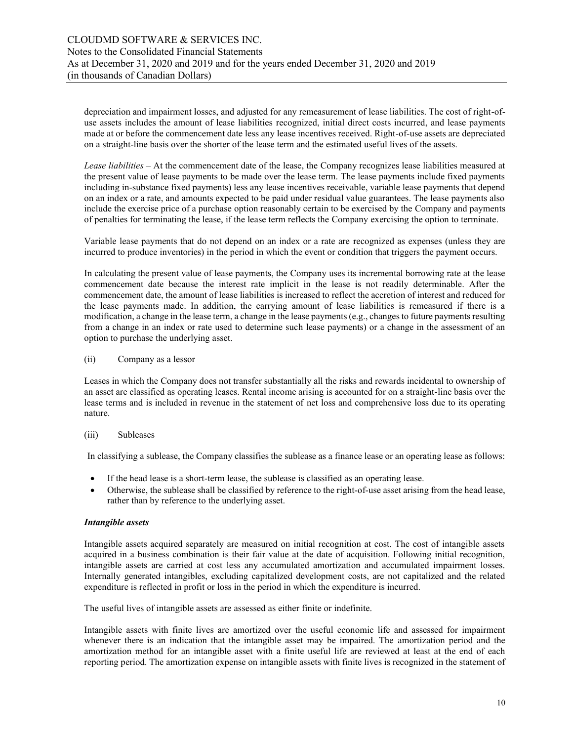depreciation and impairment losses, and adjusted for any remeasurement of lease liabilities. The cost of right-of-use assets includes the amount of lease liabilities recognized, initial direct costs incurred, and lease payments made at or before the commencement date less any lease incentives received. Right-of-use assets are depreciated on a straight-line basis over the shorter of the lease term and the estimated useful lives of the assets.

*Lease liabilities* – At the commencement date of the lease, the Company recognizes lease liabilities measured at the present value of lease payments to be made over the lease term. The lease payments include fixed payments including in-substance fixed payments) less any lease incentives receivable, variable lease payments that depend on an index or a rate, and amounts expected to be paid under residual value guarantees. The lease payments also include the exercise price of a purchase option reasonably certain to be exercised by the Company and payments of penalties for terminating the lease, if the lease term reflects the Company exercising the option to terminate.

Variable lease payments that do not depend on an index or a rate are recognized as expenses (unless they are incurred to produce inventories) in the period in which the event or condition that triggers the payment occurs.

In calculating the present value of lease payments, the Company uses its incremental borrowing rate at the lease commencement date because the interest rate implicit in the lease is not readily determinable. After the commencement date, the amount of lease liabilities is increased to reflect the accretion of interest and reduced for the lease payments made. In addition, the carrying amount of lease liabilities is remeasured if there is a modification, a change in the lease term, a change in the lease payments (e.g., changes to future payments resulting from a change in an index or rate used to determine such lease payments) or a change in the assessment of an option to purchase the underlying asset.

(ii) Company as a lessor

Leases in which the Company does not transfer substantially all the risks and rewards incidental to ownership of an asset are classified as operating leases. Rental income arising is accounted for on a straight-line basis over the lease terms and is included in revenue in the statement of net loss and comprehensive loss due to its operating nature.

(iii) Subleases

In classifying a sublease, the Company classifies the sublease as a finance lease or an operating lease as follows:

- If the head lease is a short-term lease, the sublease is classified as an operating lease.
- Otherwise, the sublease shall be classified by reference to the right-of-use asset arising from the head lease, rather than by reference to the underlying asset.

***Intangible assets***

Intangible assets acquired separately are measured on initial recognition at cost. The cost of intangible assets acquired in a business combination is their fair value at the date of acquisition. Following initial recognition, intangible assets are carried at cost less any accumulated amortization and accumulated impairment losses. Internally generated intangibles, excluding capitalized development costs, are not capitalized and the related expenditure is reflected in profit or loss in the period in which the expenditure is incurred.

The useful lives of intangible assets are assessed as either finite or indefinite.

Intangible assets with finite lives are amortized over the useful economic life and assessed for impairment whenever there is an indication that the intangible asset may be impaired. The amortization period and the amortization method for an intangible asset with a finite useful life are reviewed at least at the end of each reporting period. The amortization expense on intangible assets with finite lives is recognized in the statement of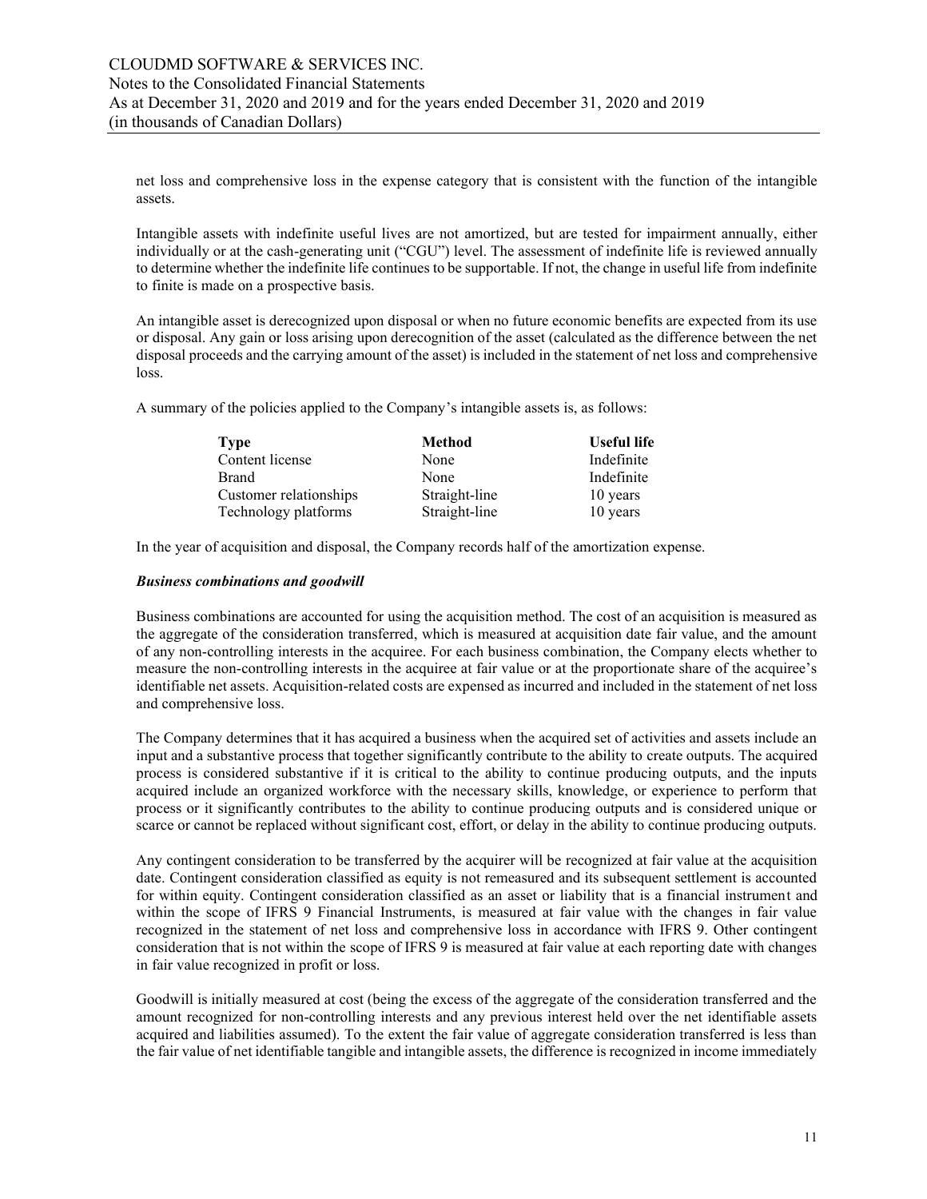net loss and comprehensive loss in the expense category that is consistent with the function of the intangible assets.

Intangible assets with indefinite useful lives are not amortized, but are tested for impairment annually, either individually or at the cash-generating unit ("CGU") level. The assessment of indefinite life is reviewed annually to determine whether the indefinite life continues to be supportable. If not, the change in useful life from indefinite to finite is made on a prospective basis.

An intangible asset is derecognized upon disposal or when no future economic benefits are expected from its use or disposal. Any gain or loss arising upon derecognition of the asset (calculated as the difference between the net disposal proceeds and the carrying amount of the asset) is included in the statement of net loss and comprehensive loss.

A summary of the policies applied to the Company's intangible assets is, as follows:

| **Type** | **Method** | **Useful life** |
|---|---|---|
| Content license | None | Indefinite |
| Brand | None | Indefinite |
| Customer relationships | Straight-line | 10 years |
| Technology platforms | Straight-line | 10 years |

In the year of acquisition and disposal, the Company records half of the amortization expense.

***Business combinations and goodwill***

Business combinations are accounted for using the acquisition method. The cost of an acquisition is measured as the aggregate of the consideration transferred, which is measured at acquisition date fair value, and the amount of any non-controlling interests in the acquiree. For each business combination, the Company elects whether to measure the non-controlling interests in the acquiree at fair value or at the proportionate share of the acquiree's identifiable net assets. Acquisition-related costs are expensed as incurred and included in the statement of net loss and comprehensive loss.

The Company determines that it has acquired a business when the acquired set of activities and assets include an input and a substantive process that together significantly contribute to the ability to create outputs. The acquired process is considered substantive if it is critical to the ability to continue producing outputs, and the inputs acquired include an organized workforce with the necessary skills, knowledge, or experience to perform that process or it significantly contributes to the ability to continue producing outputs and is considered unique or scarce or cannot be replaced without significant cost, effort, or delay in the ability to continue producing outputs.

Any contingent consideration to be transferred by the acquirer will be recognized at fair value at the acquisition date. Contingent consideration classified as equity is not remeasured and its subsequent settlement is accounted for within equity. Contingent consideration classified as an asset or liability that is a financial instrument and within the scope of IFRS 9 Financial Instruments, is measured at fair value with the changes in fair value recognized in the statement of net loss and comprehensive loss in accordance with IFRS 9. Other contingent consideration that is not within the scope of IFRS 9 is measured at fair value at each reporting date with changes in fair value recognized in profit or loss.

Goodwill is initially measured at cost (being the excess of the aggregate of the consideration transferred and the amount recognized for non-controlling interests and any previous interest held over the net identifiable assets acquired and liabilities assumed). To the extent the fair value of aggregate consideration transferred is less than the fair value of net identifiable tangible and intangible assets, the difference is recognized in income immediately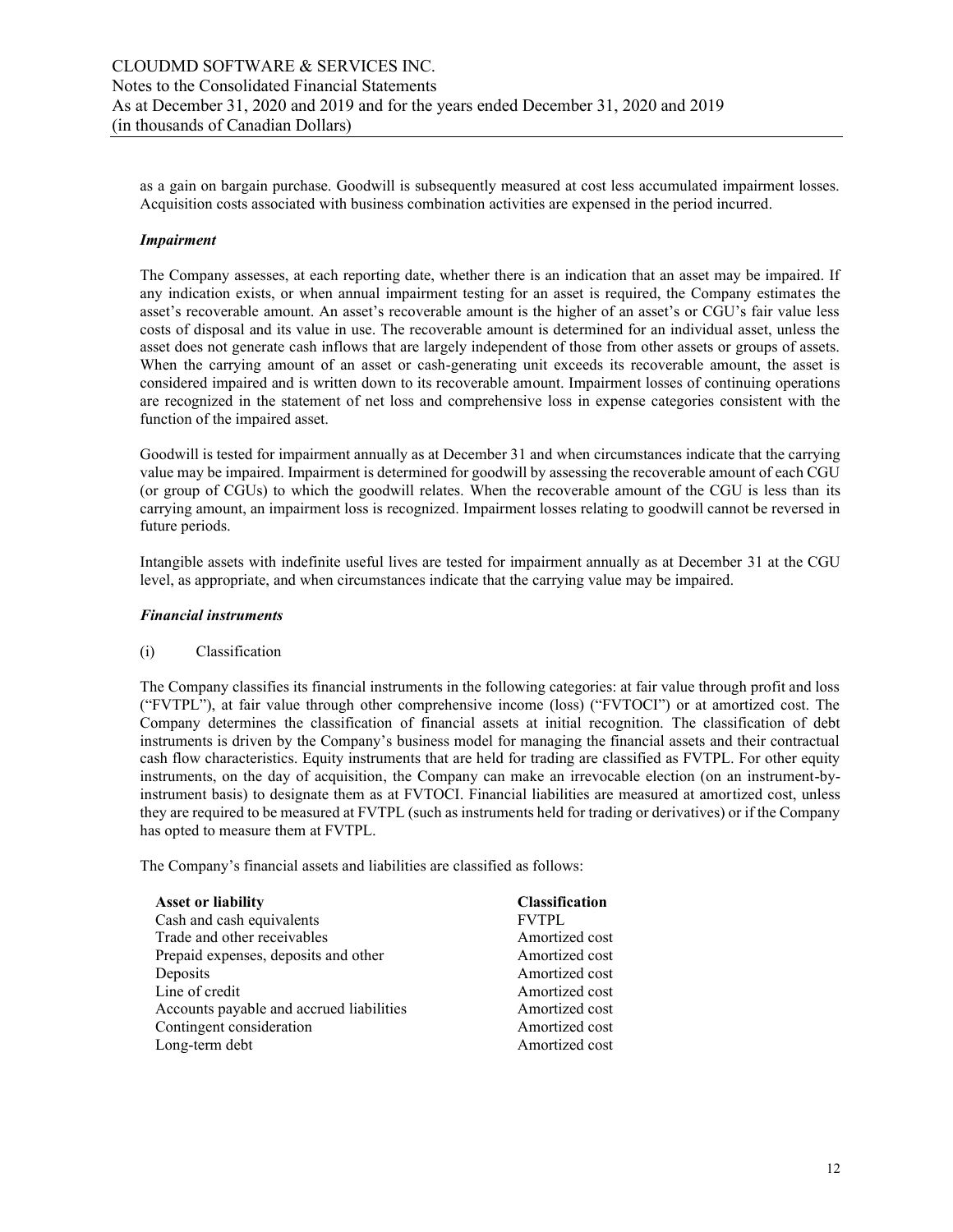as a gain on bargain purchase. Goodwill is subsequently measured at cost less accumulated impairment losses. Acquisition costs associated with business combination activities are expensed in the period incurred.

***Impairment***

The Company assesses, at each reporting date, whether there is an indication that an asset may be impaired. If any indication exists, or when annual impairment testing for an asset is required, the Company estimates the asset's recoverable amount. An asset's recoverable amount is the higher of an asset's or CGU's fair value less costs of disposal and its value in use. The recoverable amount is determined for an individual asset, unless the asset does not generate cash inflows that are largely independent of those from other assets or groups of assets. When the carrying amount of an asset or cash-generating unit exceeds its recoverable amount, the asset is considered impaired and is written down to its recoverable amount. Impairment losses of continuing operations are recognized in the statement of net loss and comprehensive loss in expense categories consistent with the function of the impaired asset.

Goodwill is tested for impairment annually as at December 31 and when circumstances indicate that the carrying value may be impaired. Impairment is determined for goodwill by assessing the recoverable amount of each CGU (or group of CGUs) to which the goodwill relates. When the recoverable amount of the CGU is less than its carrying amount, an impairment loss is recognized. Impairment losses relating to goodwill cannot be reversed in future periods.

Intangible assets with indefinite useful lives are tested for impairment annually as at December 31 at the CGU level, as appropriate, and when circumstances indicate that the carrying value may be impaired.

***Financial instruments***

(i) Classification

The Company classifies its financial instruments in the following categories: at fair value through profit and loss ("FVTPL"), at fair value through other comprehensive income (loss) ("FVTOCI") or at amortized cost. The Company determines the classification of financial assets at initial recognition. The classification of debt instruments is driven by the Company's business model for managing the financial assets and their contractual cash flow characteristics. Equity instruments that are held for trading are classified as FVTPL. For other equity instruments, on the day of acquisition, the Company can make an irrevocable election (on an instrument-by-instrument basis) to designate them as at FVTOCI. Financial liabilities are measured at amortized cost, unless they are required to be measured at FVTPL (such as instruments held for trading or derivatives) or if the Company has opted to measure them at FVTPL.

The Company's financial assets and liabilities are classified as follows:

| Asset or liability | Classification |
|---|---|
| Cash and cash equivalents | FVTPL |
| Trade and other receivables | Amortized cost |
| Prepaid expenses, deposits and other | Amortized cost |
| Deposits | Amortized cost |
| Line of credit | Amortized cost |
| Accounts payable and accrued liabilities | Amortized cost |
| Contingent consideration | Amortized cost |
| Long-term debt | Amortized cost |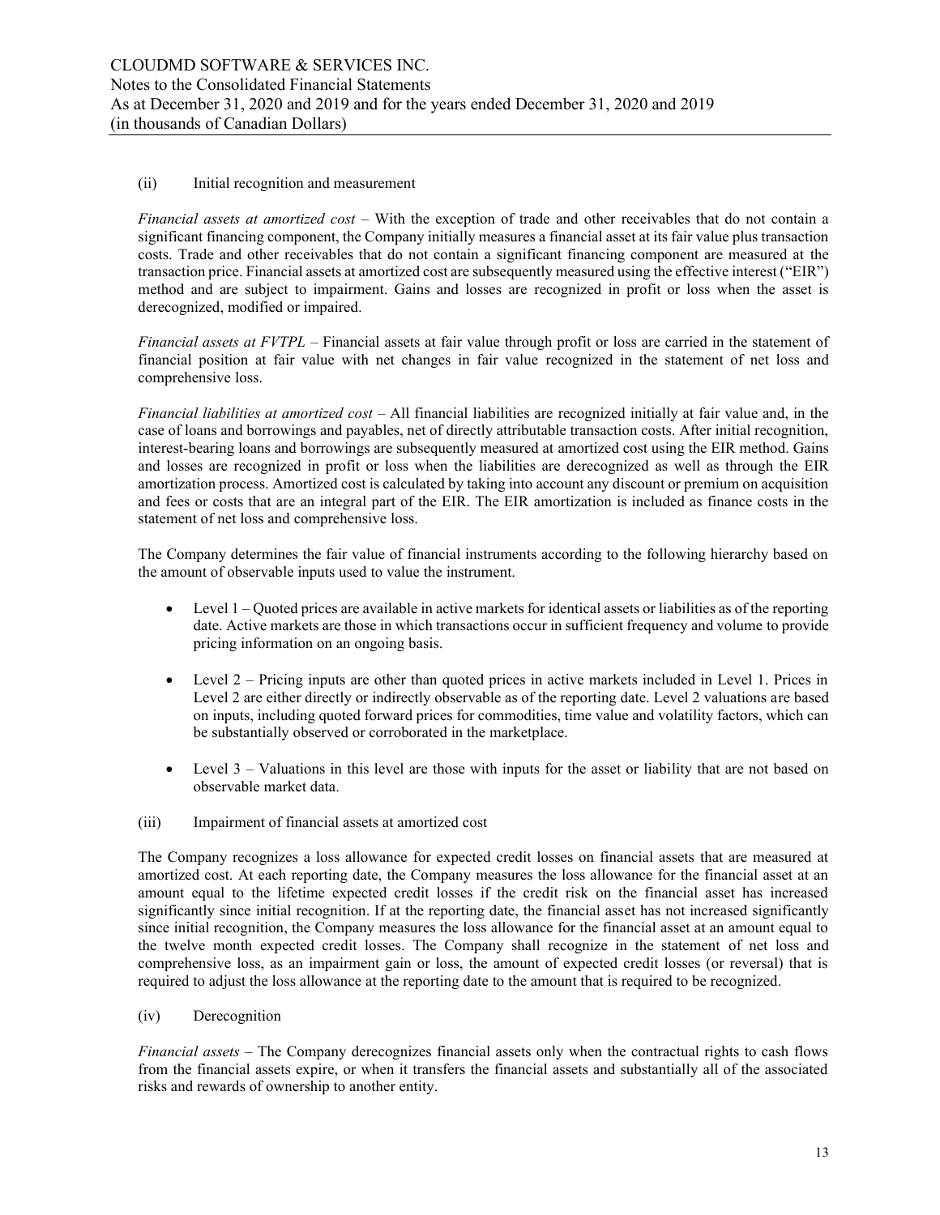(ii) Initial recognition and measurement

*Financial assets at amortized cost* – With the exception of trade and other receivables that do not contain a significant financing component, the Company initially measures a financial asset at its fair value plus transaction costs. Trade and other receivables that do not contain a significant financing component are measured at the transaction price. Financial assets at amortized cost are subsequently measured using the effective interest ("EIR") method and are subject to impairment. Gains and losses are recognized in profit or loss when the asset is derecognized, modified or impaired.

*Financial assets at FVTPL* – Financial assets at fair value through profit or loss are carried in the statement of financial position at fair value with net changes in fair value recognized in the statement of net loss and comprehensive loss.

*Financial liabilities at amortized cost* – All financial liabilities are recognized initially at fair value and, in the case of loans and borrowings and payables, net of directly attributable transaction costs. After initial recognition, interest-bearing loans and borrowings are subsequently measured at amortized cost using the EIR method. Gains and losses are recognized in profit or loss when the liabilities are derecognized as well as through the EIR amortization process. Amortized cost is calculated by taking into account any discount or premium on acquisition and fees or costs that are an integral part of the EIR. The EIR amortization is included as finance costs in the statement of net loss and comprehensive loss.

The Company determines the fair value of financial instruments according to the following hierarchy based on the amount of observable inputs used to value the instrument.

- Level 1 – Quoted prices are available in active markets for identical assets or liabilities as of the reporting date. Active markets are those in which transactions occur in sufficient frequency and volume to provide pricing information on an ongoing basis.
- Level 2 – Pricing inputs are other than quoted prices in active markets included in Level 1. Prices in Level 2 are either directly or indirectly observable as of the reporting date. Level 2 valuations are based on inputs, including quoted forward prices for commodities, time value and volatility factors, which can be substantially observed or corroborated in the marketplace.
- Level 3 – Valuations in this level are those with inputs for the asset or liability that are not based on observable market data.

(iii) Impairment of financial assets at amortized cost

The Company recognizes a loss allowance for expected credit losses on financial assets that are measured at amortized cost. At each reporting date, the Company measures the loss allowance for the financial asset at an amount equal to the lifetime expected credit losses if the credit risk on the financial asset has increased significantly since initial recognition. If at the reporting date, the financial asset has not increased significantly since initial recognition, the Company measures the loss allowance for the financial asset at an amount equal to the twelve month expected credit losses. The Company shall recognize in the statement of net loss and comprehensive loss, as an impairment gain or loss, the amount of expected credit losses (or reversal) that is required to adjust the loss allowance at the reporting date to the amount that is required to be recognized.

(iv) Derecognition

*Financial assets* – The Company derecognizes financial assets only when the contractual rights to cash flows from the financial assets expire, or when it transfers the financial assets and substantially all of the associated risks and rewards of ownership to another entity.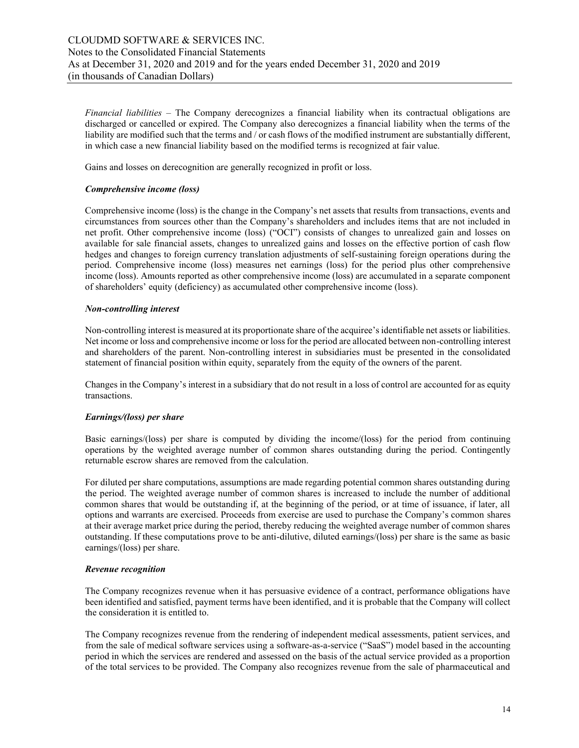*Financial liabilities* – The Company derecognizes a financial liability when its contractual obligations are discharged or cancelled or expired. The Company also derecognizes a financial liability when the terms of the liability are modified such that the terms and / or cash flows of the modified instrument are substantially different, in which case a new financial liability based on the modified terms is recognized at fair value.

Gains and losses on derecognition are generally recognized in profit or loss.

***Comprehensive income (loss)***

Comprehensive income (loss) is the change in the Company's net assets that results from transactions, events and circumstances from sources other than the Company's shareholders and includes items that are not included in net profit. Other comprehensive income (loss) ("OCI") consists of changes to unrealized gain and losses on available for sale financial assets, changes to unrealized gains and losses on the effective portion of cash flow hedges and changes to foreign currency translation adjustments of self-sustaining foreign operations during the period. Comprehensive income (loss) measures net earnings (loss) for the period plus other comprehensive income (loss). Amounts reported as other comprehensive income (loss) are accumulated in a separate component of shareholders' equity (deficiency) as accumulated other comprehensive income (loss).

***Non-controlling interest***

Non-controlling interest is measured at its proportionate share of the acquiree's identifiable net assets or liabilities. Net income or loss and comprehensive income or loss for the period are allocated between non-controlling interest and shareholders of the parent. Non-controlling interest in subsidiaries must be presented in the consolidated statement of financial position within equity, separately from the equity of the owners of the parent.

Changes in the Company's interest in a subsidiary that do not result in a loss of control are accounted for as equity transactions.

***Earnings/(loss) per share***

Basic earnings/(loss) per share is computed by dividing the income/(loss) for the period from continuing operations by the weighted average number of common shares outstanding during the period. Contingently returnable escrow shares are removed from the calculation.

For diluted per share computations, assumptions are made regarding potential common shares outstanding during the period. The weighted average number of common shares is increased to include the number of additional common shares that would be outstanding if, at the beginning of the period, or at time of issuance, if later, all options and warrants are exercised. Proceeds from exercise are used to purchase the Company's common shares at their average market price during the period, thereby reducing the weighted average number of common shares outstanding. If these computations prove to be anti-dilutive, diluted earnings/(loss) per share is the same as basic earnings/(loss) per share.

***Revenue recognition***

The Company recognizes revenue when it has persuasive evidence of a contract, performance obligations have been identified and satisfied, payment terms have been identified, and it is probable that the Company will collect the consideration it is entitled to.

The Company recognizes revenue from the rendering of independent medical assessments, patient services, and from the sale of medical software services using a software-as-a-service ("SaaS") model based in the accounting period in which the services are rendered and assessed on the basis of the actual service provided as a proportion of the total services to be provided. The Company also recognizes revenue from the sale of pharmaceutical and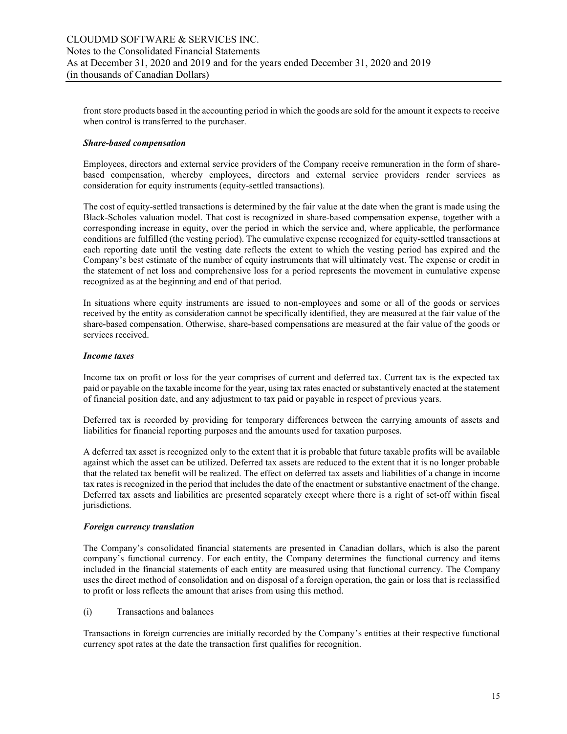front store products based in the accounting period in which the goods are sold for the amount it expects to receive when control is transferred to the purchaser.

***Share-based compensation***

Employees, directors and external service providers of the Company receive remuneration in the form of share-based compensation, whereby employees, directors and external service providers render services as consideration for equity instruments (equity-settled transactions).

The cost of equity-settled transactions is determined by the fair value at the date when the grant is made using the Black-Scholes valuation model. That cost is recognized in share-based compensation expense, together with a corresponding increase in equity, over the period in which the service and, where applicable, the performance conditions are fulfilled (the vesting period). The cumulative expense recognized for equity-settled transactions at each reporting date until the vesting date reflects the extent to which the vesting period has expired and the Company's best estimate of the number of equity instruments that will ultimately vest. The expense or credit in the statement of net loss and comprehensive loss for a period represents the movement in cumulative expense recognized as at the beginning and end of that period.

In situations where equity instruments are issued to non-employees and some or all of the goods or services received by the entity as consideration cannot be specifically identified, they are measured at the fair value of the share-based compensation. Otherwise, share-based compensations are measured at the fair value of the goods or services received.

***Income taxes***

Income tax on profit or loss for the year comprises of current and deferred tax. Current tax is the expected tax paid or payable on the taxable income for the year, using tax rates enacted or substantively enacted at the statement of financial position date, and any adjustment to tax paid or payable in respect of previous years.

Deferred tax is recorded by providing for temporary differences between the carrying amounts of assets and liabilities for financial reporting purposes and the amounts used for taxation purposes.

A deferred tax asset is recognized only to the extent that it is probable that future taxable profits will be available against which the asset can be utilized. Deferred tax assets are reduced to the extent that it is no longer probable that the related tax benefit will be realized. The effect on deferred tax assets and liabilities of a change in income tax rates is recognized in the period that includes the date of the enactment or substantive enactment of the change. Deferred tax assets and liabilities are presented separately except where there is a right of set-off within fiscal jurisdictions.

***Foreign currency translation***

The Company's consolidated financial statements are presented in Canadian dollars, which is also the parent company's functional currency. For each entity, the Company determines the functional currency and items included in the financial statements of each entity are measured using that functional currency. The Company uses the direct method of consolidation and on disposal of a foreign operation, the gain or loss that is reclassified to profit or loss reflects the amount that arises from using this method.

(i) Transactions and balances

Transactions in foreign currencies are initially recorded by the Company's entities at their respective functional currency spot rates at the date the transaction first qualifies for recognition.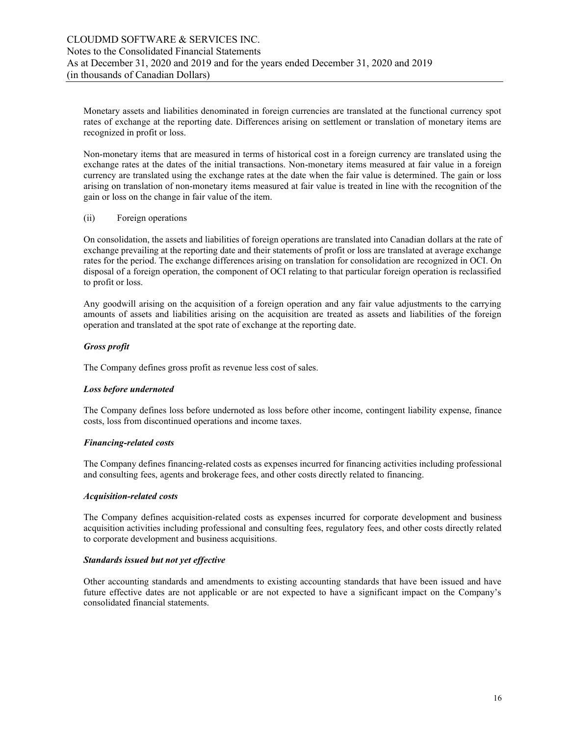Monetary assets and liabilities denominated in foreign currencies are translated at the functional currency spot rates of exchange at the reporting date. Differences arising on settlement or translation of monetary items are recognized in profit or loss.

Non-monetary items that are measured in terms of historical cost in a foreign currency are translated using the exchange rates at the dates of the initial transactions. Non-monetary items measured at fair value in a foreign currency are translated using the exchange rates at the date when the fair value is determined. The gain or loss arising on translation of non-monetary items measured at fair value is treated in line with the recognition of the gain or loss on the change in fair value of the item.

(ii) Foreign operations

On consolidation, the assets and liabilities of foreign operations are translated into Canadian dollars at the rate of exchange prevailing at the reporting date and their statements of profit or loss are translated at average exchange rates for the period. The exchange differences arising on translation for consolidation are recognized in OCI. On disposal of a foreign operation, the component of OCI relating to that particular foreign operation is reclassified to profit or loss.

Any goodwill arising on the acquisition of a foreign operation and any fair value adjustments to the carrying amounts of assets and liabilities arising on the acquisition are treated as assets and liabilities of the foreign operation and translated at the spot rate of exchange at the reporting date.

***Gross profit***

The Company defines gross profit as revenue less cost of sales.

***Loss before undernoted***

The Company defines loss before undernoted as loss before other income, contingent liability expense, finance costs, loss from discontinued operations and income taxes.

***Financing-related costs***

The Company defines financing-related costs as expenses incurred for financing activities including professional and consulting fees, agents and brokerage fees, and other costs directly related to financing.

***Acquisition-related costs***

The Company defines acquisition-related costs as expenses incurred for corporate development and business acquisition activities including professional and consulting fees, regulatory fees, and other costs directly related to corporate development and business acquisitions.

***Standards issued but not yet effective***

Other accounting standards and amendments to existing accounting standards that have been issued and have future effective dates are not applicable or are not expected to have a significant impact on the Company's consolidated financial statements.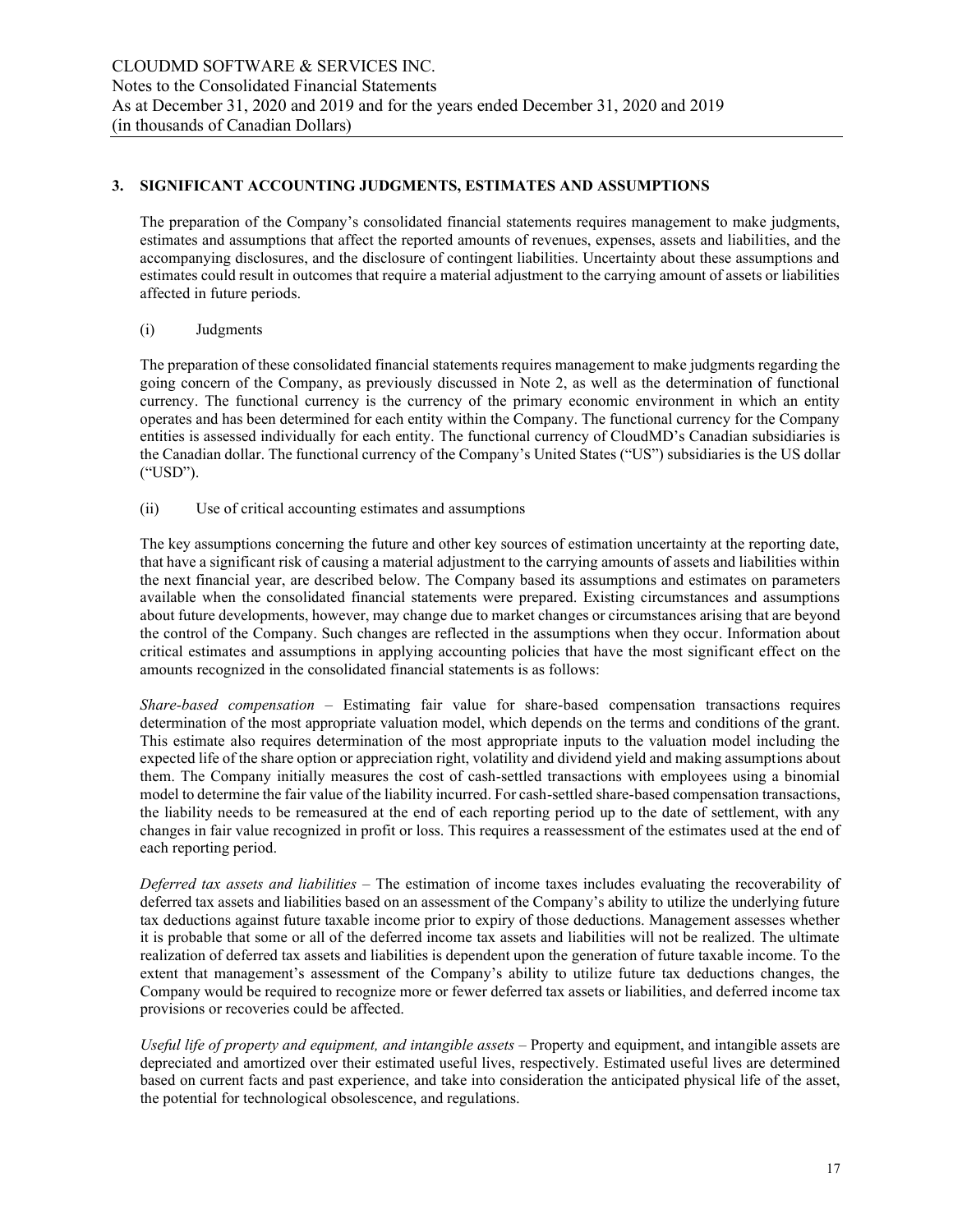## 3. SIGNIFICANT ACCOUNTING JUDGMENTS, ESTIMATES AND ASSUMPTIONS

The preparation of the Company's consolidated financial statements requires management to make judgments, estimates and assumptions that affect the reported amounts of revenues, expenses, assets and liabilities, and the accompanying disclosures, and the disclosure of contingent liabilities. Uncertainty about these assumptions and estimates could result in outcomes that require a material adjustment to the carrying amount of assets or liabilities affected in future periods.

(i) Judgments

The preparation of these consolidated financial statements requires management to make judgments regarding the going concern of the Company, as previously discussed in Note 2, as well as the determination of functional currency. The functional currency is the currency of the primary economic environment in which an entity operates and has been determined for each entity within the Company. The functional currency for the Company entities is assessed individually for each entity. The functional currency of CloudMD's Canadian subsidiaries is the Canadian dollar. The functional currency of the Company's United States ("US") subsidiaries is the US dollar ("USD").

(ii) Use of critical accounting estimates and assumptions

The key assumptions concerning the future and other key sources of estimation uncertainty at the reporting date, that have a significant risk of causing a material adjustment to the carrying amounts of assets and liabilities within the next financial year, are described below. The Company based its assumptions and estimates on parameters available when the consolidated financial statements were prepared. Existing circumstances and assumptions about future developments, however, may change due to market changes or circumstances arising that are beyond the control of the Company. Such changes are reflected in the assumptions when they occur. Information about critical estimates and assumptions in applying accounting policies that have the most significant effect on the amounts recognized in the consolidated financial statements is as follows:

*Share-based compensation* – Estimating fair value for share-based compensation transactions requires determination of the most appropriate valuation model, which depends on the terms and conditions of the grant. This estimate also requires determination of the most appropriate inputs to the valuation model including the expected life of the share option or appreciation right, volatility and dividend yield and making assumptions about them. The Company initially measures the cost of cash-settled transactions with employees using a binomial model to determine the fair value of the liability incurred. For cash-settled share-based compensation transactions, the liability needs to be remeasured at the end of each reporting period up to the date of settlement, with any changes in fair value recognized in profit or loss. This requires a reassessment of the estimates used at the end of each reporting period.

*Deferred tax assets and liabilities* – The estimation of income taxes includes evaluating the recoverability of deferred tax assets and liabilities based on an assessment of the Company's ability to utilize the underlying future tax deductions against future taxable income prior to expiry of those deductions. Management assesses whether it is probable that some or all of the deferred income tax assets and liabilities will not be realized. The ultimate realization of deferred tax assets and liabilities is dependent upon the generation of future taxable income. To the extent that management's assessment of the Company's ability to utilize future tax deductions changes, the Company would be required to recognize more or fewer deferred tax assets or liabilities, and deferred income tax provisions or recoveries could be affected.

*Useful life of property and equipment, and intangible assets* – Property and equipment, and intangible assets are depreciated and amortized over their estimated useful lives, respectively. Estimated useful lives are determined based on current facts and past experience, and take into consideration the anticipated physical life of the asset, the potential for technological obsolescence, and regulations.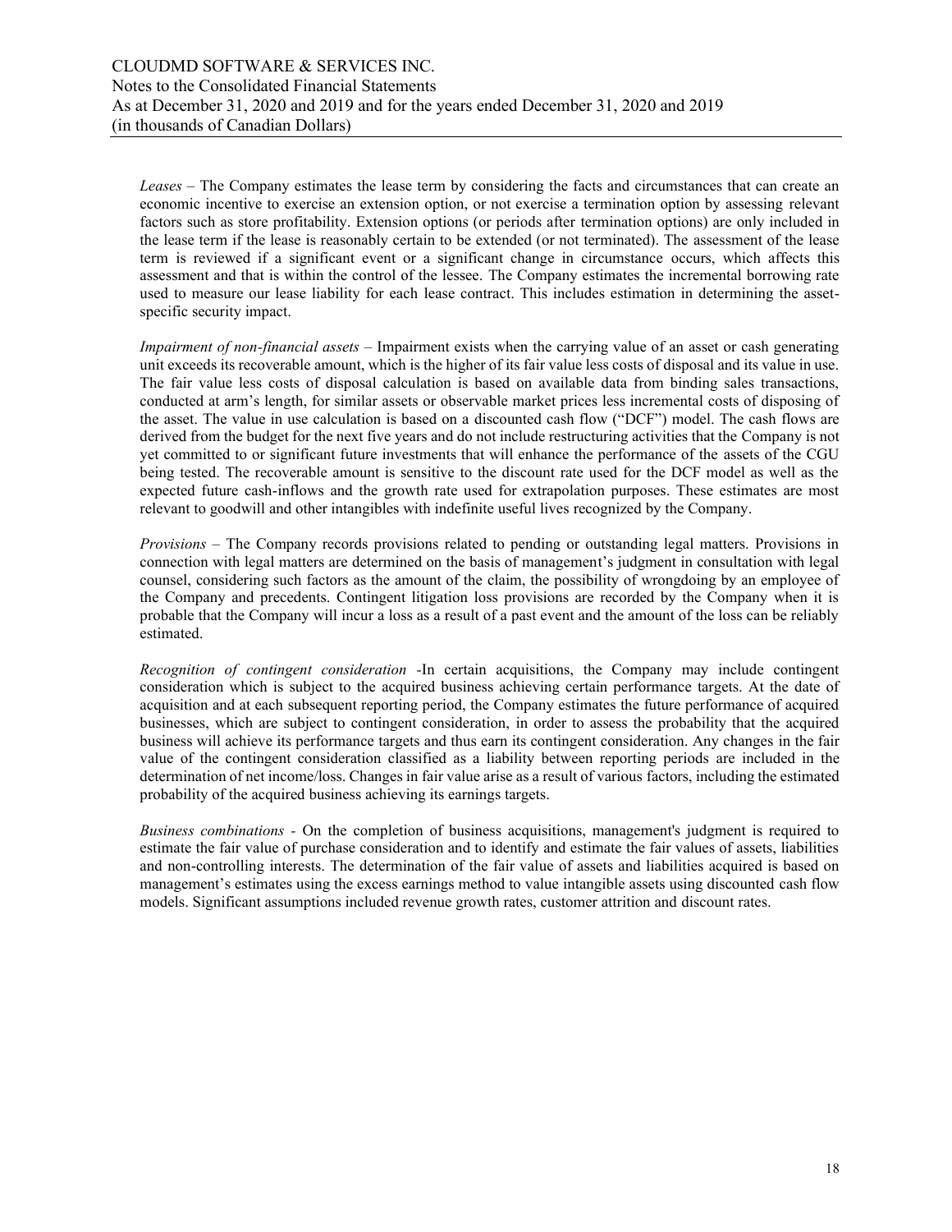*Leases* – The Company estimates the lease term by considering the facts and circumstances that can create an economic incentive to exercise an extension option, or not exercise a termination option by assessing relevant factors such as store profitability. Extension options (or periods after termination options) are only included in the lease term if the lease is reasonably certain to be extended (or not terminated). The assessment of the lease term is reviewed if a significant event or a significant change in circumstance occurs, which affects this assessment and that is within the control of the lessee. The Company estimates the incremental borrowing rate used to measure our lease liability for each lease contract. This includes estimation in determining the asset-specific security impact.

*Impairment of non-financial assets* – Impairment exists when the carrying value of an asset or cash generating unit exceeds its recoverable amount, which is the higher of its fair value less costs of disposal and its value in use. The fair value less costs of disposal calculation is based on available data from binding sales transactions, conducted at arm's length, for similar assets or observable market prices less incremental costs of disposing of the asset. The value in use calculation is based on a discounted cash flow ("DCF") model. The cash flows are derived from the budget for the next five years and do not include restructuring activities that the Company is not yet committed to or significant future investments that will enhance the performance of the assets of the CGU being tested. The recoverable amount is sensitive to the discount rate used for the DCF model as well as the expected future cash-inflows and the growth rate used for extrapolation purposes. These estimates are most relevant to goodwill and other intangibles with indefinite useful lives recognized by the Company.

*Provisions* – The Company records provisions related to pending or outstanding legal matters. Provisions in connection with legal matters are determined on the basis of management's judgment in consultation with legal counsel, considering such factors as the amount of the claim, the possibility of wrongdoing by an employee of the Company and precedents. Contingent litigation loss provisions are recorded by the Company when it is probable that the Company will incur a loss as a result of a past event and the amount of the loss can be reliably estimated.

*Recognition of contingent consideration* -In certain acquisitions, the Company may include contingent consideration which is subject to the acquired business achieving certain performance targets. At the date of acquisition and at each subsequent reporting period, the Company estimates the future performance of acquired businesses, which are subject to contingent consideration, in order to assess the probability that the acquired business will achieve its performance targets and thus earn its contingent consideration. Any changes in the fair value of the contingent consideration classified as a liability between reporting periods are included in the determination of net income/loss. Changes in fair value arise as a result of various factors, including the estimated probability of the acquired business achieving its earnings targets.

*Business combinations* - On the completion of business acquisitions, management's judgment is required to estimate the fair value of purchase consideration and to identify and estimate the fair values of assets, liabilities and non-controlling interests. The determination of the fair value of assets and liabilities acquired is based on management's estimates using the excess earnings method to value intangible assets using discounted cash flow models. Significant assumptions included revenue growth rates, customer attrition and discount rates.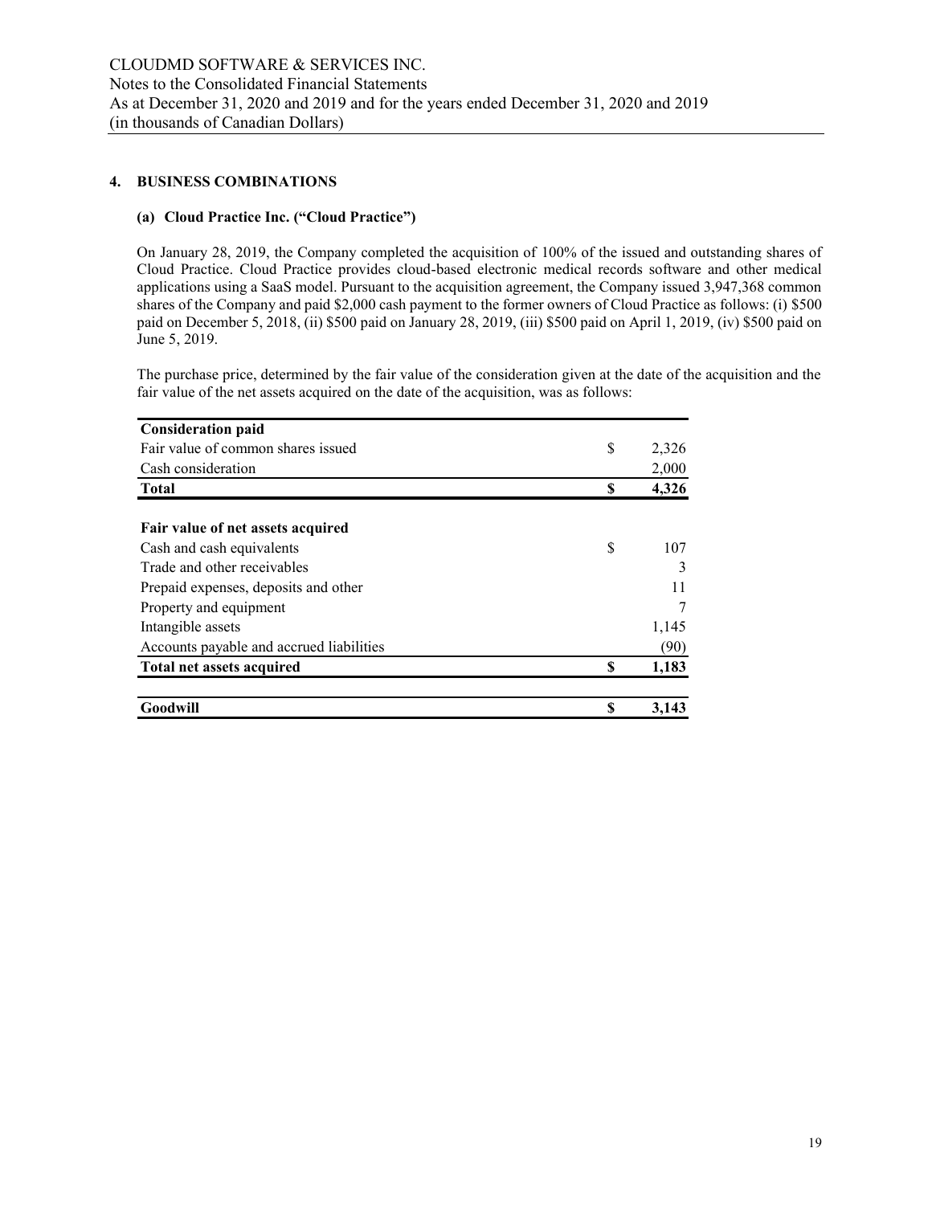## 4. BUSINESS COMBINATIONS

### (a) Cloud Practice Inc. ("Cloud Practice")

On January 28, 2019, the Company completed the acquisition of 100% of the issued and outstanding shares of Cloud Practice. Cloud Practice provides cloud-based electronic medical records software and other medical applications using a SaaS model. Pursuant to the acquisition agreement, the Company issued 3,947,368 common shares of the Company and paid $2,000 cash payment to the former owners of Cloud Practice as follows: (i) $500 paid on December 5, 2018, (ii) $500 paid on January 28, 2019, (iii) $500 paid on April 1, 2019, (iv) $500 paid on June 5, 2019.

The purchase price, determined by the fair value of the consideration given at the date of the acquisition and the fair value of the net assets acquired on the date of the acquisition, was as follows:

| | | |
|---|---|---|
| **Consideration paid** | | |
| Fair value of common shares issued | $ | 2,326 |
| Cash consideration | | 2,000 |
| **Total** | **$** | **4,326** |
| | | |
| **Fair value of net assets acquired** | | |
| Cash and cash equivalents | $ | 107 |
| Trade and other receivables | | 3 |
| Prepaid expenses, deposits and other | | 11 |
| Property and equipment | | 7 |
| Intangible assets | | 1,145 |
| Accounts payable and accrued liabilities | | (90) |
| **Total net assets acquired** | **$** | **1,183** |
| | | |
| **Goodwill** | **$** | **3,143** |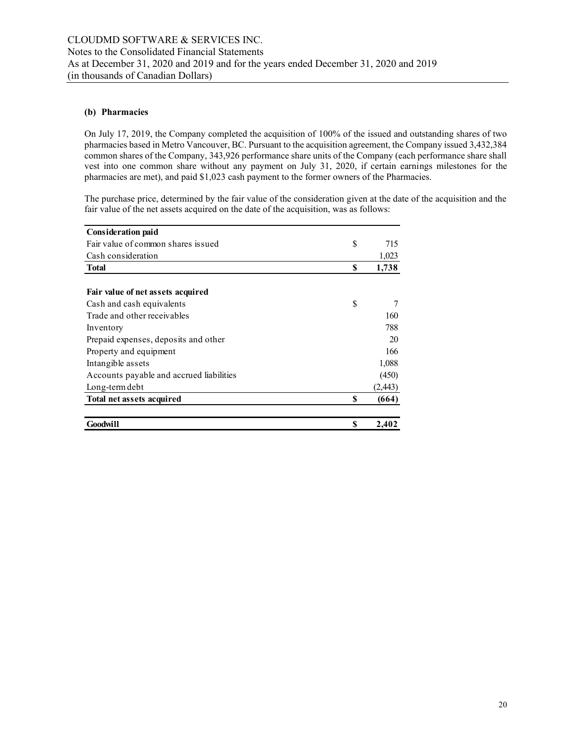### (b) Pharmacies

On July 17, 2019, the Company completed the acquisition of 100% of the issued and outstanding shares of two pharmacies based in Metro Vancouver, BC. Pursuant to the acquisition agreement, the Company issued 3,432,384 common shares of the Company, 343,926 performance share units of the Company (each performance share shall vest into one common share without any payment on July 31, 2020, if certain earnings milestones for the pharmacies are met), and paid $1,023 cash payment to the former owners of the Pharmacies.

The purchase price, determined by the fair value of the consideration given at the date of the acquisition and the fair value of the net assets acquired on the date of the acquisition, was as follows:

| | |
|---|---|
| **Consideration paid** | |
| Fair value of common shares issued | $ 715 |
| Cash consideration | 1,023 |
| **Total** | **$ 1,738** |
| | |
| **Fair value of net assets acquired** | |
| Cash and cash equivalents | $ 7 |
| Trade and other receivables | 160 |
| Inventory | 788 |
| Prepaid expenses, deposits and other | 20 |
| Property and equipment | 166 |
| Intangible assets | 1,088 |
| Accounts payable and accrued liabilities | (450) |
| Long-term debt | (2,443) |
| **Total net assets acquired** | **$ (664)** |
| | |
| **Goodwill** | **$ 2,402** |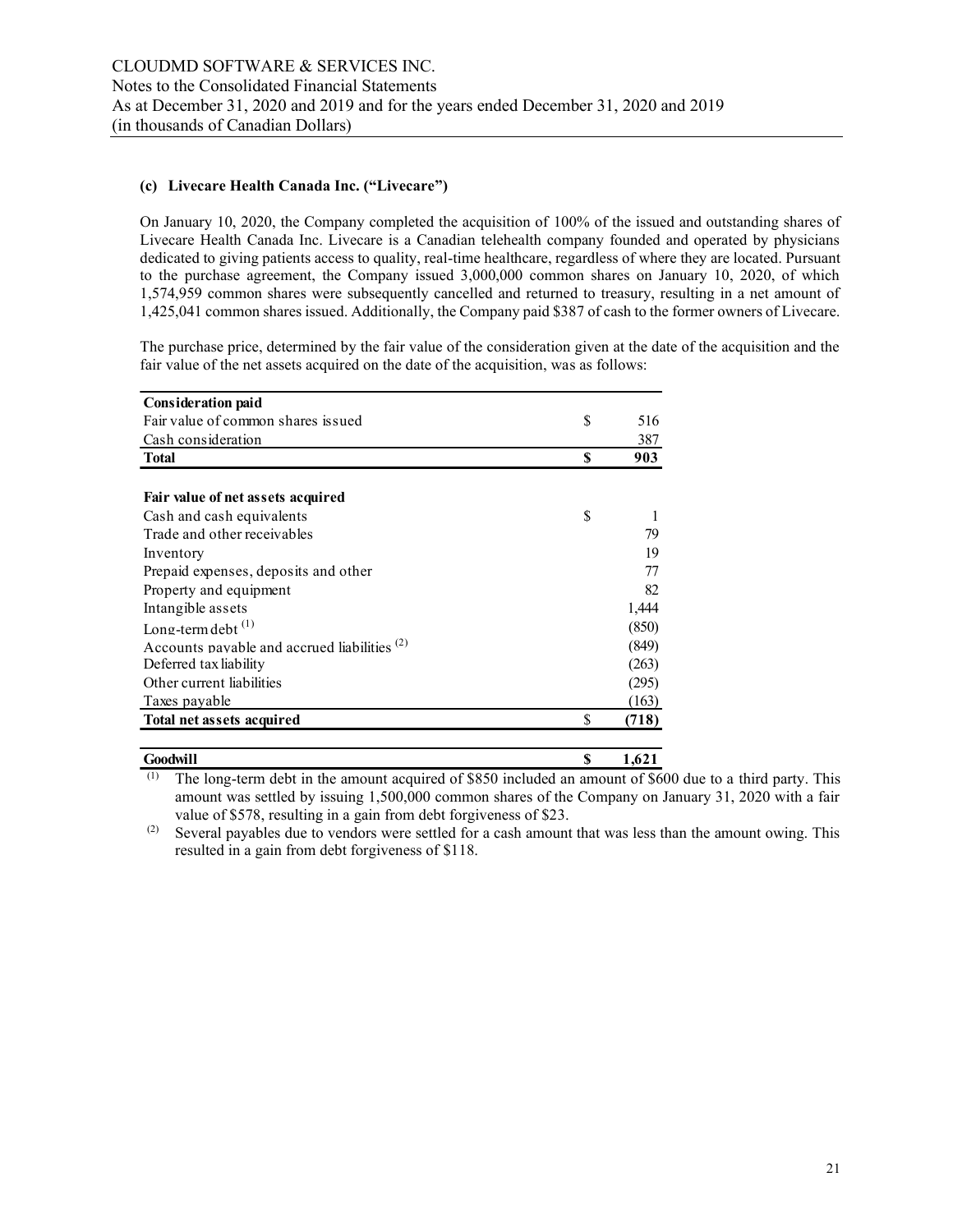### (c) Livecare Health Canada Inc. ("Livecare")

On January 10, 2020, the Company completed the acquisition of 100% of the issued and outstanding shares of Livecare Health Canada Inc. Livecare is a Canadian telehealth company founded and operated by physicians dedicated to giving patients access to quality, real-time healthcare, regardless of where they are located. Pursuant to the purchase agreement, the Company issued 3,000,000 common shares on January 10, 2020, of which 1,574,959 common shares were subsequently cancelled and returned to treasury, resulting in a net amount of 1,425,041 common shares issued. Additionally, the Company paid $387 of cash to the former owners of Livecare.

The purchase price, determined by the fair value of the consideration given at the date of the acquisition and the fair value of the net assets acquired on the date of the acquisition, was as follows:

| **Consideration paid** | | |
|---|---|---|
| Fair value of common shares issued | $ | 516 |
| Cash consideration | | 387 |
| **Total** | **$** | **903** |
| | | |
| **Fair value of net assets acquired** | | |
| Cash and cash equivalents | $ | 1 |
| Trade and other receivables | | 79 |
| Inventory | | 19 |
| Prepaid expenses, deposits and other | | 77 |
| Property and equipment | | 82 |
| Intangible assets | | 1,444 |
| Long-term debt [(1)] | | (850) |
| Accounts payable and accrued liabilities [(2)] | | (849) |
| Deferred tax liability | | (263) |
| Other current liabilities | | (295) |
| Taxes payable | | (163) |
| **Total net assets acquired** | $ | **(718)** |
| | | |
| **Goodwill** | **$** | **1,621** |

(1) The long-term debt in the amount acquired of $850 included an amount of $600 due to a third party. This amount was settled by issuing 1,500,000 common shares of the Company on January 31, 2020 with a fair value of $578, resulting in a gain from debt forgiveness of $23.

(2) Several payables due to vendors were settled for a cash amount that was less than the amount owing. This resulted in a gain from debt forgiveness of $118.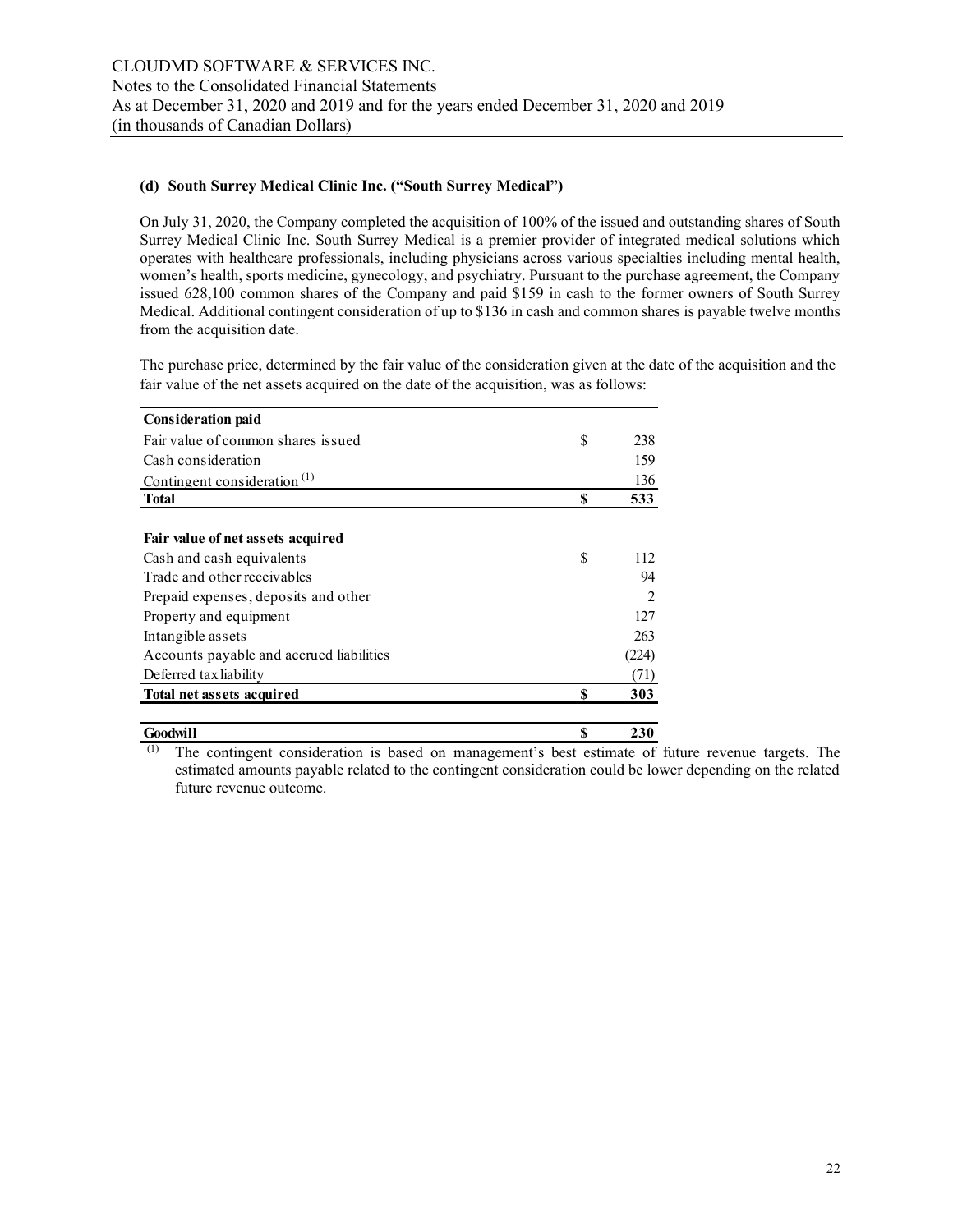### (d) South Surrey Medical Clinic Inc. ("South Surrey Medical")

On July 31, 2020, the Company completed the acquisition of 100% of the issued and outstanding shares of South Surrey Medical Clinic Inc. South Surrey Medical is a premier provider of integrated medical solutions which operates with healthcare professionals, including physicians across various specialties including mental health, women's health, sports medicine, gynecology, and psychiatry. Pursuant to the purchase agreement, the Company issued 628,100 common shares of the Company and paid $159 in cash to the former owners of South Surrey Medical. Additional contingent consideration of up to $136 in cash and common shares is payable twelve months from the acquisition date.

The purchase price, determined by the fair value of the consideration given at the date of the acquisition and the fair value of the net assets acquired on the date of the acquisition, was as follows:

| **Consideration paid** | | |
|---|---|---|
| Fair value of common shares issued | $ | 238 |
| Cash consideration | | 159 |
| Contingent consideration [(1)] | | 136 |
| **Total** | **$** | **533** |
| | | |
| **Fair value of net assets acquired** | | |
| Cash and cash equivalents | $ | 112 |
| Trade and other receivables | | 94 |
| Prepaid expenses, deposits and other | | 2 |
| Property and equipment | | 127 |
| Intangible assets | | 263 |
| Accounts payable and accrued liabilities | | (224) |
| Deferred tax liability | | (71) |
| **Total net assets acquired** | **$** | **303** |
| | | |
| **Goodwill** | **$** | **230** |

(1) The contingent consideration is based on management's best estimate of future revenue targets. The estimated amounts payable related to the contingent consideration could be lower depending on the related future revenue outcome.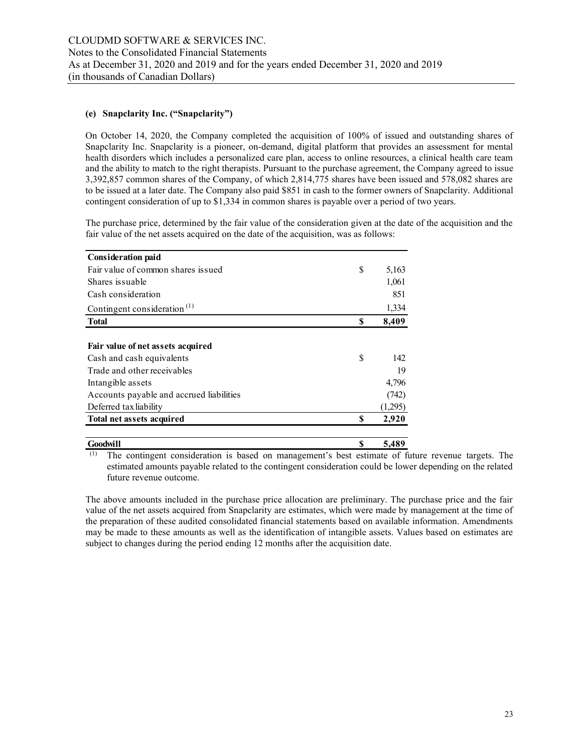### (e) Snapclarity Inc. ("Snapclarity")

On October 14, 2020, the Company completed the acquisition of 100% of issued and outstanding shares of Snapclarity Inc. Snapclarity is a pioneer, on-demand, digital platform that provides an assessment for mental health disorders which includes a personalized care plan, access to online resources, a clinical health care team and the ability to match to the right therapists. Pursuant to the purchase agreement, the Company agreed to issue 3,392,857 common shares of the Company, of which 2,814,775 shares have been issued and 578,082 shares are to be issued at a later date. The Company also paid $851 in cash to the former owners of Snapclarity. Additional contingent consideration of up to $1,334 in common shares is payable over a period of two years.

The purchase price, determined by the fair value of the consideration given at the date of the acquisition and the fair value of the net assets acquired on the date of the acquisition, was as follows:

| | | |
|---|---|---|
| **Consideration paid** | | |
| Fair value of common shares issued | $ | 5,163 |
| Shares issuable | | 1,061 |
| Cash consideration | | 851 |
| Contingent consideration [(1)] | | 1,334 |
| **Total** | **$** | **8,409** |
| | | |
| **Fair value of net assets acquired** | | |
| Cash and cash equivalents | $ | 142 |
| Trade and other receivables | | 19 |
| Intangible assets | | 4,796 |
| Accounts payable and accrued liabilities | | (742) |
| Deferred tax liability | | (1,295) |
| **Total net assets acquired** | **$** | **2,920** |
| | | |
| **Goodwill** | **$** | **5,489** |

(1) The contingent consideration is based on management's best estimate of future revenue targets. The estimated amounts payable related to the contingent consideration could be lower depending on the related future revenue outcome.

The above amounts included in the purchase price allocation are preliminary. The purchase price and the fair value of the net assets acquired from Snapclarity are estimates, which were made by management at the time of the preparation of these audited consolidated financial statements based on available information. Amendments may be made to these amounts as well as the identification of intangible assets. Values based on estimates are subject to changes during the period ending 12 months after the acquisition date.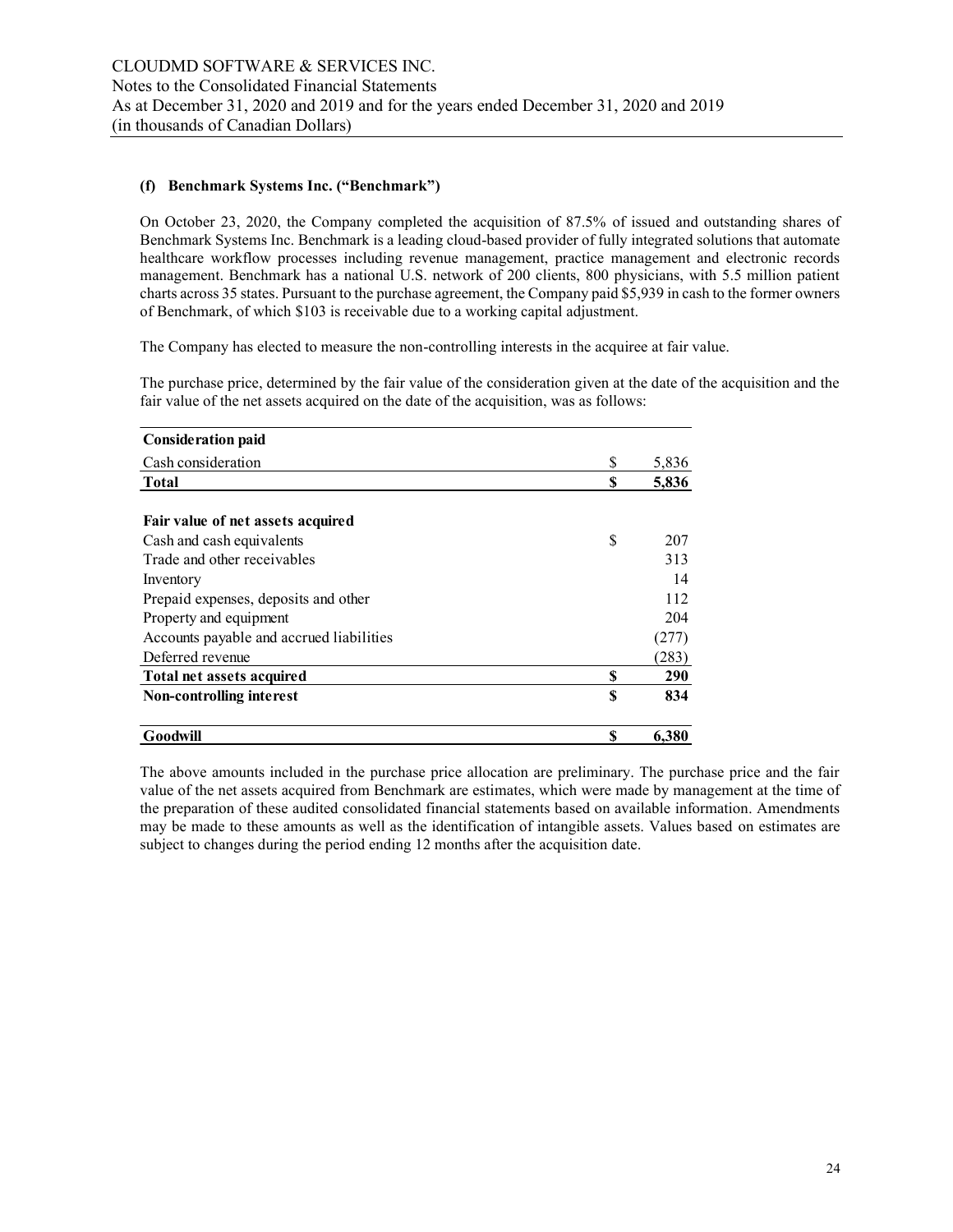#### (f) Benchmark Systems Inc. ("Benchmark")

On October 23, 2020, the Company completed the acquisition of 87.5% of issued and outstanding shares of Benchmark Systems Inc. Benchmark is a leading cloud-based provider of fully integrated solutions that automate healthcare workflow processes including revenue management, practice management and electronic records management. Benchmark has a national U.S. network of 200 clients, 800 physicians, with 5.5 million patient charts across 35 states. Pursuant to the purchase agreement, the Company paid $5,939 in cash to the former owners of Benchmark, of which $103 is receivable due to a working capital adjustment.

The Company has elected to measure the non-controlling interests in the acquiree at fair value.

The purchase price, determined by the fair value of the consideration given at the date of the acquisition and the fair value of the net assets acquired on the date of the acquisition, was as follows:

| **Consideration paid** | | |
|---|---|---|
| Cash consideration | $ | 5,836 |
| **Total** | **$** | **5,836** |
| | | |
| **Fair value of net assets acquired** | | |
| Cash and cash equivalents | $ | 207 |
| Trade and other receivables | | 313 |
| Inventory | | 14 |
| Prepaid expenses, deposits and other | | 112 |
| Property and equipment | | 204 |
| Accounts payable and accrued liabilities | | (277) |
| Deferred revenue | | (283) |
| **Total net assets acquired** | **$** | **290** |
| **Non-controlling interest** | **$** | **834** |
| | | |
| **Goodwill** | **$** | **6,380** |

The above amounts included in the purchase price allocation are preliminary. The purchase price and the fair value of the net assets acquired from Benchmark are estimates, which were made by management at the time of the preparation of these audited consolidated financial statements based on available information. Amendments may be made to these amounts as well as the identification of intangible assets. Values based on estimates are subject to changes during the period ending 12 months after the acquisition date.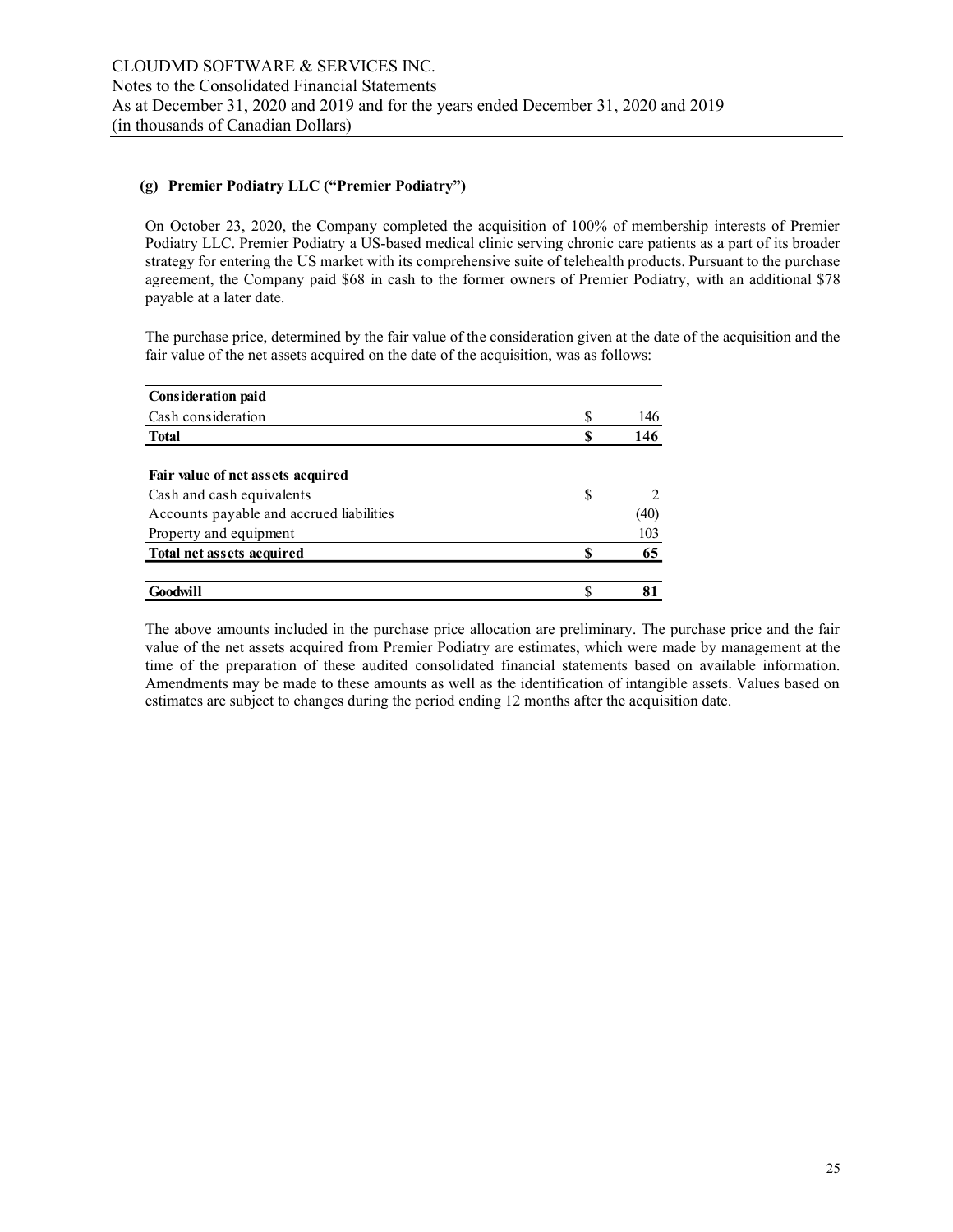### (g) Premier Podiatry LLC ("Premier Podiatry")

On October 23, 2020, the Company completed the acquisition of 100% of membership interests of Premier Podiatry LLC. Premier Podiatry a US-based medical clinic serving chronic care patients as a part of its broader strategy for entering the US market with its comprehensive suite of telehealth products. Pursuant to the purchase agreement, the Company paid $68 in cash to the former owners of Premier Podiatry, with an additional $78 payable at a later date.

The purchase price, determined by the fair value of the consideration given at the date of the acquisition and the fair value of the net assets acquired on the date of the acquisition, was as follows:

| | | |
|---|---|---|
| **Consideration paid** | | |
| Cash consideration | $ | 146 |
| **Total** | **$** | **146** |
| | | |
| **Fair value of net assets acquired** | | |
| Cash and cash equivalents | $ | 2 |
| Accounts payable and accrued liabilities | | (40) |
| Property and equipment | | 103 |
| **Total net assets acquired** | **$** | **65** |
| | | |
| **Goodwill** | $ | **81** |

The above amounts included in the purchase price allocation are preliminary. The purchase price and the fair value of the net assets acquired from Premier Podiatry are estimates, which were made by management at the time of the preparation of these audited consolidated financial statements based on available information. Amendments may be made to these amounts as well as the identification of intangible assets. Values based on estimates are subject to changes during the period ending 12 months after the acquisition date.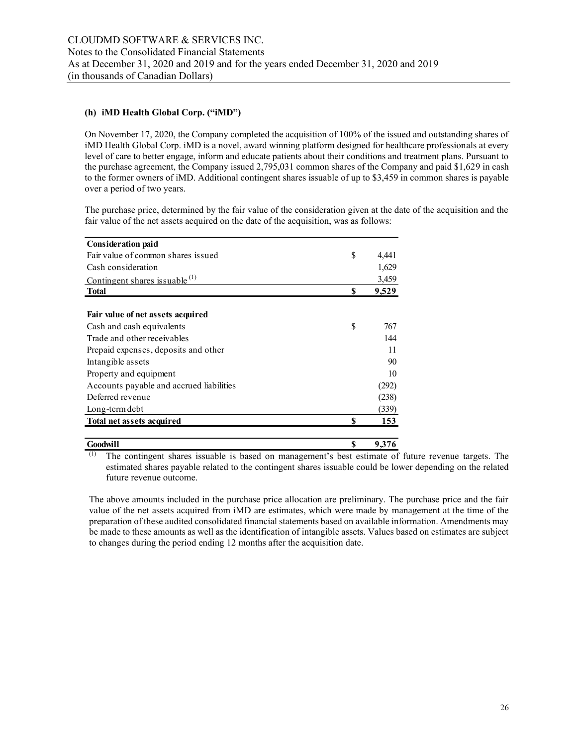### (h) iMD Health Global Corp. ("iMD")

On November 17, 2020, the Company completed the acquisition of 100% of the issued and outstanding shares of iMD Health Global Corp. iMD is a novel, award winning platform designed for healthcare professionals at every level of care to better engage, inform and educate patients about their conditions and treatment plans. Pursuant to the purchase agreement, the Company issued 2,795,031 common shares of the Company and paid $1,629 in cash to the former owners of iMD. Additional contingent shares issuable of up to $3,459 in common shares is payable over a period of two years.

The purchase price, determined by the fair value of the consideration given at the date of the acquisition and the fair value of the net assets acquired on the date of the acquisition, was as follows:

| **Consideration paid** | | |
|---|---|---|
| Fair value of common shares issued | $ | 4,441 |
| Cash consideration | | 1,629 |
| Contingent shares issuable [(1)] | | 3,459 |
| **Total** | **$** | **9,529** |
| | | |
| **Fair value of net assets acquired** | | |
| Cash and cash equivalents | $ | 767 |
| Trade and other receivables | | 144 |
| Prepaid expenses, deposits and other | | 11 |
| Intangible assets | | 90 |
| Property and equipment | | 10 |
| Accounts payable and accrued liabilities | | (292) |
| Deferred revenue | | (238) |
| Long-term debt | | (339) |
| **Total net assets acquired** | **$** | **153** |
| | | |
| **Goodwill** | **$** | **9,376** |

(1) The contingent shares issuable is based on management's best estimate of future revenue targets. The estimated shares payable related to the contingent shares issuable could be lower depending on the related future revenue outcome.

The above amounts included in the purchase price allocation are preliminary. The purchase price and the fair value of the net assets acquired from iMD are estimates, which were made by management at the time of the preparation of these audited consolidated financial statements based on available information. Amendments may be made to these amounts as well as the identification of intangible assets. Values based on estimates are subject to changes during the period ending 12 months after the acquisition date.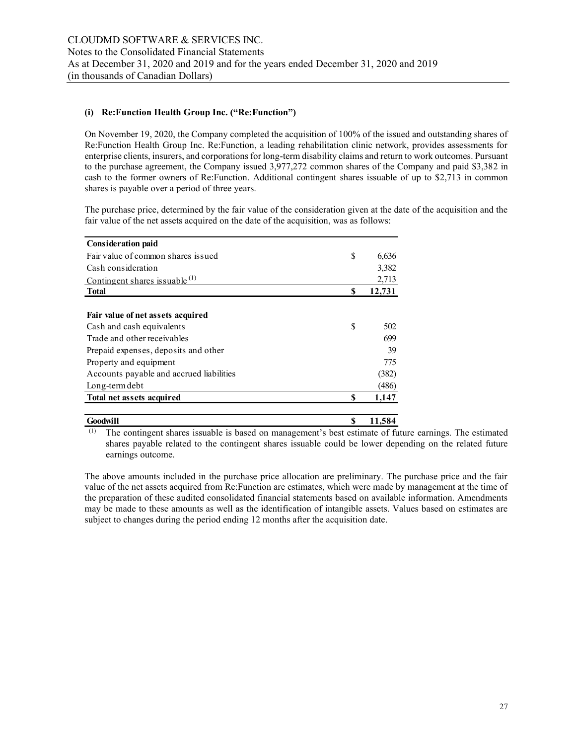### (i) Re:Function Health Group Inc. ("Re:Function")

On November 19, 2020, the Company completed the acquisition of 100% of the issued and outstanding shares of Re:Function Health Group Inc. Re:Function, a leading rehabilitation clinic network, provides assessments for enterprise clients, insurers, and corporations for long-term disability claims and return to work outcomes. Pursuant to the purchase agreement, the Company issued 3,977,272 common shares of the Company and paid $3,382 in cash to the former owners of Re:Function. Additional contingent shares issuable of up to $2,713 in common shares is payable over a period of three years.

The purchase price, determined by the fair value of the consideration given at the date of the acquisition and the fair value of the net assets acquired on the date of the acquisition, was as follows:

| | | |
|---|---|---|
| **Consideration paid** | | |
| Fair value of common shares issued | $ | 6,636 |
| Cash consideration | | 3,382 |
| Contingent shares issuable [(1)] | | 2,713 |
| **Total** | **$** | **12,731** |
| | | |
| **Fair value of net assets acquired** | | |
| Cash and cash equivalents | $ | 502 |
| Trade and other receivables | | 699 |
| Prepaid expenses, deposits and other | | 39 |
| Property and equipment | | 775 |
| Accounts payable and accrued liabilities | | (382) |
| Long-term debt | | (486) |
| **Total net assets acquired** | **$** | **1,147** |
| | | |
| **Goodwill** | **$** | **11,584** |

(1) The contingent shares issuable is based on management's best estimate of future earnings. The estimated shares payable related to the contingent shares issuable could be lower depending on the related future earnings outcome.

The above amounts included in the purchase price allocation are preliminary. The purchase price and the fair value of the net assets acquired from Re:Function are estimates, which were made by management at the time of the preparation of these audited consolidated financial statements based on available information. Amendments may be made to these amounts as well as the identification of intangible assets. Values based on estimates are subject to changes during the period ending 12 months after the acquisition date.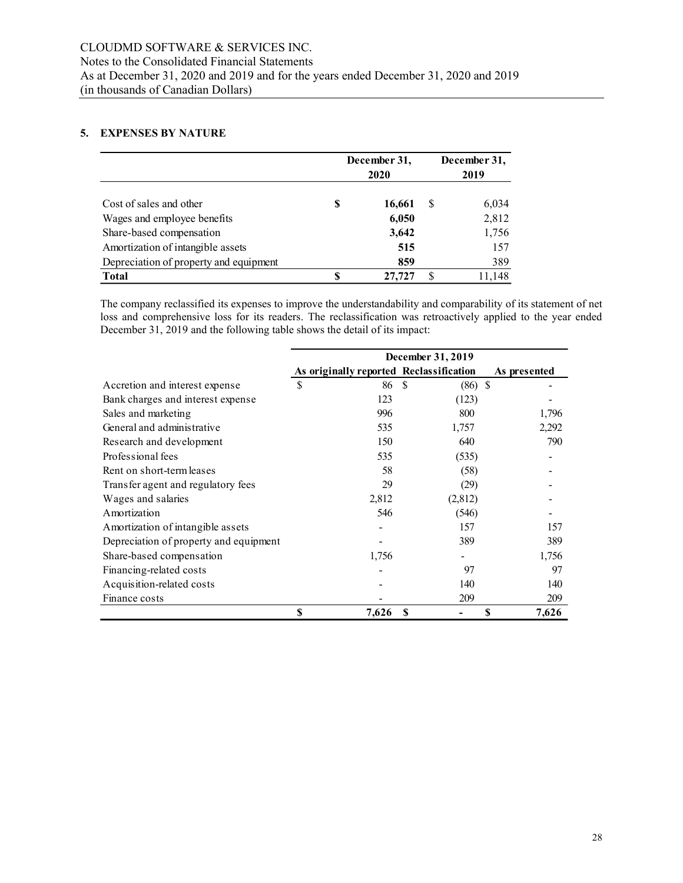CLOUDMD SOFTWARE & SERVICES INC.
Notes to the Consolidated Financial Statements
As at December 31, 2020 and 2019 and for the years ended December 31, 2020 and 2019
(in thousands of Canadian Dollars)

## 5. EXPENSES BY NATURE

| | December 31, 2020 | December 31, 2019 |
|---|---|---|
| Cost of sales and other | **$ 16,661** | $ 6,034 |
| Wages and employee benefits | **6,050** | 2,812 |
| Share-based compensation | **3,642** | 1,756 |
| Amortization of intangible assets | **515** | 157 |
| Depreciation of property and equipment | **859** | 389 |
| **Total** | **$ 27,727** | $ 11,148 |

The company reclassified its expenses to improve the understandability and comparability of its statement of net loss and comprehensive loss for its readers. The reclassification was retroactively applied to the year ended December 31, 2019 and the following table shows the detail of its impact:

| | December 31, 2019 | | |
|---|---|---|---|
| | As originally reported | Reclassification | As presented |
| Accretion and interest expense | $ 86 | $ (86) | $ - |
| Bank charges and interest expense | 123 | (123) | - |
| Sales and marketing | 996 | 800 | 1,796 |
| General and administrative | 535 | 1,757 | 2,292 |
| Research and development | 150 | 640 | 790 |
| Professional fees | 535 | (535) | - |
| Rent on short-term leases | 58 | (58) | - |
| Transfer agent and regulatory fees | 29 | (29) | - |
| Wages and salaries | 2,812 | (2,812) | - |
| Amortization | 546 | (546) | - |
| Amortization of intangible assets | - | 157 | 157 |
| Depreciation of property and equipment | - | 389 | 389 |
| Share-based compensation | 1,756 | - | 1,756 |
| Financing-related costs | - | 97 | 97 |
| Acquisition-related costs | - | 140 | 140 |
| Finance costs | - | 209 | 209 |
| | **$ 7,626** | **$ -** | **$ 7,626** |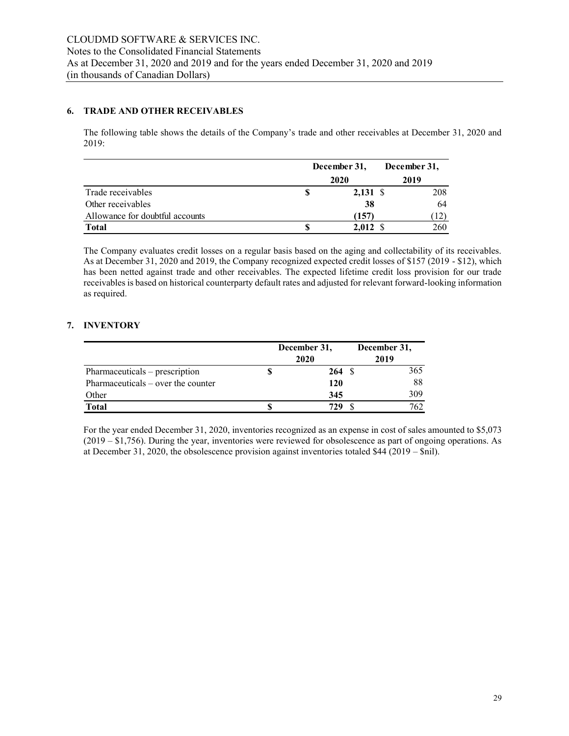## 6. TRADE AND OTHER RECEIVABLES

The following table shows the details of the Company's trade and other receivables at December 31, 2020 and 2019:

| | December 31, 2020 | December 31, 2019 |
|---|---|---|
| Trade receivables | $ **2,131** | $ 208 |
| Other receivables | **38** | 64 |
| Allowance for doubtful accounts | **(157)** | (12) |
| **Total** | $ **2,012** | $ 260 |

The Company evaluates credit losses on a regular basis based on the aging and collectability of its receivables. As at December 31, 2020 and 2019, the Company recognized expected credit losses of $157 (2019 - $12), which has been netted against trade and other receivables. The expected lifetime credit loss provision for our trade receivables is based on historical counterparty default rates and adjusted for relevant forward-looking information as required.

## 7. INVENTORY

| | December 31, 2020 | December 31, 2019 |
|---|---|---|
| Pharmaceuticals – prescription | $ **264** | $ 365 |
| Pharmaceuticals – over the counter | **120** | 88 |
| Other | **345** | 309 |
| **Total** | $ **729** | $ 762 |

For the year ended December 31, 2020, inventories recognized as an expense in cost of sales amounted to $5,073 (2019 – $1,756). During the year, inventories were reviewed for obsolescence as part of ongoing operations. As at December 31, 2020, the obsolescence provision against inventories totaled $44 (2019 – $nil).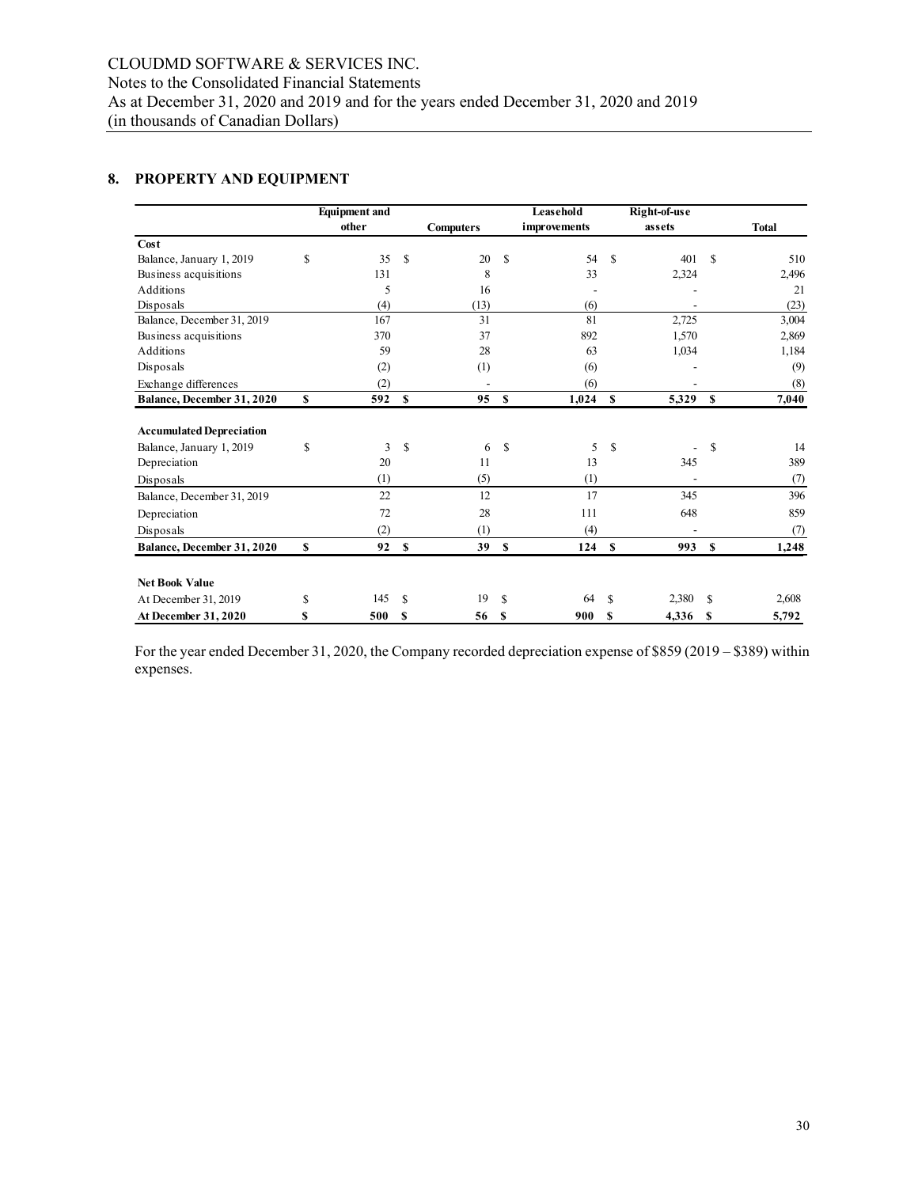CLOUDMD SOFTWARE & SERVICES INC.
Notes to the Consolidated Financial Statements
As at December 31, 2020 and 2019 and for the years ended December 31, 2020 and 2019
(in thousands of Canadian Dollars)

## 8. PROPERTY AND EQUIPMENT

| | Equipment and other | Computers | Leasehold improvements | Right-of-use assets | Total |
|---|---|---|---|---|---|
| **Cost** | | | | | |
| Balance, January 1, 2019 | $ 35 | $ 20 | $ 54 | $ 401 | $ 510 |
| Business acquisitions | 131 | 8 | 33 | 2,324 | 2,496 |
| Additions | 5 | 16 | - | - | 21 |
| Disposals | (4) | (13) | (6) | - | (23) |
| Balance, December 31, 2019 | 167 | 31 | 81 | 2,725 | 3,004 |
| Business acquisitions | 370 | 37 | 892 | 1,570 | 2,869 |
| Additions | 59 | 28 | 63 | 1,034 | 1,184 |
| Disposals | (2) | (1) | (6) | - | (9) |
| Exchange differences | (2) | - | (6) | - | (8) |
| **Balance, December 31, 2020** | **$ 592** | **$ 95** | **$ 1,024** | **$ 5,329** | **$ 7,040** |
| | | | | | |
| **Accumulated Depreciation** | | | | | |
| Balance, January 1, 2019 | $ 3 | $ 6 | $ 5 | $ - | $ 14 |
| Depreciation | 20 | 11 | 13 | 345 | 389 |
| Disposals | (1) | (5) | (1) | - | (7) |
| Balance, December 31, 2019 | 22 | 12 | 17 | 345 | 396 |
| Depreciation | 72 | 28 | 111 | 648 | 859 |
| Disposals | (2) | (1) | (4) | - | (7) |
| **Balance, December 31, 2020** | **$ 92** | **$ 39** | **$ 124** | **$ 993** | **$ 1,248** |
| | | | | | |
| **Net Book Value** | | | | | |
| At December 31, 2019 | $ 145 | $ 19 | $ 64 | $ 2,380 | $ 2,608 |
| **At December 31, 2020** | **$ 500** | **$ 56** | **$ 900** | **$ 4,336** | **$ 5,792** |

For the year ended December 31, 2020, the Company recorded depreciation expense of $859 (2019 – $389) within expenses.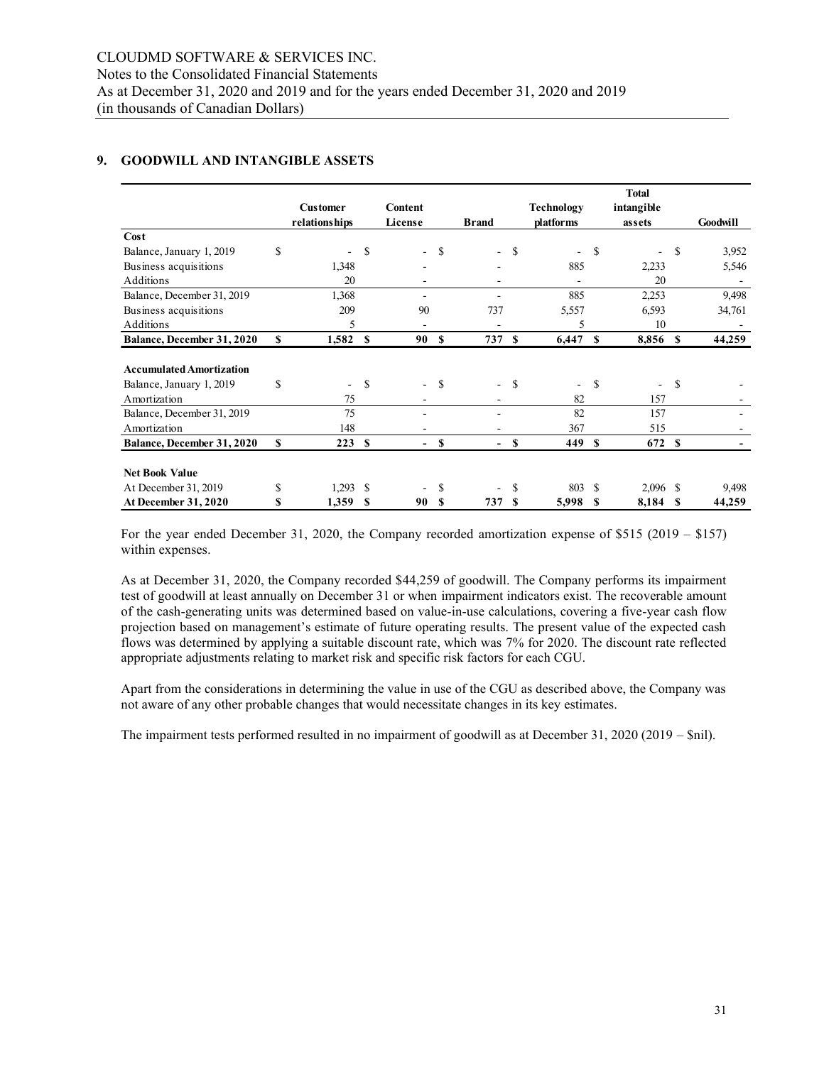## 9. GOODWILL AND INTANGIBLE ASSETS

| | Customer relationships | Content License | Brand | Technology platforms | Total intangible assets | Goodwill |
|---|---|---|---|---|---|---|
| **Cost** | | | | | | |
| Balance, January 1, 2019 | $ - | $ - | $ - | $ - | $ - | $ 3,952 |
| Business acquisitions | 1,348 | - | - | 885 | 2,233 | 5,546 |
| Additions | 20 | - | - | - | 20 | - |
| Balance, December 31, 2019 | 1,368 | - | - | 885 | 2,253 | 9,498 |
| Business acquisitions | 209 | 90 | 737 | 5,557 | 6,593 | 34,761 |
| Additions | 5 | - | - | 5 | 10 | - |
| **Balance, December 31, 2020** | **$ 1,582** | **$ 90** | **$ 737** | **$ 6,447** | **$ 8,856** | **$ 44,259** |
| **Accumulated Amortization** | | | | | | |
| Balance, January 1, 2019 | $ - | $ - | $ - | $ - | $ - | $ - |
| Amortization | 75 | - | - | 82 | 157 | - |
| Balance, December 31, 2019 | 75 | - | - | 82 | 157 | - |
| Amortization | 148 | - | - | 367 | 515 | - |
| **Balance, December 31, 2020** | **$ 223** | **$ -** | **$ -** | **$ 449** | **$ 672** | **$ -** |
| **Net Book Value** | | | | | | |
| At December 31, 2019 | $ 1,293 | $ - | $ - | $ 803 | $ 2,096 | $ 9,498 |
| **At December 31, 2020** | **$ 1,359** | **$ 90** | **$ 737** | **$ 5,998** | **$ 8,184** | **$ 44,259** |

For the year ended December 31, 2020, the Company recorded amortization expense of $515 (2019 – $157) within expenses.

As at December 31, 2020, the Company recorded $44,259 of goodwill. The Company performs its impairment test of goodwill at least annually on December 31 or when impairment indicators exist. The recoverable amount of the cash-generating units was determined based on value-in-use calculations, covering a five-year cash flow projection based on management's estimate of future operating results. The present value of the expected cash flows was determined by applying a suitable discount rate, which was 7% for 2020. The discount rate reflected appropriate adjustments relating to market risk and specific risk factors for each CGU.

Apart from the considerations in determining the value in use of the CGU as described above, the Company was not aware of any other probable changes that would necessitate changes in its key estimates.

The impairment tests performed resulted in no impairment of goodwill as at December 31, 2020 (2019 – $nil).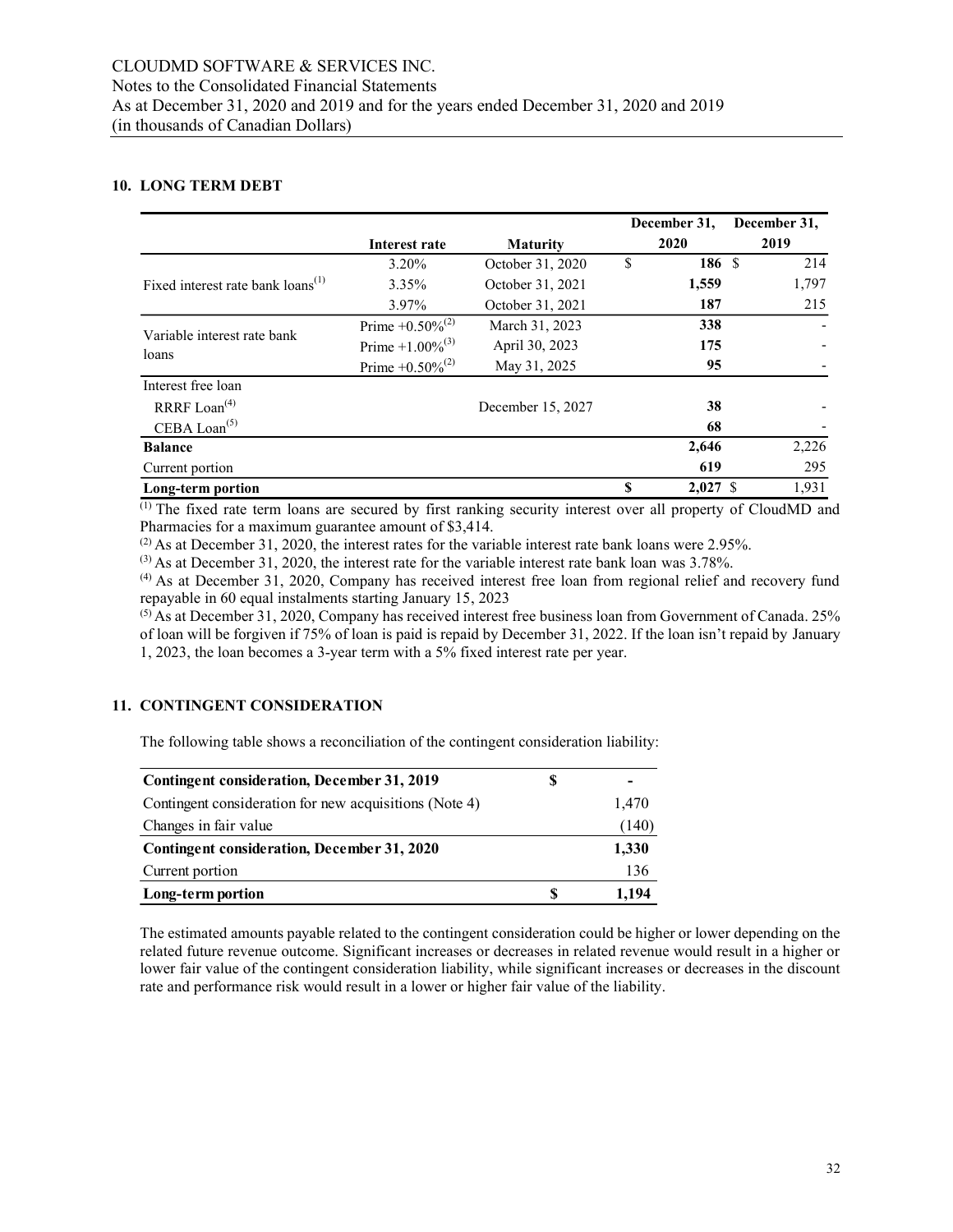## 10. LONG TERM DEBT

| | Interest rate | Maturity | December 31, 2020 | December 31, 2019 |
|---|---|---|---|---|
| Fixed interest rate bank loans[1] | 3.20% | October 31, 2020 | $ **186** | $ 214 |
| | 3.35% | October 31, 2021 | **1,559** | 1,797 |
| | 3.97% | October 31, 2021 | **187** | 215 |
| Variable interest rate bank loans | Prime +0.50%[2] | March 31, 2023 | **338** | - |
| | Prime +1.00%[3] | April 30, 2023 | **175** | - |
| | Prime +0.50%[2] | May 31, 2025 | **95** | - |
| Interest free loan | | | | |
| RRRF Loan[4] | | December 15, 2027 | **38** | - |
| CEBA Loan[5] | | | **68** | - |
| **Balance** | | | **2,646** | 2,226 |
| Current portion | | | **619** | 295 |
| **Long-term portion** | | | **$ 2,027** | $ 1,931 |

[1] The fixed rate term loans are secured by first ranking security interest over all property of CloudMD and Pharmacies for a maximum guarantee amount of $3,414.

[2] As at December 31, 2020, the interest rates for the variable interest rate bank loans were 2.95%.

[3] As at December 31, 2020, the interest rate for the variable interest rate bank loan was 3.78%.

[4] As at December 31, 2020, Company has received interest free loan from regional relief and recovery fund repayable in 60 equal instalments starting January 15, 2023

[5] As at December 31, 2020, Company has received interest free business loan from Government of Canada. 25% of loan will be forgiven if 75% of loan is paid is repaid by December 31, 2022. If the loan isn't repaid by January 1, 2023, the loan becomes a 3-year term with a 5% fixed interest rate per year.

## 11. CONTINGENT CONSIDERATION

The following table shows a reconciliation of the contingent consideration liability:

| | |
|---|---|
| **Contingent consideration, December 31, 2019** | **$ -** |
| Contingent consideration for new acquisitions (Note 4) | 1,470 |
| Changes in fair value | (140) |
| **Contingent consideration, December 31, 2020** | **1,330** |
| Current portion | 136 |
| **Long-term portion** | **$ 1,194** |

The estimated amounts payable related to the contingent consideration could be higher or lower depending on the related future revenue outcome. Significant increases or decreases in related revenue would result in a higher or lower fair value of the contingent consideration liability, while significant increases or decreases in the discount rate and performance risk would result in a lower or higher fair value of the liability.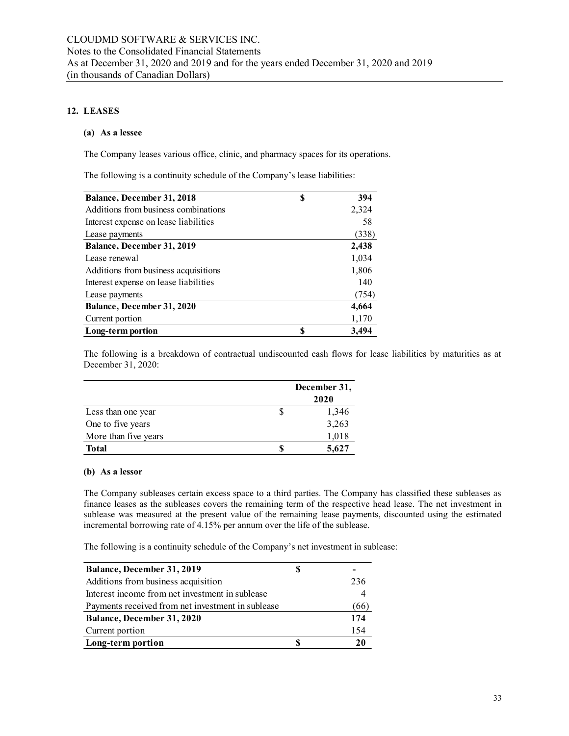## 12. LEASES

### (a) As a lessee

The Company leases various office, clinic, and pharmacy spaces for its operations.

The following is a continuity schedule of the Company's lease liabilities:

| | | |
|---|---|---|
| **Balance, December 31, 2018** | **$** | **394** |
| Additions from business combinations | | 2,324 |
| Interest expense on lease liabilities | | 58 |
| Lease payments | | (338) |
| **Balance, December 31, 2019** | | **2,438** |
| Lease renewal | | 1,034 |
| Additions from business acquisitions | | 1,806 |
| Interest expense on lease liabilities | | 140 |
| Lease payments | | (754) |
| **Balance, December 31, 2020** | | **4,664** |
| Current portion | | 1,170 |
| **Long-term portion** | **$** | **3,494** |

The following is a breakdown of contractual undiscounted cash flows for lease liabilities by maturities as at December 31, 2020:

| | | December 31, 2020 |
|---|---|---|
| Less than one year | $ | 1,346 |
| One to five years | | 3,263 |
| More than five years | | 1,018 |
| **Total** | **$** | **5,627** |

### (b) As a lessor

The Company subleases certain excess space to a third parties. The Company has classified these subleases as finance leases as the subleases covers the remaining term of the respective head lease. The net investment in sublease was measured at the present value of the remaining lease payments, discounted using the estimated incremental borrowing rate of 4.15% per annum over the life of the sublease.

The following is a continuity schedule of the Company's net investment in sublease:

| | | |
|---|---|---|
| **Balance, December 31, 2019** | **$** | **-** |
| Additions from business acquisition | | 236 |
| Interest income from net investment in sublease | | 4 |
| Payments received from net investment in sublease | | (66) |
| **Balance, December 31, 2020** | | **174** |
| Current portion | | 154 |
| **Long-term portion** | **$** | **20** |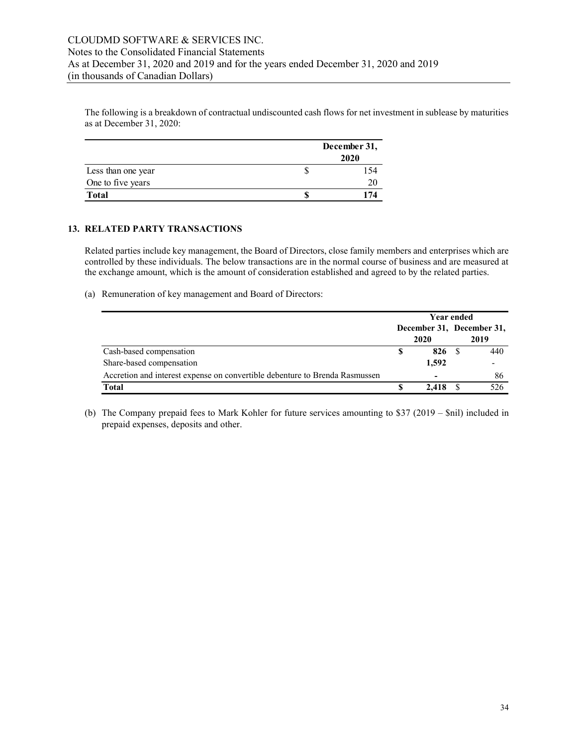The following is a breakdown of contractual undiscounted cash flows for net investment in sublease by maturities as at December 31, 2020:

| | December 31, 2020 |
|---|---|
| Less than one year | $ 154 |
| One to five years | 20 |
| **Total** | **$ 174** |

## 13. RELATED PARTY TRANSACTIONS

Related parties include key management, the Board of Directors, close family members and enterprises which are controlled by these individuals. The below transactions are in the normal course of business and are measured at the exchange amount, which is the amount of consideration established and agreed to by the related parties.

(a) Remuneration of key management and Board of Directors:

| | Year ended December 31, 2020 | Year ended December 31, 2019 |
|---|---|---|
| Cash-based compensation | **$ 826** | $ 440 |
| Share-based compensation | **1,592** | - |
| Accretion and interest expense on convertible debenture to Brenda Rasmussen | **-** | 86 |
| **Total** | **$ 2,418** | $ 526 |

(b) The Company prepaid fees to Mark Kohler for future services amounting to $37 (2019 – $nil) included in prepaid expenses, deposits and other.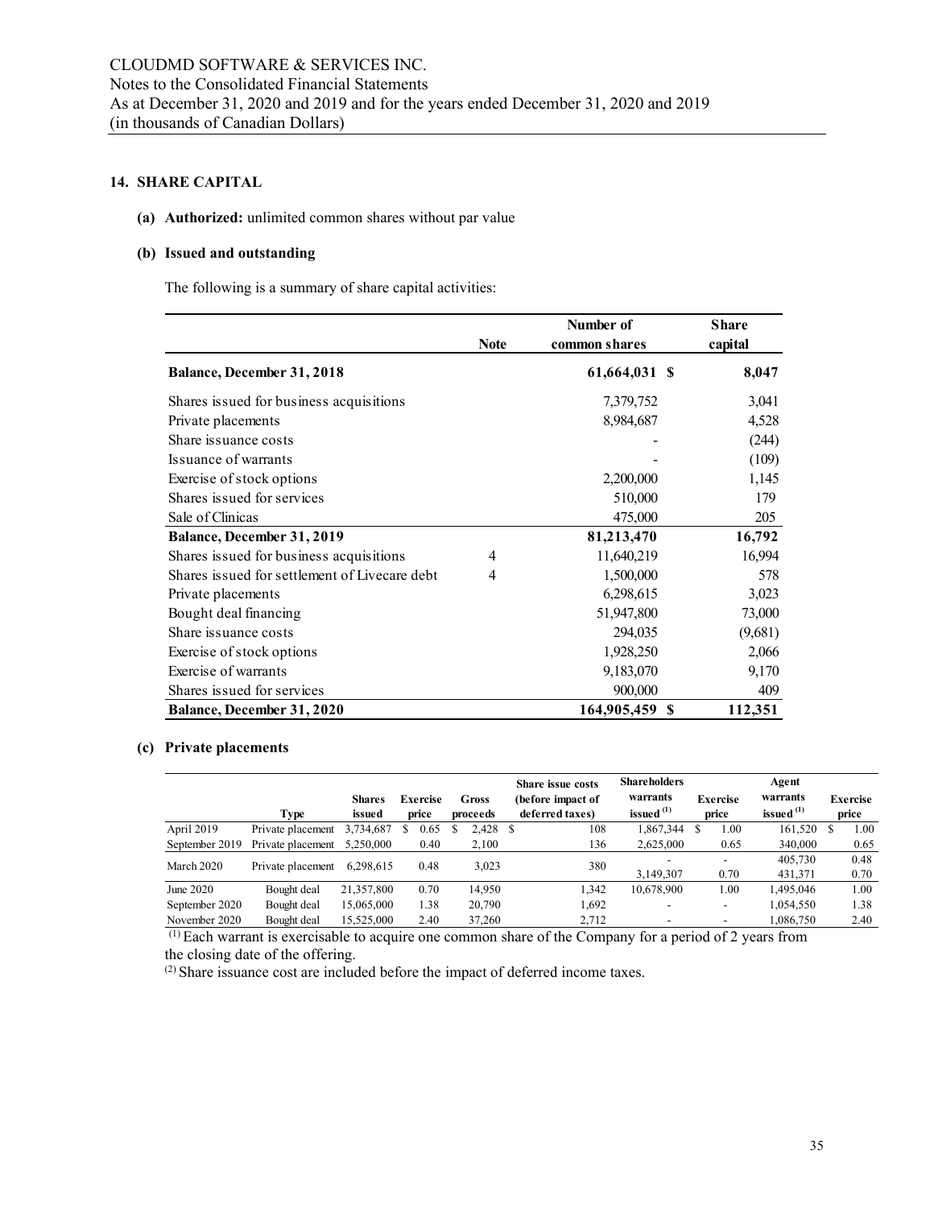## 14. SHARE CAPITAL

**(a) Authorized:** unlimited common shares without par value

**(b) Issued and outstanding**

The following is a summary of share capital activities:

| | Note | Number of common shares | Share capital |
|---|---|---|---|
| **Balance, December 31, 2018** | | **61,664,031** | **$ 8,047** |
| Shares issued for business acquisitions | | 7,379,752 | 3,041 |
| Private placements | | 8,984,687 | 4,528 |
| Share issuance costs | | - | (244) |
| Issuance of warrants | | - | (109) |
| Exercise of stock options | | 2,200,000 | 1,145 |
| Shares issued for services | | 510,000 | 179 |
| Sale of Clinicas | | 475,000 | 205 |
| **Balance, December 31, 2019** | | **81,213,470** | **16,792** |
| Shares issued for business acquisitions | 4 | 11,640,219 | 16,994 |
| Shares issued for settlement of Livecare debt | 4 | 1,500,000 | 578 |
| Private placements | | 6,298,615 | 3,023 |
| Bought deal financing | | 51,947,800 | 73,000 |
| Share issuance costs | | 294,035 | (9,681) |
| Exercise of stock options | | 1,928,250 | 2,066 |
| Exercise of warrants | | 9,183,070 | 9,170 |
| Shares issued for services | | 900,000 | 409 |
| **Balance, December 31, 2020** | | **164,905,459** | **$ 112,351** |

**(c) Private placements**

| | Type | Shares issued | Exercise price | Gross proceeds | Share issue costs (before impact of deferred taxes) | Shareholders warrants issued [1] | Exercise price | Agent warrants issued [1] | Exercise price |
|---|---|---|---|---|---|---|---|---|---|
| April 2019 | Private placement | 3,734,687 | $ 0.65 | $ 2,428 | $ 108 | 1,867,344 | $ 1.00 | 161,520 | $ 1.00 |
| September 2019 | Private placement | 5,250,000 | 0.40 | 2,100 | 136 | 2,625,000 | 0.65 | 340,000 | 0.65 |
| March 2020 | Private placement | 6,298,615 | 0.48 | 3,023 | 380 | - | - | 405,730 | 0.48 |
| | | | | | | 3,149,307 | 0.70 | 431,371 | 0.70 |
| June 2020 | Bought deal | 21,357,800 | 0.70 | 14,950 | 1,342 | 10,678,900 | 1.00 | 1,495,046 | 1.00 |
| September 2020 | Bought deal | 15,065,000 | 1.38 | 20,790 | 1,692 | - | - | 1,054,550 | 1.38 |
| November 2020 | Bought deal | 15,525,000 | 2.40 | 37,260 | 2,712 | - | - | 1,086,750 | 2.40 |

[1] Each warrant is exercisable to acquire one common share of the Company for a period of 2 years from the closing date of the offering.

[2] Share issuance cost are included before the impact of deferred income taxes.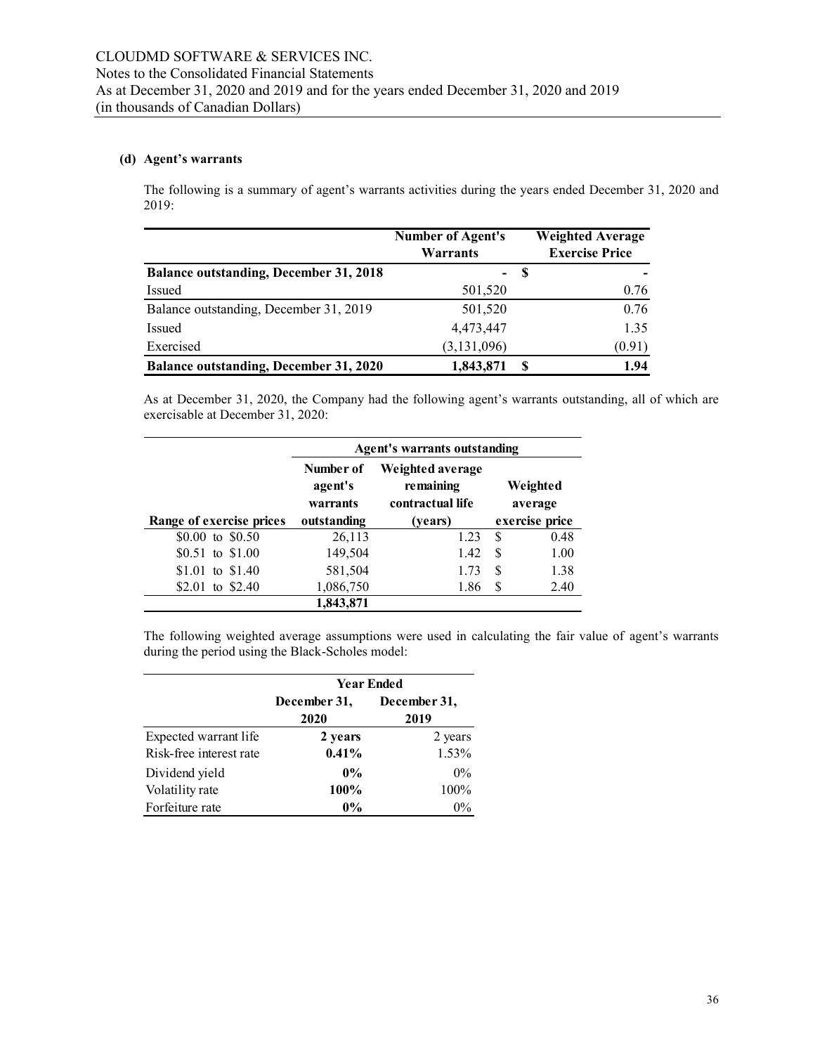### (d) Agent's warrants

The following is a summary of agent's warrants activities during the years ended December 31, 2020 and 2019:

| | Number of Agent's Warrants | Weighted Average Exercise Price |
|---|---|---|
| **Balance outstanding, December 31, 2018** | **-** | **$ -** |
| Issued | 501,520 | 0.76 |
| Balance outstanding, December 31, 2019 | 501,520 | 0.76 |
| Issued | 4,473,447 | 1.35 |
| Exercised | (3,131,096) | (0.91) |
| **Balance outstanding, December 31, 2020** | **1,843,871** | **$ 1.94** |

As at December 31, 2020, the Company had the following agent's warrants outstanding, all of which are exercisable at December 31, 2020:

| | Agent's warrants outstanding | | |
|---|---|---|---|
| Range of exercise prices | Number of agent's warrants outstanding | Weighted average remaining contractual life (years) | Weighted average exercise price |
| $0.00 to $0.50 | 26,113 | 1.23 | $ 0.48 |
| $0.51 to $1.00 | 149,504 | 1.42 | $ 1.00 |
| $1.01 to $1.40 | 581,504 | 1.73 | $ 1.38 |
| $2.01 to $2.40 | 1,086,750 | 1.86 | $ 2.40 |
| | **1,843,871** | | |

The following weighted average assumptions were used in calculating the fair value of agent's warrants during the period using the Black-Scholes model:

| | Year Ended | |
|---|---|---|
| | **December 31, 2020** | December 31, 2019 |
| Expected warrant life | **2 years** | 2 years |
| Risk-free interest rate | **0.41%** | 1.53% |
| Dividend yield | **0%** | 0% |
| Volatility rate | **100%** | 100% |
| Forfeiture rate | **0%** | 0% |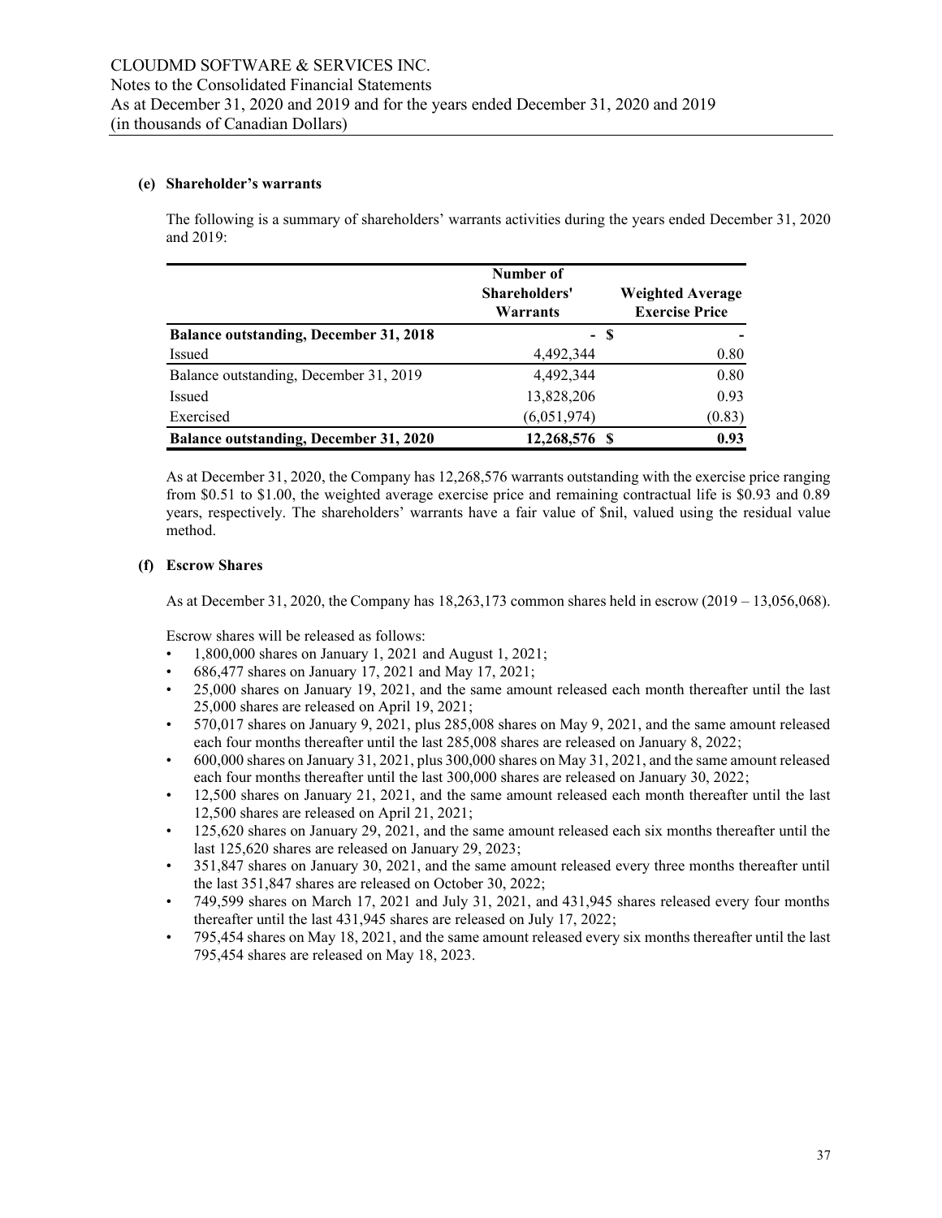#### (e) Shareholder's warrants

The following is a summary of shareholders' warrants activities during the years ended December 31, 2020 and 2019:

| | Number of Shareholders' Warrants | Weighted Average Exercise Price |
|---|---|---|
| **Balance outstanding, December 31, 2018** | - | $ - |
| Issued | 4,492,344 | 0.80 |
| Balance outstanding, December 31, 2019 | 4,492,344 | 0.80 |
| Issued | 13,828,206 | 0.93 |
| Exercised | (6,051,974) | (0.83) |
| **Balance outstanding, December 31, 2020** | **12,268,576** | **$ 0.93** |

As at December 31, 2020, the Company has 12,268,576 warrants outstanding with the exercise price ranging from $0.51 to $1.00, the weighted average exercise price and remaining contractual life is $0.93 and 0.89 years, respectively. The shareholders' warrants have a fair value of $nil, valued using the residual value method.

#### (f) Escrow Shares

As at December 31, 2020, the Company has 18,263,173 common shares held in escrow (2019 – 13,056,068).

Escrow shares will be released as follows:

- 1,800,000 shares on January 1, 2021 and August 1, 2021;
- 686,477 shares on January 17, 2021 and May 17, 2021;
- 25,000 shares on January 19, 2021, and the same amount released each month thereafter until the last 25,000 shares are released on April 19, 2021;
- 570,017 shares on January 9, 2021, plus 285,008 shares on May 9, 2021, and the same amount released each four months thereafter until the last 285,008 shares are released on January 8, 2022;
- 600,000 shares on January 31, 2021, plus 300,000 shares on May 31, 2021, and the same amount released each four months thereafter until the last 300,000 shares are released on January 30, 2022;
- 12,500 shares on January 21, 2021, and the same amount released each month thereafter until the last 12,500 shares are released on April 21, 2021;
- 125,620 shares on January 29, 2021, and the same amount released each six months thereafter until the last 125,620 shares are released on January 29, 2023;
- 351,847 shares on January 30, 2021, and the same amount released every three months thereafter until the last 351,847 shares are released on October 30, 2022;
- 749,599 shares on March 17, 2021 and July 31, 2021, and 431,945 shares released every four months thereafter until the last 431,945 shares are released on July 17, 2022;
- 795,454 shares on May 18, 2021, and the same amount released every six months thereafter until the last 795,454 shares are released on May 18, 2023.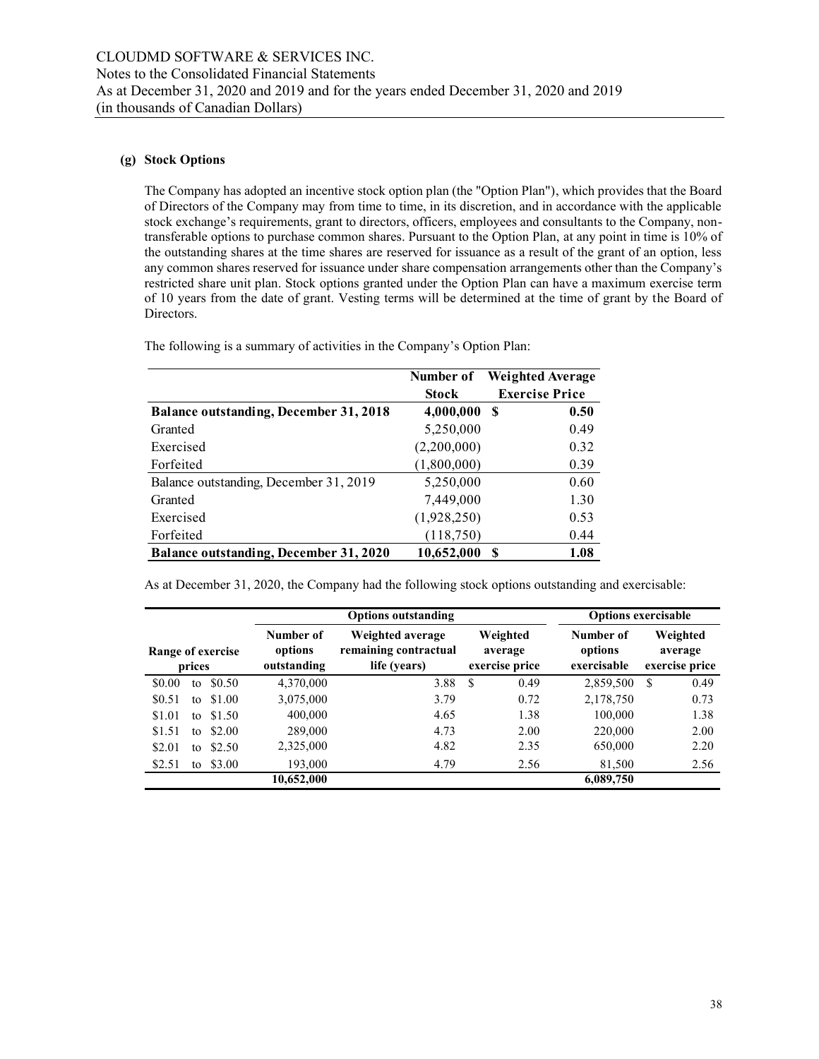### (g) Stock Options

The Company has adopted an incentive stock option plan (the "Option Plan"), which provides that the Board of Directors of the Company may from time to time, in its discretion, and in accordance with the applicable stock exchange's requirements, grant to directors, officers, employees and consultants to the Company, non-transferable options to purchase common shares. Pursuant to the Option Plan, at any point in time is 10% of the outstanding shares at the time shares are reserved for issuance as a result of the grant of an option, less any common shares reserved for issuance under share compensation arrangements other than the Company's restricted share unit plan. Stock options granted under the Option Plan can have a maximum exercise term of 10 years from the date of grant. Vesting terms will be determined at the time of grant by the Board of Directors.

The following is a summary of activities in the Company's Option Plan:

| | Number of Stock | Weighted Average Exercise Price |
|---|---|---|
| **Balance outstanding, December 31, 2018** | **4,000,000** | **$ 0.50** |
| Granted | 5,250,000 | 0.49 |
| Exercised | (2,200,000) | 0.32 |
| Forfeited | (1,800,000) | 0.39 |
| Balance outstanding, December 31, 2019 | 5,250,000 | 0.60 |
| Granted | 7,449,000 | 1.30 |
| Exercised | (1,928,250) | 0.53 |
| Forfeited | (118,750) | 0.44 |
| **Balance outstanding, December 31, 2020** | **10,652,000** | **$ 1.08** |

As at December 31, 2020, the Company had the following stock options outstanding and exercisable:

| | Options outstanding | | | Options exercisable | |
|---|---|---|---|---|---|
| Range of exercise prices | Number of options outstanding | Weighted average remaining contractual life (years) | Weighted average exercise price | Number of options exercisable | Weighted average exercise price |
| \$0.00 to \$0.50 | 4,370,000 | 3.88 | $ 0.49 | 2,859,500 | $ 0.49 |
| \$0.51 to \$1.00 | 3,075,000 | 3.79 | 0.72 | 2,178,750 | 0.73 |
| \$1.01 to \$1.50 | 400,000 | 4.65 | 1.38 | 100,000 | 1.38 |
| \$1.51 to \$2.00 | 289,000 | 4.73 | 2.00 | 220,000 | 2.00 |
| \$2.01 to \$2.50 | 2,325,000 | 4.82 | 2.35 | 650,000 | 2.20 |
| \$2.51 to \$3.00 | 193,000 | 4.79 | 2.56 | 81,500 | 2.56 |
| | **10,652,000** | | | **6,089,750** | |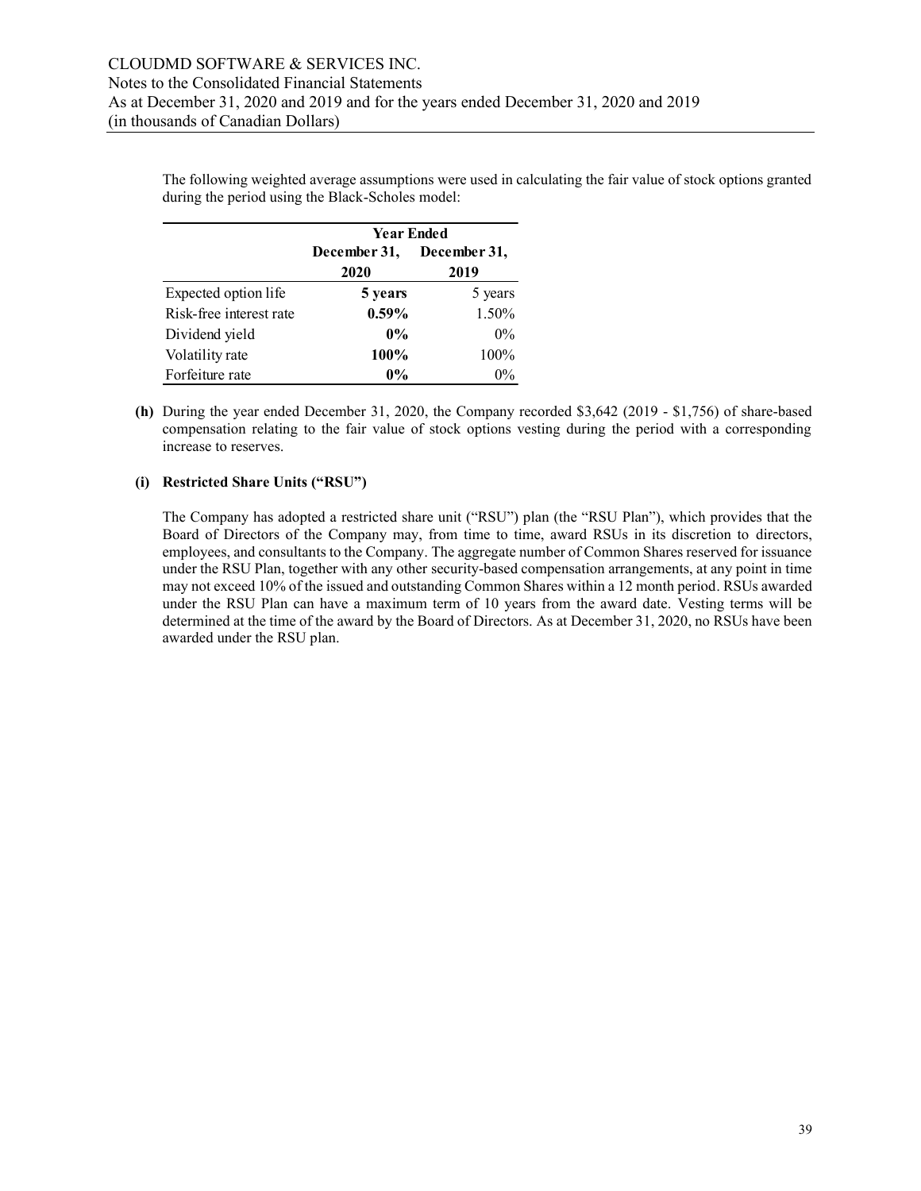The following weighted average assumptions were used in calculating the fair value of stock options granted during the period using the Black-Scholes model:

| | Year Ended | |
|---|---|---|
| | **December 31, 2020** | **December 31, 2019** |
| Expected option life | **5 years** | 5 years |
| Risk-free interest rate | **0.59%** | 1.50% |
| Dividend yield | **0%** | 0% |
| Volatility rate | **100%** | 100% |
| Forfeiture rate | **0%** | 0% |

**(h)** During the year ended December 31, 2020, the Company recorded $3,642 (2019 - $1,756) of share-based compensation relating to the fair value of stock options vesting during the period with a corresponding increase to reserves.

**(i) Restricted Share Units ("RSU")**

The Company has adopted a restricted share unit ("RSU") plan (the "RSU Plan"), which provides that the Board of Directors of the Company may, from time to time, award RSUs in its discretion to directors, employees, and consultants to the Company. The aggregate number of Common Shares reserved for issuance under the RSU Plan, together with any other security-based compensation arrangements, at any point in time may not exceed 10% of the issued and outstanding Common Shares within a 12 month period. RSUs awarded under the RSU Plan can have a maximum term of 10 years from the award date. Vesting terms will be determined at the time of the award by the Board of Directors. As at December 31, 2020, no RSUs have been awarded under the RSU plan.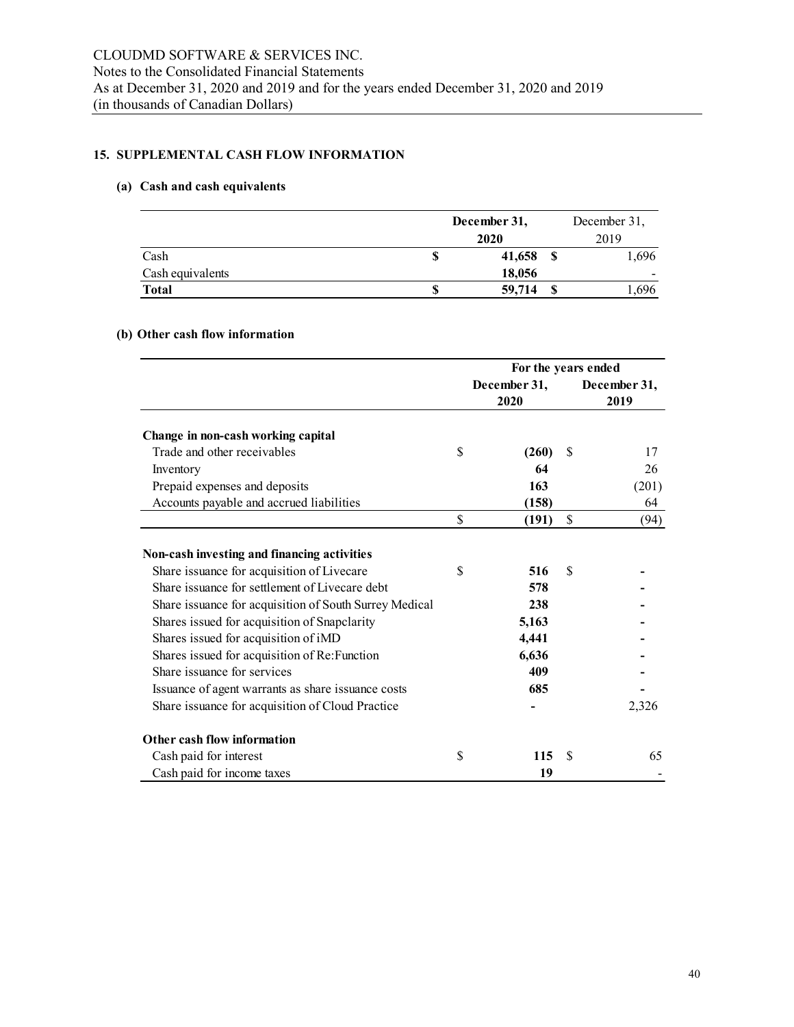## 15. SUPPLEMENTAL CASH FLOW INFORMATION

### (a) Cash and cash equivalents

| | December 31, 2020 | December 31, 2019 |
|---|---|---|
| Cash | $ 41,658 | $ 1,696 |
| Cash equivalents | 18,056 | - |
| **Total** | **$ 59,714** | **$ 1,696** |

### (b) Other cash flow information

| | For the years ended | |
|---|---|---|
| | December 31, 2020 | December 31, 2019 |
| **Change in non-cash working capital** | | |
| Trade and other receivables | $ (260) | $ 17 |
| Inventory | 64 | 26 |
| Prepaid expenses and deposits | 163 | (201) |
| Accounts payable and accrued liabilities | (158) | 64 |
| | $ (191) | $ (94) |
| **Non-cash investing and financing activities** | | |
| Share issuance for acquisition of Livecare | $ 516 | $ - |
| Share issuance for settlement of Livecare debt | 578 | - |
| Share issuance for acquisition of South Surrey Medical | 238 | - |
| Shares issued for acquisition of Snapclarity | 5,163 | - |
| Shares issued for acquisition of iMD | 4,441 | - |
| Shares issued for acquisition of Re:Function | 6,636 | - |
| Share issuance for services | 409 | - |
| Issuance of agent warrants as share issuance costs | 685 | - |
| Share issuance for acquisition of Cloud Practice | - | 2,326 |
| **Other cash flow information** | | |
| Cash paid for interest | $ 115 | $ 65 |
| Cash paid for income taxes | 19 | - |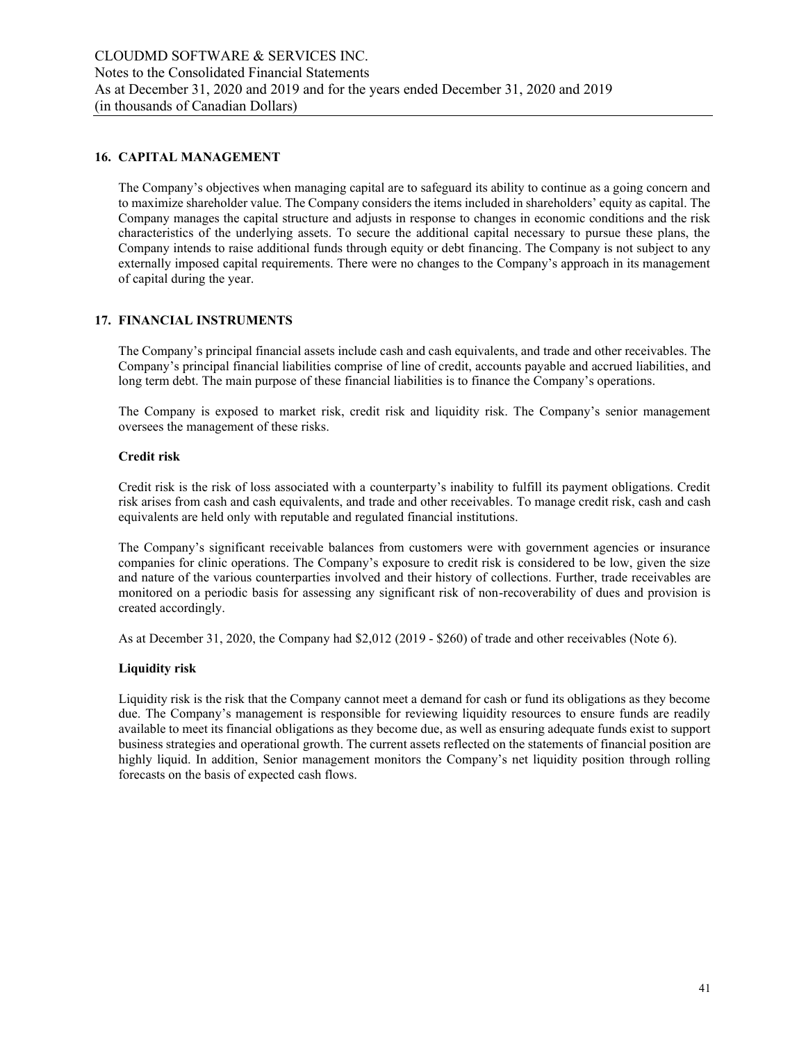## 16. CAPITAL MANAGEMENT

The Company's objectives when managing capital are to safeguard its ability to continue as a going concern and to maximize shareholder value. The Company considers the items included in shareholders' equity as capital. The Company manages the capital structure and adjusts in response to changes in economic conditions and the risk characteristics of the underlying assets. To secure the additional capital necessary to pursue these plans, the Company intends to raise additional funds through equity or debt financing. The Company is not subject to any externally imposed capital requirements. There were no changes to the Company's approach in its management of capital during the year.

## 17. FINANCIAL INSTRUMENTS

The Company's principal financial assets include cash and cash equivalents, and trade and other receivables. The Company's principal financial liabilities comprise of line of credit, accounts payable and accrued liabilities, and long term debt. The main purpose of these financial liabilities is to finance the Company's operations.

The Company is exposed to market risk, credit risk and liquidity risk. The Company's senior management oversees the management of these risks.

### Credit risk

Credit risk is the risk of loss associated with a counterparty's inability to fulfill its payment obligations. Credit risk arises from cash and cash equivalents, and trade and other receivables. To manage credit risk, cash and cash equivalents are held only with reputable and regulated financial institutions.

The Company's significant receivable balances from customers were with government agencies or insurance companies for clinic operations. The Company's exposure to credit risk is considered to be low, given the size and nature of the various counterparties involved and their history of collections. Further, trade receivables are monitored on a periodic basis for assessing any significant risk of non-recoverability of dues and provision is created accordingly.

As at December 31, 2020, the Company had $2,012 (2019 - $260) of trade and other receivables (Note 6).

### Liquidity risk

Liquidity risk is the risk that the Company cannot meet a demand for cash or fund its obligations as they become due. The Company's management is responsible for reviewing liquidity resources to ensure funds are readily available to meet its financial obligations as they become due, as well as ensuring adequate funds exist to support business strategies and operational growth. The current assets reflected on the statements of financial position are highly liquid. In addition, Senior management monitors the Company's net liquidity position through rolling forecasts on the basis of expected cash flows.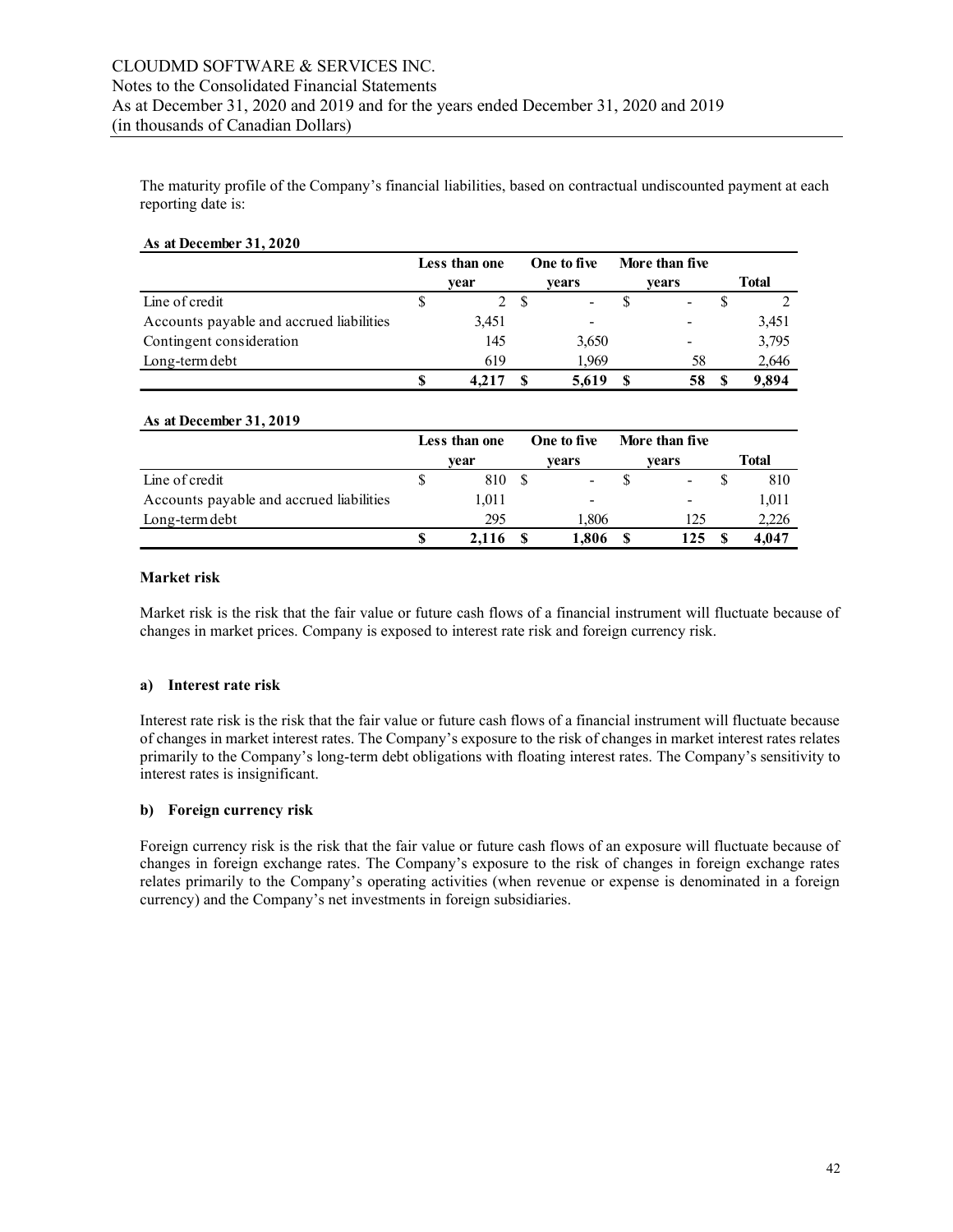The maturity profile of the Company's financial liabilities, based on contractual undiscounted payment at each reporting date is:

**As at December 31, 2020**

| | Less than one year | One to five years | More than five years | Total |
|---|---|---|---|---|
| Line of credit | $ 2 | $ - | $ - | $ 2 |
| Accounts payable and accrued liabilities | 3,451 | - | - | 3,451 |
| Contingent consideration | 145 | 3,650 | - | 3,795 |
| Long-term debt | 619 | 1,969 | 58 | 2,646 |
| | **$ 4,217** | **$ 5,619** | **$ 58** | **$ 9,894** |

**As at December 31, 2019**

| | Less than one year | One to five years | More than five years | Total |
|---|---|---|---|---|
| Line of credit | $ 810 | $ - | $ - | $ 810 |
| Accounts payable and accrued liabilities | 1,011 | - | - | 1,011 |
| Long-term debt | 295 | 1,806 | 125 | 2,226 |
| | **$ 2,116** | **$ 1,806** | **$ 125** | **$ 4,047** |

**Market risk**

Market risk is the risk that the fair value or future cash flows of a financial instrument will fluctuate because of changes in market prices. Company is exposed to interest rate risk and foreign currency risk.

**a) Interest rate risk**

Interest rate risk is the risk that the fair value or future cash flows of a financial instrument will fluctuate because of changes in market interest rates. The Company's exposure to the risk of changes in market interest rates relates primarily to the Company's long-term debt obligations with floating interest rates. The Company's sensitivity to interest rates is insignificant.

**b) Foreign currency risk**

Foreign currency risk is the risk that the fair value or future cash flows of an exposure will fluctuate because of changes in foreign exchange rates. The Company's exposure to the risk of changes in foreign exchange rates relates primarily to the Company's operating activities (when revenue or expense is denominated in a foreign currency) and the Company's net investments in foreign subsidiaries.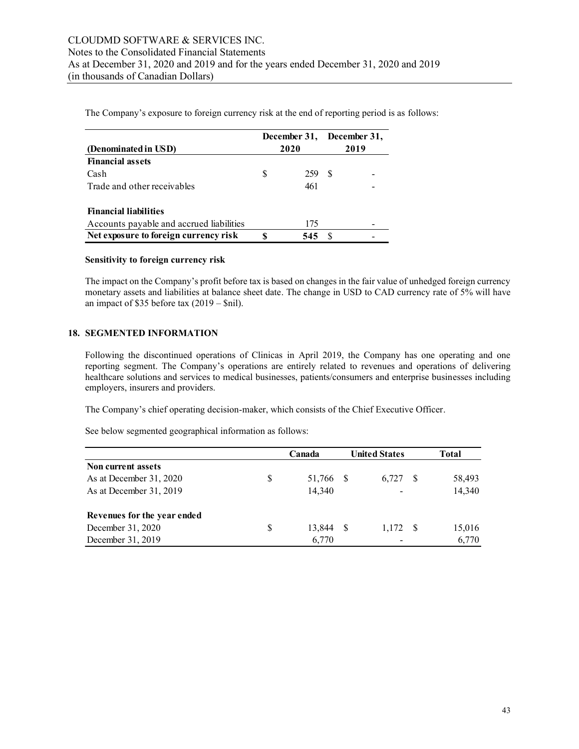The Company's exposure to foreign currency risk at the end of reporting period is as follows:

| (Denominated in USD) | December 31, 2020 | December 31, 2019 |
|---|---|---|
| **Financial assets** | | |
| Cash | $ 259 | $ - |
| Trade and other receivables | 461 | - |
| | | |
| **Financial liabilities** | | |
| Accounts payable and accrued liabilities | 175 | - |
| **Net exposure to foreign currency risk** | **$ 545** | $ - |

**Sensitivity to foreign currency risk**

The impact on the Company's profit before tax is based on changes in the fair value of unhedged foreign currency monetary assets and liabilities at balance sheet date. The change in USD to CAD currency rate of 5% will have an impact of $35 before tax (2019 – $nil).

## 18. SEGMENTED INFORMATION

Following the discontinued operations of Clinicas in April 2019, the Company has one operating and one reporting segment. The Company's operations are entirely related to revenues and operations of delivering healthcare solutions and services to medical businesses, patients/consumers and enterprise businesses including employers, insurers and providers.

The Company's chief operating decision-maker, which consists of the Chief Executive Officer.

See below segmented geographical information as follows:

| | Canada | United States | Total |
|---|---|---|---|
| **Non current assets** | | | |
| As at December 31, 2020 | $ 51,766 | $ 6,727 | $ 58,493 |
| As at December 31, 2019 | 14,340 | - | 14,340 |
| | | | |
| **Revenues for the year ended** | | | |
| December 31, 2020 | $ 13,844 | $ 1,172 | $ 15,016 |
| December 31, 2019 | 6,770 | - | 6,770 |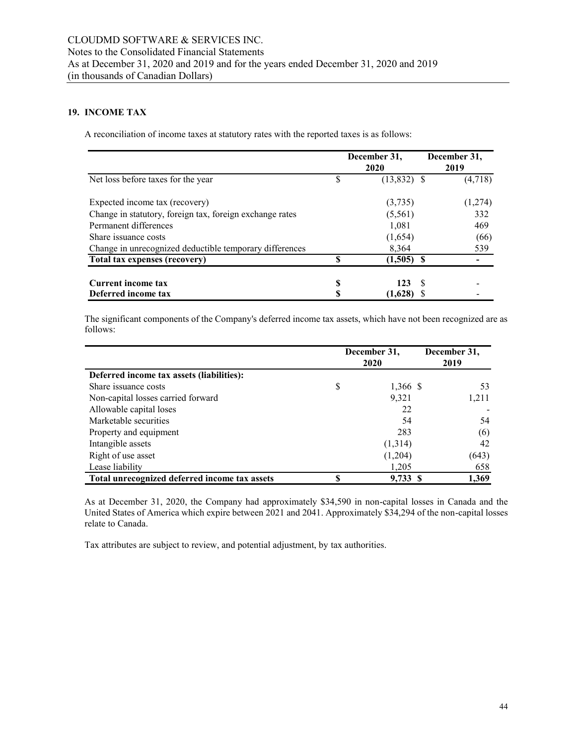## 19. INCOME TAX

A reconciliation of income taxes at statutory rates with the reported taxes is as follows:

| | December 31, 2020 | December 31, 2019 |
|---|---|---|
| Net loss before taxes for the year | $ (13,832) | $ (4,718) |
| Expected income tax (recovery) | (3,735) | (1,274) |
| Change in statutory, foreign tax, foreign exchange rates | (5,561) | 332 |
| Permanent differences | 1,081 | 469 |
| Share issuance costs | (1,654) | (66) |
| Change in unrecognized deductible temporary differences | 8,364 | 539 |
| **Total tax expenses (recovery)** | **$ (1,505)** | **$ -** |
| **Current income tax** | **$ 123** | $ - |
| **Deferred income tax** | **$ (1,628)** | $ - |

The significant components of the Company's deferred income tax assets, which have not been recognized are as follows:

| | December 31, 2020 | December 31, 2019 |
|---|---|---|
| **Deferred income tax assets (liabilities):** | | |
| Share issuance costs | $ 1,366 | $ 53 |
| Non-capital losses carried forward | 9,321 | 1,211 |
| Allowable capital loses | 22 | - |
| Marketable securities | 54 | 54 |
| Property and equipment | 283 | (6) |
| Intangible assets | (1,314) | 42 |
| Right of use asset | (1,204) | (643) |
| Lease liability | 1,205 | 658 |
| **Total unrecognized deferred income tax assets** | **$ 9,733** | **$ 1,369** |

As at December 31, 2020, the Company had approximately $34,590 in non-capital losses in Canada and the United States of America which expire between 2021 and 2041. Approximately $34,294 of the non-capital losses relate to Canada.

Tax attributes are subject to review, and potential adjustment, by tax authorities.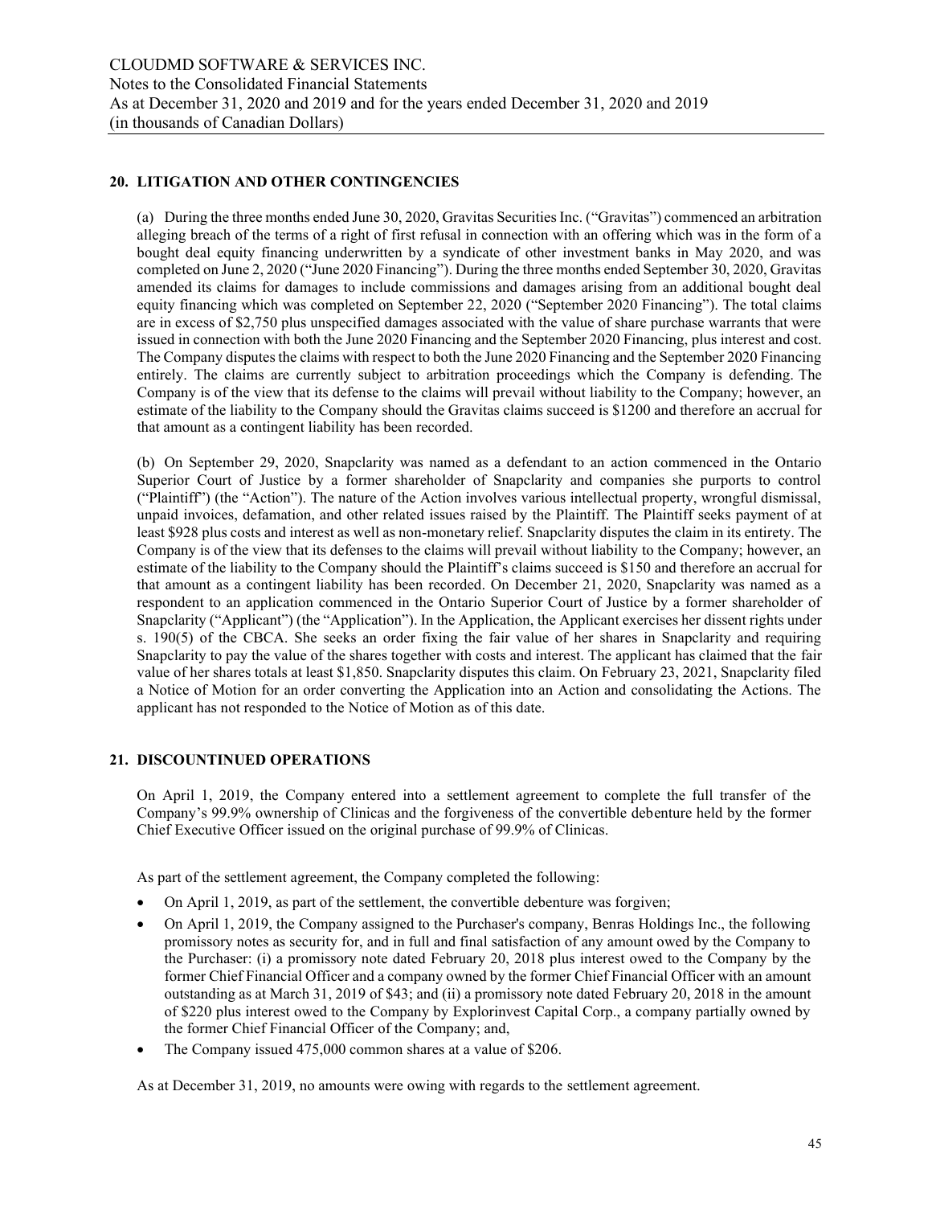## 20. LITIGATION AND OTHER CONTINGENCIES

(a) During the three months ended June 30, 2020, Gravitas Securities Inc. ("Gravitas") commenced an arbitration alleging breach of the terms of a right of first refusal in connection with an offering which was in the form of a bought deal equity financing underwritten by a syndicate of other investment banks in May 2020, and was completed on June 2, 2020 ("June 2020 Financing"). During the three months ended September 30, 2020, Gravitas amended its claims for damages to include commissions and damages arising from an additional bought deal equity financing which was completed on September 22, 2020 ("September 2020 Financing"). The total claims are in excess of $2,750 plus unspecified damages associated with the value of share purchase warrants that were issued in connection with both the June 2020 Financing and the September 2020 Financing, plus interest and cost. The Company disputes the claims with respect to both the June 2020 Financing and the September 2020 Financing entirely. The claims are currently subject to arbitration proceedings which the Company is defending. The Company is of the view that its defense to the claims will prevail without liability to the Company; however, an estimate of the liability to the Company should the Gravitas claims succeed is $1200 and therefore an accrual for that amount as a contingent liability has been recorded.

(b) On September 29, 2020, Snapclarity was named as a defendant to an action commenced in the Ontario Superior Court of Justice by a former shareholder of Snapclarity and companies she purports to control ("Plaintiff") (the "Action"). The nature of the Action involves various intellectual property, wrongful dismissal, unpaid invoices, defamation, and other related issues raised by the Plaintiff. The Plaintiff seeks payment of at least $928 plus costs and interest as well as non-monetary relief. Snapclarity disputes the claim in its entirety. The Company is of the view that its defenses to the claims will prevail without liability to the Company; however, an estimate of the liability to the Company should the Plaintiff's claims succeed is $150 and therefore an accrual for that amount as a contingent liability has been recorded. On December 21, 2020, Snapclarity was named as a respondent to an application commenced in the Ontario Superior Court of Justice by a former shareholder of Snapclarity ("Applicant") (the "Application"). In the Application, the Applicant exercises her dissent rights under s. 190(5) of the CBCA. She seeks an order fixing the fair value of her shares in Snapclarity and requiring Snapclarity to pay the value of the shares together with costs and interest. The applicant has claimed that the fair value of her shares totals at least $1,850. Snapclarity disputes this claim. On February 23, 2021, Snapclarity filed a Notice of Motion for an order converting the Application into an Action and consolidating the Actions. The applicant has not responded to the Notice of Motion as of this date.

## 21. DISCOUNTINUED OPERATIONS

On April 1, 2019, the Company entered into a settlement agreement to complete the full transfer of the Company's 99.9% ownership of Clinicas and the forgiveness of the convertible debenture held by the former Chief Executive Officer issued on the original purchase of 99.9% of Clinicas.

As part of the settlement agreement, the Company completed the following:

- On April 1, 2019, as part of the settlement, the convertible debenture was forgiven;
- On April 1, 2019, the Company assigned to the Purchaser's company, Benras Holdings Inc., the following promissory notes as security for, and in full and final satisfaction of any amount owed by the Company to the Purchaser: (i) a promissory note dated February 20, 2018 plus interest owed to the Company by the former Chief Financial Officer and a company owned by the former Chief Financial Officer with an amount outstanding as at March 31, 2019 of $43; and (ii) a promissory note dated February 20, 2018 in the amount of $220 plus interest owed to the Company by Explorinvest Capital Corp., a company partially owned by the former Chief Financial Officer of the Company; and,
- The Company issued 475,000 common shares at a value of $206.

As at December 31, 2019, no amounts were owing with regards to the settlement agreement.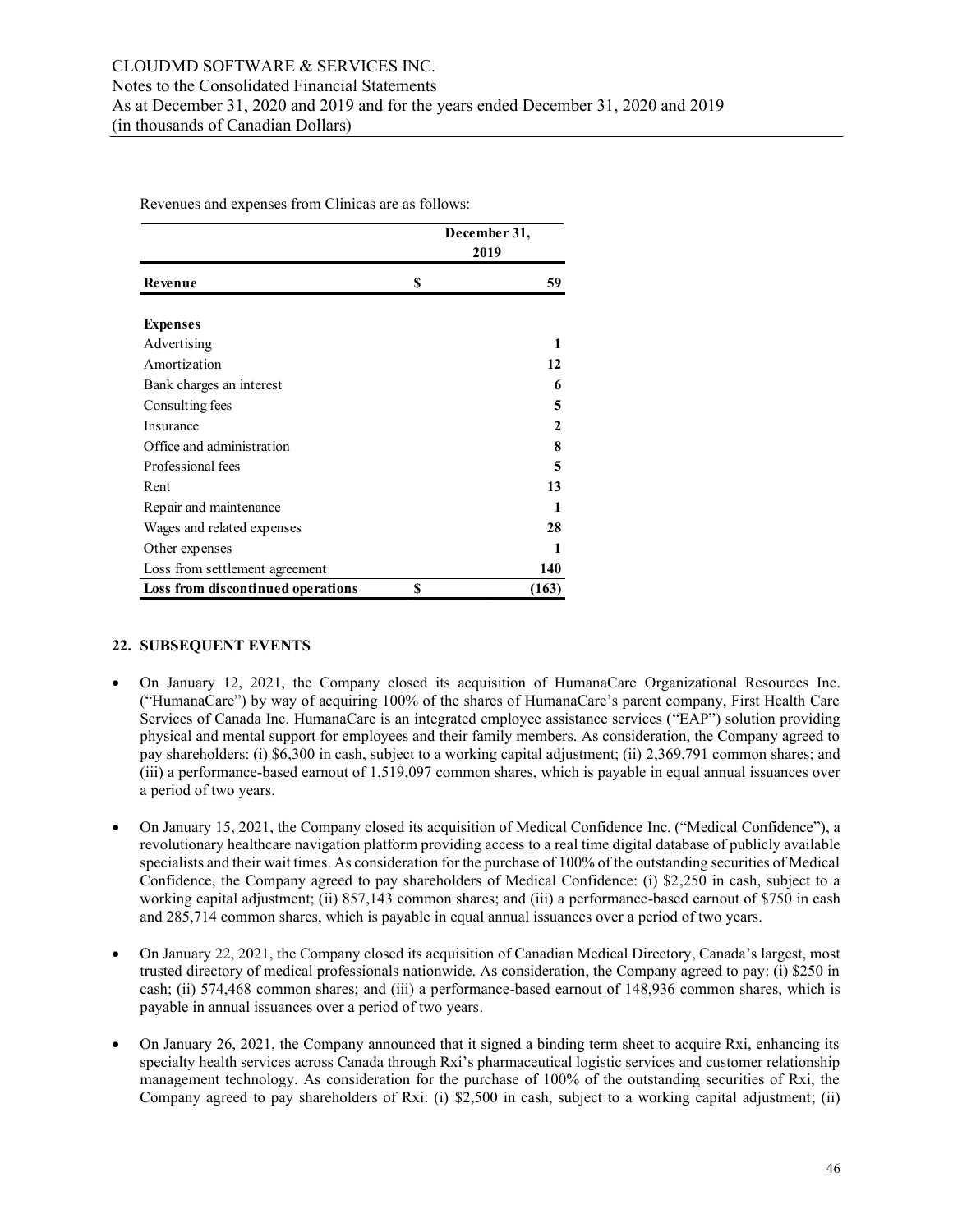Revenues and expenses from Clinicas are as follows:

| | December 31, 2019 |
|---|---|
| **Revenue** | **$ 59** |
| **Expenses** | |
| Advertising | **1** |
| Amortization | **12** |
| Bank charges an interest | **6** |
| Consulting fees | **5** |
| Insurance | **2** |
| Office and administration | **8** |
| Professional fees | **5** |
| Rent | **13** |
| Repair and maintenance | **1** |
| Wages and related expenses | **28** |
| Other expenses | **1** |
| Loss from settlement agreement | **140** |
| **Loss from discontinued operations** | **$ (163)** |

## 22. SUBSEQUENT EVENTS

- On January 12, 2021, the Company closed its acquisition of HumanaCare Organizational Resources Inc. ("HumanaCare") by way of acquiring 100% of the shares of HumanaCare's parent company, First Health Care Services of Canada Inc. HumanaCare is an integrated employee assistance services ("EAP") solution providing physical and mental support for employees and their family members. As consideration, the Company agreed to pay shareholders: (i) $6,300 in cash, subject to a working capital adjustment; (ii) 2,369,791 common shares; and (iii) a performance-based earnout of 1,519,097 common shares, which is payable in equal annual issuances over a period of two years.

- On January 15, 2021, the Company closed its acquisition of Medical Confidence Inc. ("Medical Confidence"), a revolutionary healthcare navigation platform providing access to a real time digital database of publicly available specialists and their wait times. As consideration for the purchase of 100% of the outstanding securities of Medical Confidence, the Company agreed to pay shareholders of Medical Confidence: (i) $2,250 in cash, subject to a working capital adjustment; (ii) 857,143 common shares; and (iii) a performance-based earnout of $750 in cash and 285,714 common shares, which is payable in equal annual issuances over a period of two years.

- On January 22, 2021, the Company closed its acquisition of Canadian Medical Directory, Canada's largest, most trusted directory of medical professionals nationwide. As consideration, the Company agreed to pay: (i) $250 in cash; (ii) 574,468 common shares; and (iii) a performance-based earnout of 148,936 common shares, which is payable in annual issuances over a period of two years.

- On January 26, 2021, the Company announced that it signed a binding term sheet to acquire Rxi, enhancing its specialty health services across Canada through Rxi's pharmaceutical logistic services and customer relationship management technology. As consideration for the purchase of 100% of the outstanding securities of Rxi, the Company agreed to pay shareholders of Rxi: (i) $2,500 in cash, subject to a working capital adjustment; (ii)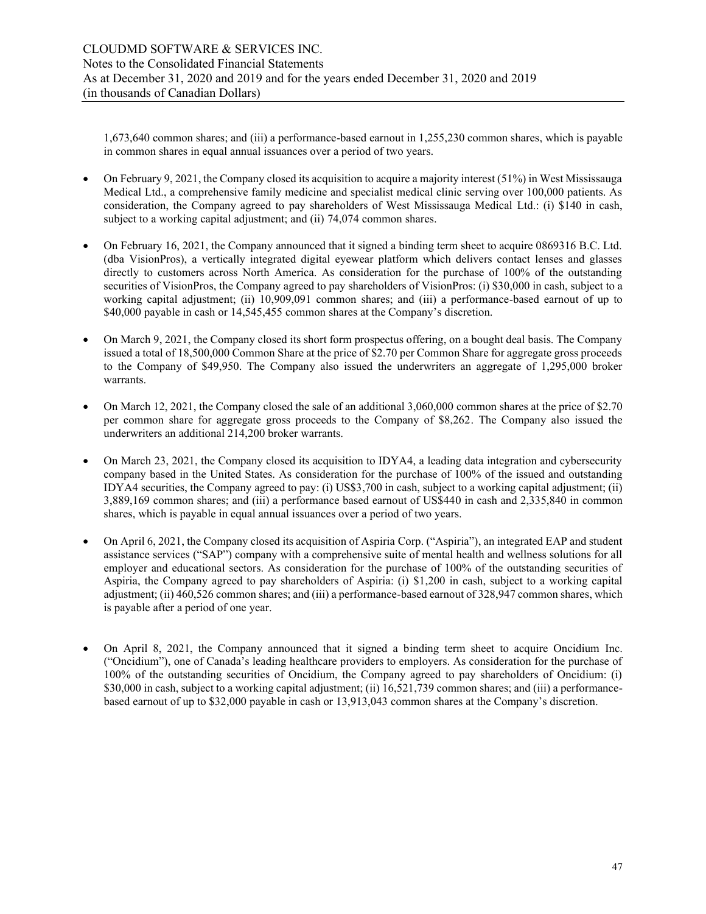1,673,640 common shares; and (iii) a performance-based earnout in 1,255,230 common shares, which is payable in common shares in equal annual issuances over a period of two years.

- On February 9, 2021, the Company closed its acquisition to acquire a majority interest (51%) in West Mississauga Medical Ltd., a comprehensive family medicine and specialist medical clinic serving over 100,000 patients. As consideration, the Company agreed to pay shareholders of West Mississauga Medical Ltd.: (i) $140 in cash, subject to a working capital adjustment; and (ii) 74,074 common shares.

- On February 16, 2021, the Company announced that it signed a binding term sheet to acquire 0869316 B.C. Ltd. (dba VisionPros), a vertically integrated digital eyewear platform which delivers contact lenses and glasses directly to customers across North America. As consideration for the purchase of 100% of the outstanding securities of VisionPros, the Company agreed to pay shareholders of VisionPros: (i) $30,000 in cash, subject to a working capital adjustment; (ii) 10,909,091 common shares; and (iii) a performance-based earnout of up to $40,000 payable in cash or 14,545,455 common shares at the Company's discretion.

- On March 9, 2021, the Company closed its short form prospectus offering, on a bought deal basis. The Company issued a total of 18,500,000 Common Share at the price of $2.70 per Common Share for aggregate gross proceeds to the Company of $49,950. The Company also issued the underwriters an aggregate of 1,295,000 broker warrants.

- On March 12, 2021, the Company closed the sale of an additional 3,060,000 common shares at the price of $2.70 per common share for aggregate gross proceeds to the Company of $8,262. The Company also issued the underwriters an additional 214,200 broker warrants.

- On March 23, 2021, the Company closed its acquisition to IDYA4, a leading data integration and cybersecurity company based in the United States. As consideration for the purchase of 100% of the issued and outstanding IDYA4 securities, the Company agreed to pay: (i) US$3,700 in cash, subject to a working capital adjustment; (ii) 3,889,169 common shares; and (iii) a performance based earnout of US$440 in cash and 2,335,840 in common shares, which is payable in equal annual issuances over a period of two years.

- On April 6, 2021, the Company closed its acquisition of Aspiria Corp. ("Aspiria"), an integrated EAP and student assistance services ("SAP") company with a comprehensive suite of mental health and wellness solutions for all employer and educational sectors. As consideration for the purchase of 100% of the outstanding securities of Aspiria, the Company agreed to pay shareholders of Aspiria: (i) $1,200 in cash, subject to a working capital adjustment; (ii) 460,526 common shares; and (iii) a performance-based earnout of 328,947 common shares, which is payable after a period of one year.

- On April 8, 2021, the Company announced that it signed a binding term sheet to acquire Oncidium Inc. ("Oncidium"), one of Canada's leading healthcare providers to employers. As consideration for the purchase of 100% of the outstanding securities of Oncidium, the Company agreed to pay shareholders of Oncidium: (i) $30,000 in cash, subject to a working capital adjustment; (ii) 16,521,739 common shares; and (iii) a performance-based earnout of up to $32,000 payable in cash or 13,913,043 common shares at the Company's discretion.